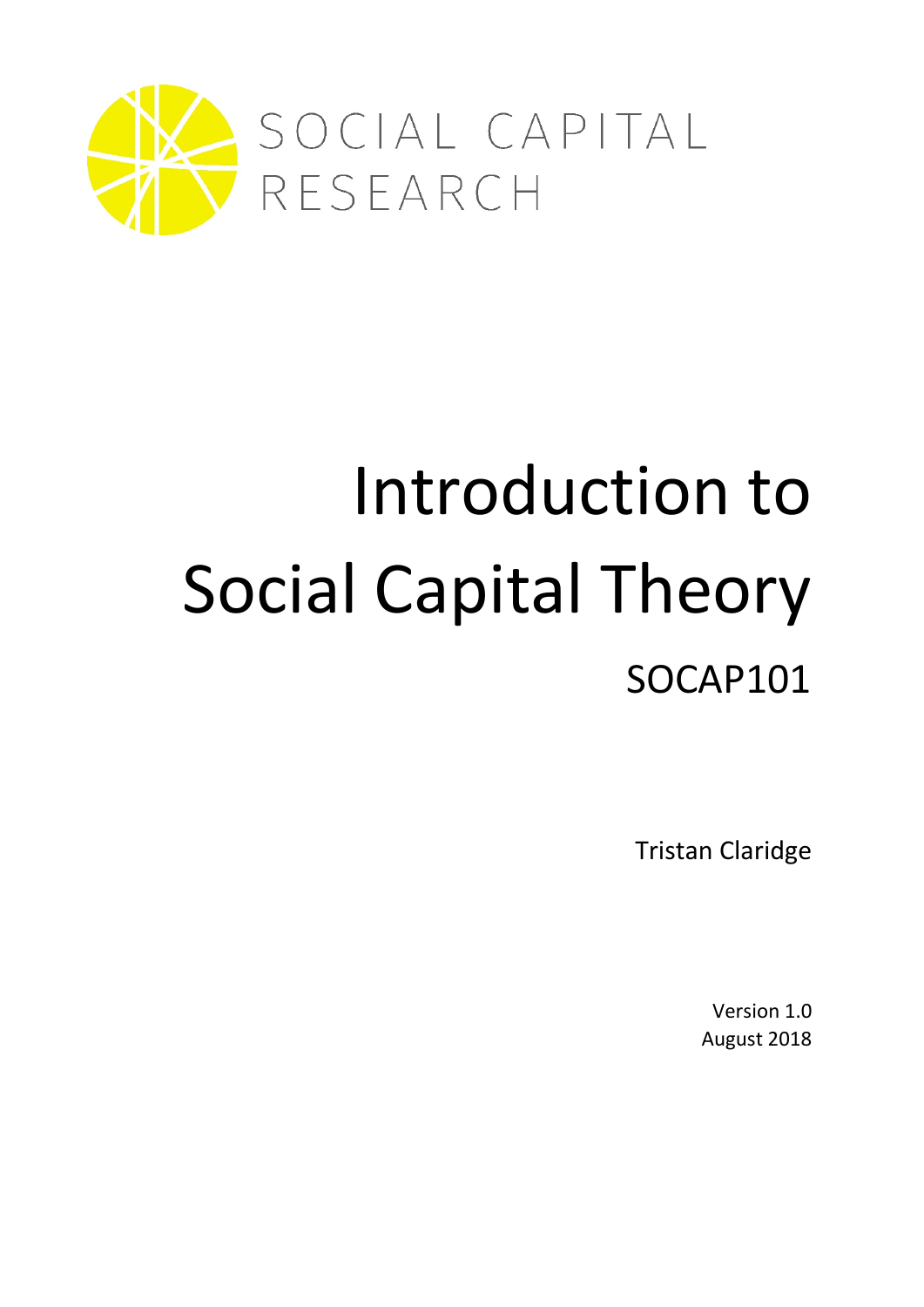SOCIAL CAPITAL RESEARCH

# Introduction to Social Capital Theory

## SOCAP101

Tristan Claridge

Version 1.0
August 2018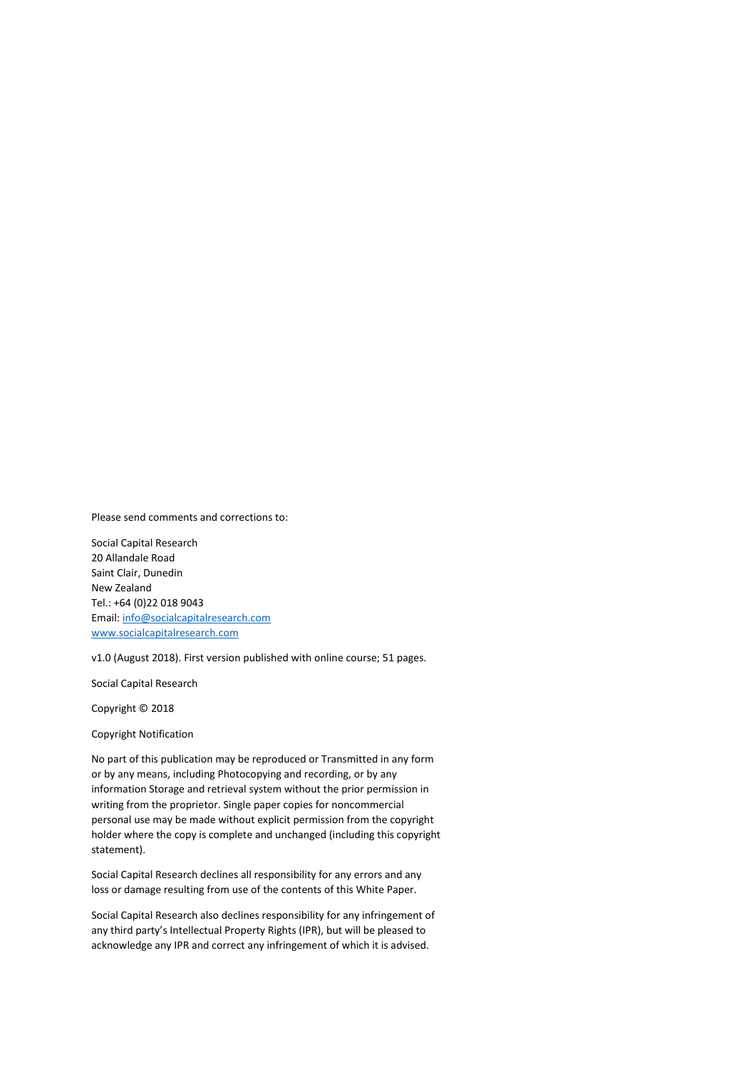Please send comments and corrections to:

Social Capital Research
20 Allandale Road
Saint Clair, Dunedin
New Zealand
Tel.: +64 (0)22 018 9043
Email: info@socialcapitalresearch.com
www.socialcapitalresearch.com

v1.0 (August 2018). First version published with online course; 51 pages.

Social Capital Research

Copyright © 2018

Copyright Notification

No part of this publication may be reproduced or Transmitted in any form or by any means, including Photocopying and recording, or by any information Storage and retrieval system without the prior permission in writing from the proprietor. Single paper copies for noncommercial personal use may be made without explicit permission from the copyright holder where the copy is complete and unchanged (including this copyright statement).

Social Capital Research declines all responsibility for any errors and any loss or damage resulting from use of the contents of this White Paper.

Social Capital Research also declines responsibility for any infringement of any third party's Intellectual Property Rights (IPR), but will be pleased to acknowledge any IPR and correct any infringement of which it is advised.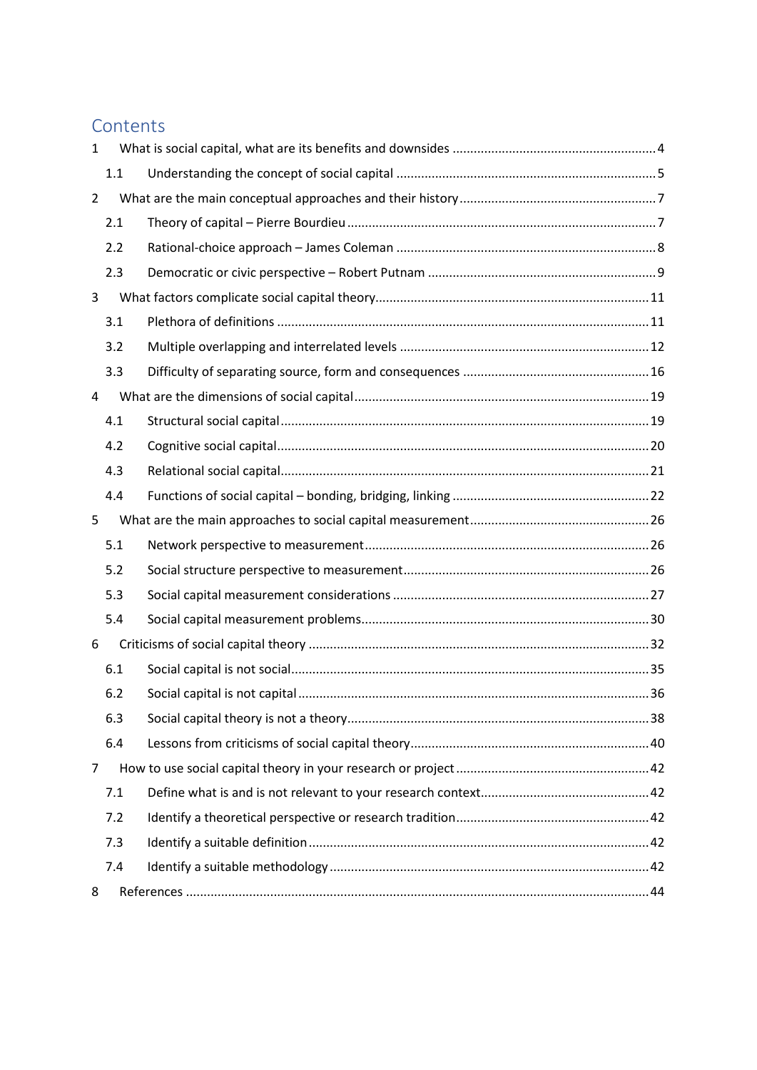# Contents

1 What is social capital, what are its benefits and downsides ........ 4

1.1 Understanding the concept of social capital ........ 5

2 What are the main conceptual approaches and their history ........ 7

2.1 Theory of capital – Pierre Bourdieu ........ 7

2.2 Rational-choice approach – James Coleman ........ 8

2.3 Democratic or civic perspective – Robert Putnam ........ 9

3 What factors complicate social capital theory ........ 11

3.1 Plethora of definitions ........ 11

3.2 Multiple overlapping and interrelated levels ........ 12

3.3 Difficulty of separating source, form and consequences ........ 16

4 What are the dimensions of social capital ........ 19

4.1 Structural social capital ........ 19

4.2 Cognitive social capital ........ 20

4.3 Relational social capital ........ 21

4.4 Functions of social capital – bonding, bridging, linking ........ 22

5 What are the main approaches to social capital measurement ........ 26

5.1 Network perspective to measurement ........ 26

5.2 Social structure perspective to measurement ........ 26

5.3 Social capital measurement considerations ........ 27

5.4 Social capital measurement problems ........ 30

6 Criticisms of social capital theory ........ 32

6.1 Social capital is not social ........ 35

6.2 Social capital is not capital ........ 36

6.3 Social capital theory is not a theory ........ 38

6.4 Lessons from criticisms of social capital theory ........ 40

7 How to use social capital theory in your research or project ........ 42

7.1 Define what is and is not relevant to your research context ........ 42

7.2 Identify a theoretical perspective or research tradition ........ 42

7.3 Identify a suitable definition ........ 42

7.4 Identify a suitable methodology ........ 42

8 References ........ 44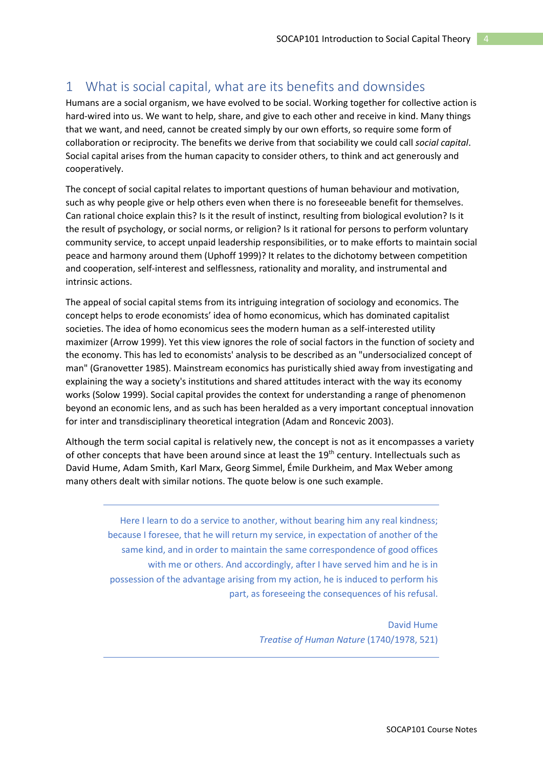# 1 What is social capital, what are its benefits and downsides

Humans are a social organism, we have evolved to be social. Working together for collective action is hard-wired into us. We want to help, share, and give to each other and receive in kind. Many things that we want, and need, cannot be created simply by our own efforts, so require some form of collaboration or reciprocity. The benefits we derive from that sociability we could call *social capital*. Social capital arises from the human capacity to consider others, to think and act generously and cooperatively.

The concept of social capital relates to important questions of human behaviour and motivation, such as why people give or help others even when there is no foreseeable benefit for themselves. Can rational choice explain this? Is it the result of instinct, resulting from biological evolution? Is it the result of psychology, or social norms, or religion? Is it rational for persons to perform voluntary community service, to accept unpaid leadership responsibilities, or to make efforts to maintain social peace and harmony around them (Uphoff 1999)? It relates to the dichotomy between competition and cooperation, self-interest and selflessness, rationality and morality, and instrumental and intrinsic actions.

The appeal of social capital stems from its intriguing integration of sociology and economics. The concept helps to erode economists' idea of homo economicus, which has dominated capitalist societies. The idea of homo economicus sees the modern human as a self-interested utility maximizer (Arrow 1999). Yet this view ignores the role of social factors in the function of society and the economy. This has led to economists' analysis to be described as an "undersocialized concept of man" (Granovetter 1985). Mainstream economics has puristically shied away from investigating and explaining the way a society's institutions and shared attitudes interact with the way its economy works (Solow 1999). Social capital provides the context for understanding a range of phenomenon beyond an economic lens, and as such has been heralded as a very important conceptual innovation for inter and transdisciplinary theoretical integration (Adam and Roncevic 2003).

Although the term social capital is relatively new, the concept is not as it encompasses a variety of other concepts that have been around since at least the 19th century. Intellectuals such as David Hume, Adam Smith, Karl Marx, Georg Simmel, Émile Durkheim, and Max Weber among many others dealt with similar notions. The quote below is one such example.

---

> Here I learn to do a service to another, without bearing him any real kindness; because I foresee, that he will return my service, in expectation of another of the same kind, and in order to maintain the same correspondence of good offices with me or others. And accordingly, after I have served him and he is in possession of the advantage arising from my action, he is induced to perform his part, as foreseeing the consequences of his refusal.
>
> David Hume
> *Treatise of Human Nature* (1740/1978, 521)

---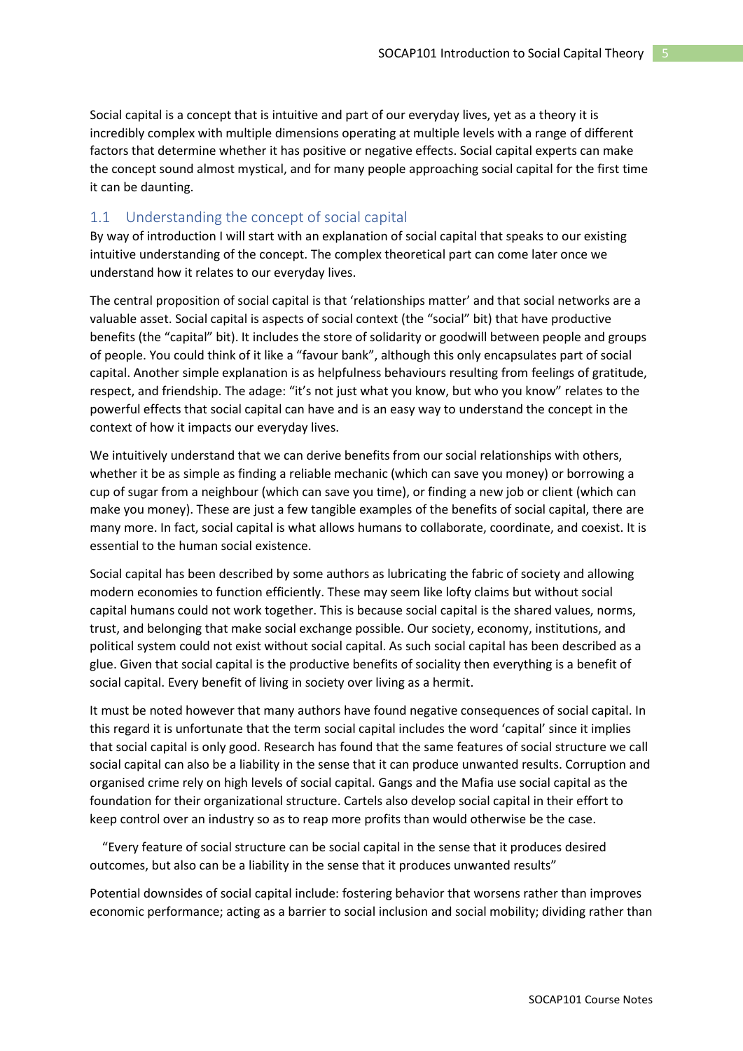Social capital is a concept that is intuitive and part of our everyday lives, yet as a theory it is incredibly complex with multiple dimensions operating at multiple levels with a range of different factors that determine whether it has positive or negative effects. Social capital experts can make the concept sound almost mystical, and for many people approaching social capital for the first time it can be daunting.

## 1.1 Understanding the concept of social capital

By way of introduction I will start with an explanation of social capital that speaks to our existing intuitive understanding of the concept. The complex theoretical part can come later once we understand how it relates to our everyday lives.

The central proposition of social capital is that 'relationships matter' and that social networks are a valuable asset. Social capital is aspects of social context (the "social" bit) that have productive benefits (the "capital" bit). It includes the store of solidarity or goodwill between people and groups of people. You could think of it like a "favour bank", although this only encapsulates part of social capital. Another simple explanation is as helpfulness behaviours resulting from feelings of gratitude, respect, and friendship. The adage: "it's not just what you know, but who you know" relates to the powerful effects that social capital can have and is an easy way to understand the concept in the context of how it impacts our everyday lives.

We intuitively understand that we can derive benefits from our social relationships with others, whether it be as simple as finding a reliable mechanic (which can save you money) or borrowing a cup of sugar from a neighbour (which can save you time), or finding a new job or client (which can make you money). These are just a few tangible examples of the benefits of social capital, there are many more. In fact, social capital is what allows humans to collaborate, coordinate, and coexist. It is essential to the human social existence.

Social capital has been described by some authors as lubricating the fabric of society and allowing modern economies to function efficiently. These may seem like lofty claims but without social capital humans could not work together. This is because social capital is the shared values, norms, trust, and belonging that make social exchange possible. Our society, economy, institutions, and political system could not exist without social capital. As such social capital has been described as a glue. Given that social capital is the productive benefits of sociality then everything is a benefit of social capital. Every benefit of living in society over living as a hermit.

It must be noted however that many authors have found negative consequences of social capital. In this regard it is unfortunate that the term social capital includes the word 'capital' since it implies that social capital is only good. Research has found that the same features of social structure we call social capital can also be a liability in the sense that it can produce unwanted results. Corruption and organised crime rely on high levels of social capital. Gangs and the Mafia use social capital as the foundation for their organizational structure. Cartels also develop social capital in their effort to keep control over an industry so as to reap more profits than would otherwise be the case.

"Every feature of social structure can be social capital in the sense that it produces desired outcomes, but also can be a liability in the sense that it produces unwanted results"

Potential downsides of social capital include: fostering behavior that worsens rather than improves economic performance; acting as a barrier to social inclusion and social mobility; dividing rather than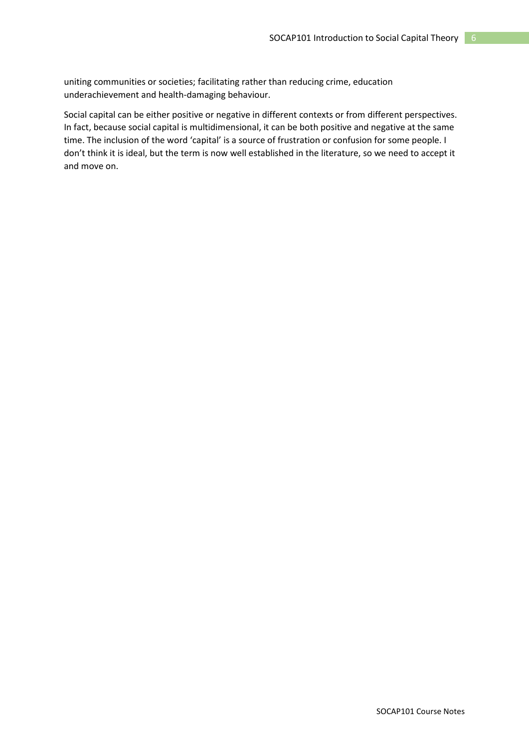uniting communities or societies; facilitating rather than reducing crime, education underachievement and health-damaging behaviour.

Social capital can be either positive or negative in different contexts or from different perspectives. In fact, because social capital is multidimensional, it can be both positive and negative at the same time. The inclusion of the word 'capital' is a source of frustration or confusion for some people. I don't think it is ideal, but the term is now well established in the literature, so we need to accept it and move on.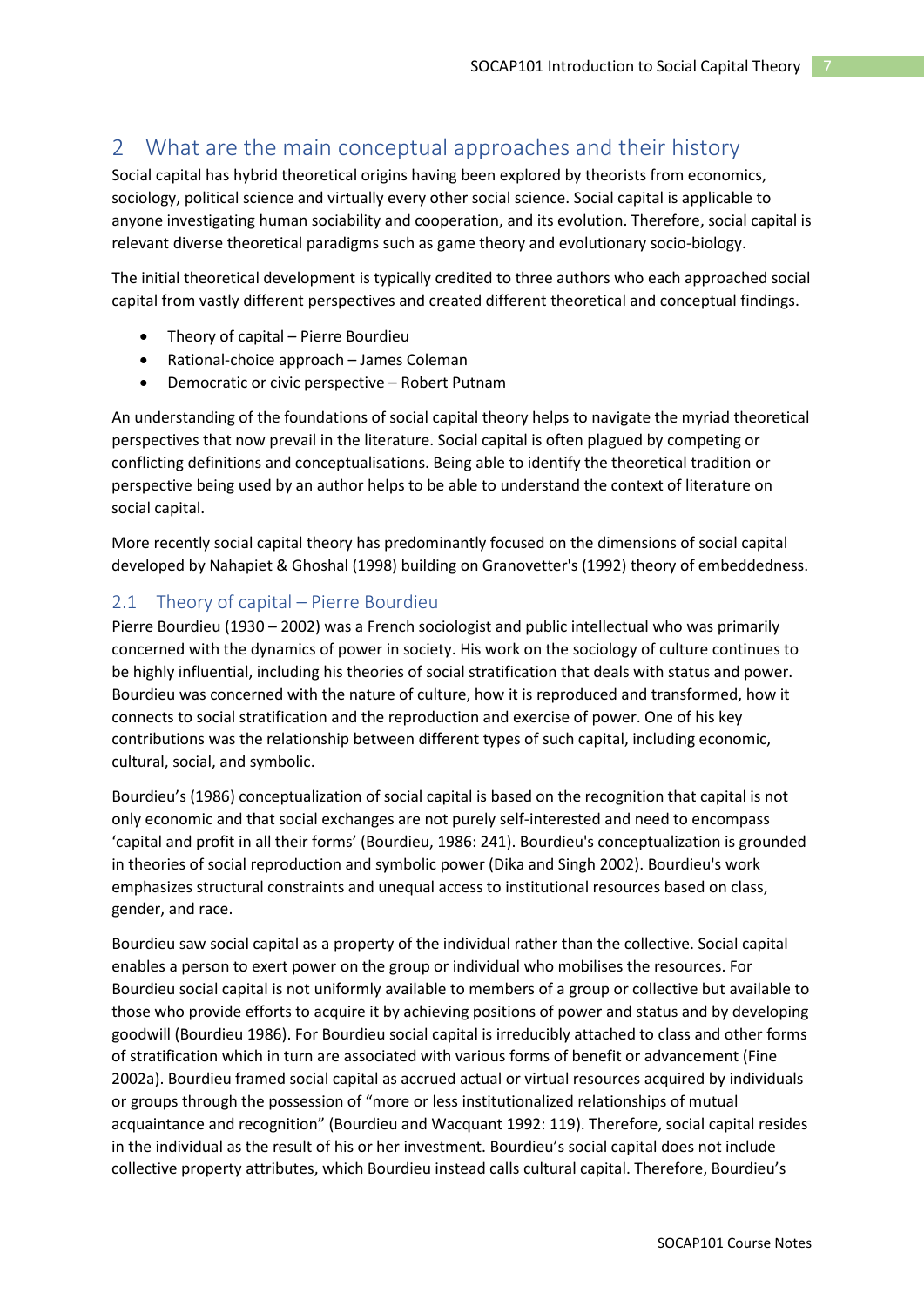# 2 What are the main conceptual approaches and their history

Social capital has hybrid theoretical origins having been explored by theorists from economics, sociology, political science and virtually every other social science. Social capital is applicable to anyone investigating human sociability and cooperation, and its evolution. Therefore, social capital is relevant diverse theoretical paradigms such as game theory and evolutionary socio-biology.

The initial theoretical development is typically credited to three authors who each approached social capital from vastly different perspectives and created different theoretical and conceptual findings.

- Theory of capital – Pierre Bourdieu
- Rational-choice approach – James Coleman
- Democratic or civic perspective – Robert Putnam

An understanding of the foundations of social capital theory helps to navigate the myriad theoretical perspectives that now prevail in the literature. Social capital is often plagued by competing or conflicting definitions and conceptualisations. Being able to identify the theoretical tradition or perspective being used by an author helps to be able to understand the context of literature on social capital.

More recently social capital theory has predominantly focused on the dimensions of social capital developed by Nahapiet & Ghoshal (1998) building on Granovetter's (1992) theory of embeddedness.

## 2.1 Theory of capital – Pierre Bourdieu

Pierre Bourdieu (1930 – 2002) was a French sociologist and public intellectual who was primarily concerned with the dynamics of power in society. His work on the sociology of culture continues to be highly influential, including his theories of social stratification that deals with status and power. Bourdieu was concerned with the nature of culture, how it is reproduced and transformed, how it connects to social stratification and the reproduction and exercise of power. One of his key contributions was the relationship between different types of such capital, including economic, cultural, social, and symbolic.

Bourdieu's (1986) conceptualization of social capital is based on the recognition that capital is not only economic and that social exchanges are not purely self-interested and need to encompass 'capital and profit in all their forms' (Bourdieu, 1986: 241). Bourdieu's conceptualization is grounded in theories of social reproduction and symbolic power (Dika and Singh 2002). Bourdieu's work emphasizes structural constraints and unequal access to institutional resources based on class, gender, and race.

Bourdieu saw social capital as a property of the individual rather than the collective. Social capital enables a person to exert power on the group or individual who mobilises the resources. For Bourdieu social capital is not uniformly available to members of a group or collective but available to those who provide efforts to acquire it by achieving positions of power and status and by developing goodwill (Bourdieu 1986). For Bourdieu social capital is irreducibly attached to class and other forms of stratification which in turn are associated with various forms of benefit or advancement (Fine 2002a). Bourdieu framed social capital as accrued actual or virtual resources acquired by individuals or groups through the possession of "more or less institutionalized relationships of mutual acquaintance and recognition" (Bourdieu and Wacquant 1992: 119). Therefore, social capital resides in the individual as the result of his or her investment. Bourdieu's social capital does not include collective property attributes, which Bourdieu instead calls cultural capital. Therefore, Bourdieu's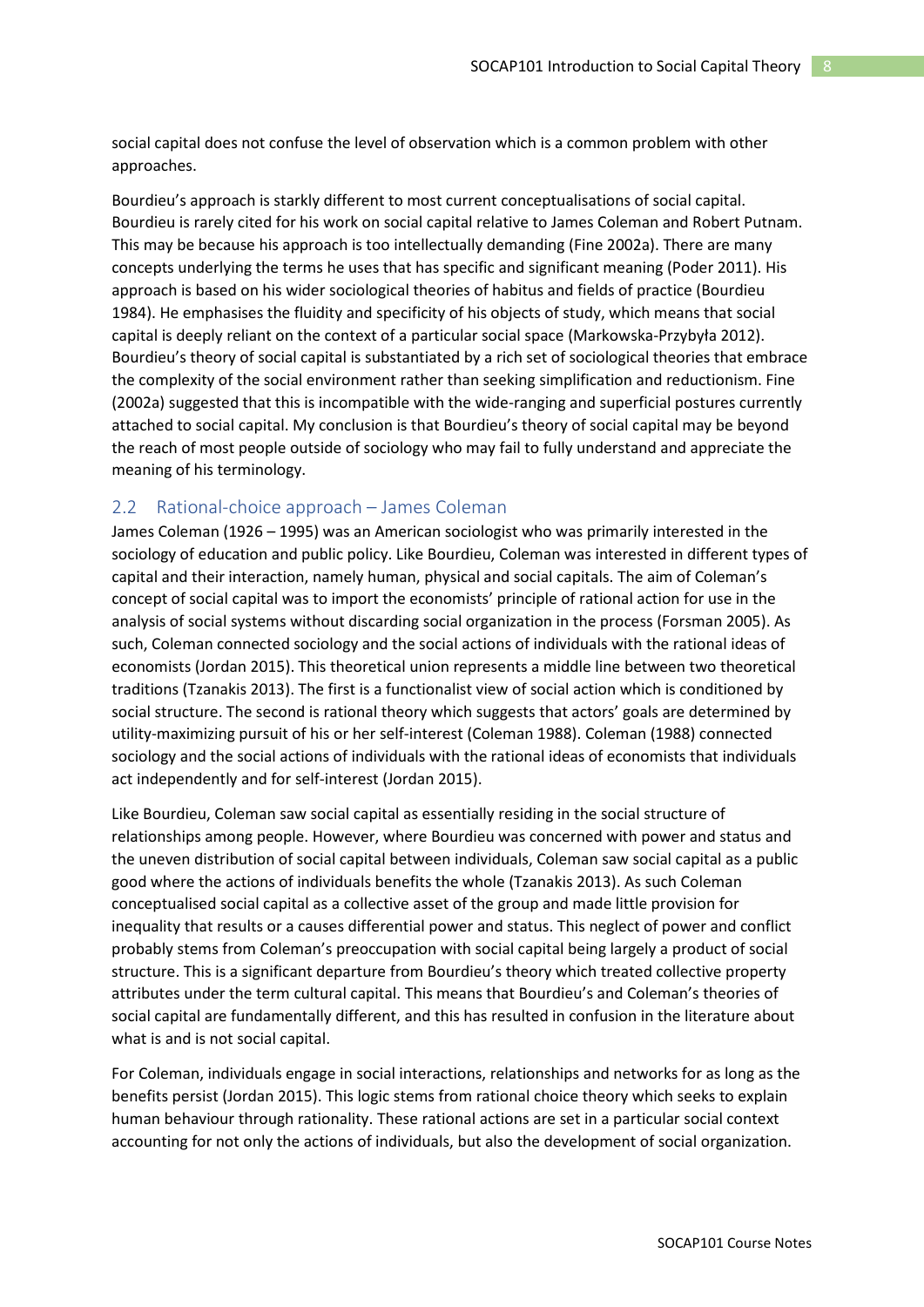social capital does not confuse the level of observation which is a common problem with other approaches.

Bourdieu's approach is starkly different to most current conceptualisations of social capital. Bourdieu is rarely cited for his work on social capital relative to James Coleman and Robert Putnam. This may be because his approach is too intellectually demanding (Fine 2002a). There are many concepts underlying the terms he uses that has specific and significant meaning (Poder 2011). His approach is based on his wider sociological theories of habitus and fields of practice (Bourdieu 1984). He emphasises the fluidity and specificity of his objects of study, which means that social capital is deeply reliant on the context of a particular social space (Markowska-Przybyła 2012). Bourdieu's theory of social capital is substantiated by a rich set of sociological theories that embrace the complexity of the social environment rather than seeking simplification and reductionism. Fine (2002a) suggested that this is incompatible with the wide-ranging and superficial postures currently attached to social capital. My conclusion is that Bourdieu's theory of social capital may be beyond the reach of most people outside of sociology who may fail to fully understand and appreciate the meaning of his terminology.

## 2.2 Rational-choice approach – James Coleman

James Coleman (1926 – 1995) was an American sociologist who was primarily interested in the sociology of education and public policy. Like Bourdieu, Coleman was interested in different types of capital and their interaction, namely human, physical and social capitals. The aim of Coleman's concept of social capital was to import the economists' principle of rational action for use in the analysis of social systems without discarding social organization in the process (Forsman 2005). As such, Coleman connected sociology and the social actions of individuals with the rational ideas of economists (Jordan 2015). This theoretical union represents a middle line between two theoretical traditions (Tzanakis 2013). The first is a functionalist view of social action which is conditioned by social structure. The second is rational theory which suggests that actors' goals are determined by utility-maximizing pursuit of his or her self-interest (Coleman 1988). Coleman (1988) connected sociology and the social actions of individuals with the rational ideas of economists that individuals act independently and for self-interest (Jordan 2015).

Like Bourdieu, Coleman saw social capital as essentially residing in the social structure of relationships among people. However, where Bourdieu was concerned with power and status and the uneven distribution of social capital between individuals, Coleman saw social capital as a public good where the actions of individuals benefits the whole (Tzanakis 2013). As such Coleman conceptualised social capital as a collective asset of the group and made little provision for inequality that results or a causes differential power and status. This neglect of power and conflict probably stems from Coleman's preoccupation with social capital being largely a product of social structure. This is a significant departure from Bourdieu's theory which treated collective property attributes under the term cultural capital. This means that Bourdieu's and Coleman's theories of social capital are fundamentally different, and this has resulted in confusion in the literature about what is and is not social capital.

For Coleman, individuals engage in social interactions, relationships and networks for as long as the benefits persist (Jordan 2015). This logic stems from rational choice theory which seeks to explain human behaviour through rationality. These rational actions are set in a particular social context accounting for not only the actions of individuals, but also the development of social organization.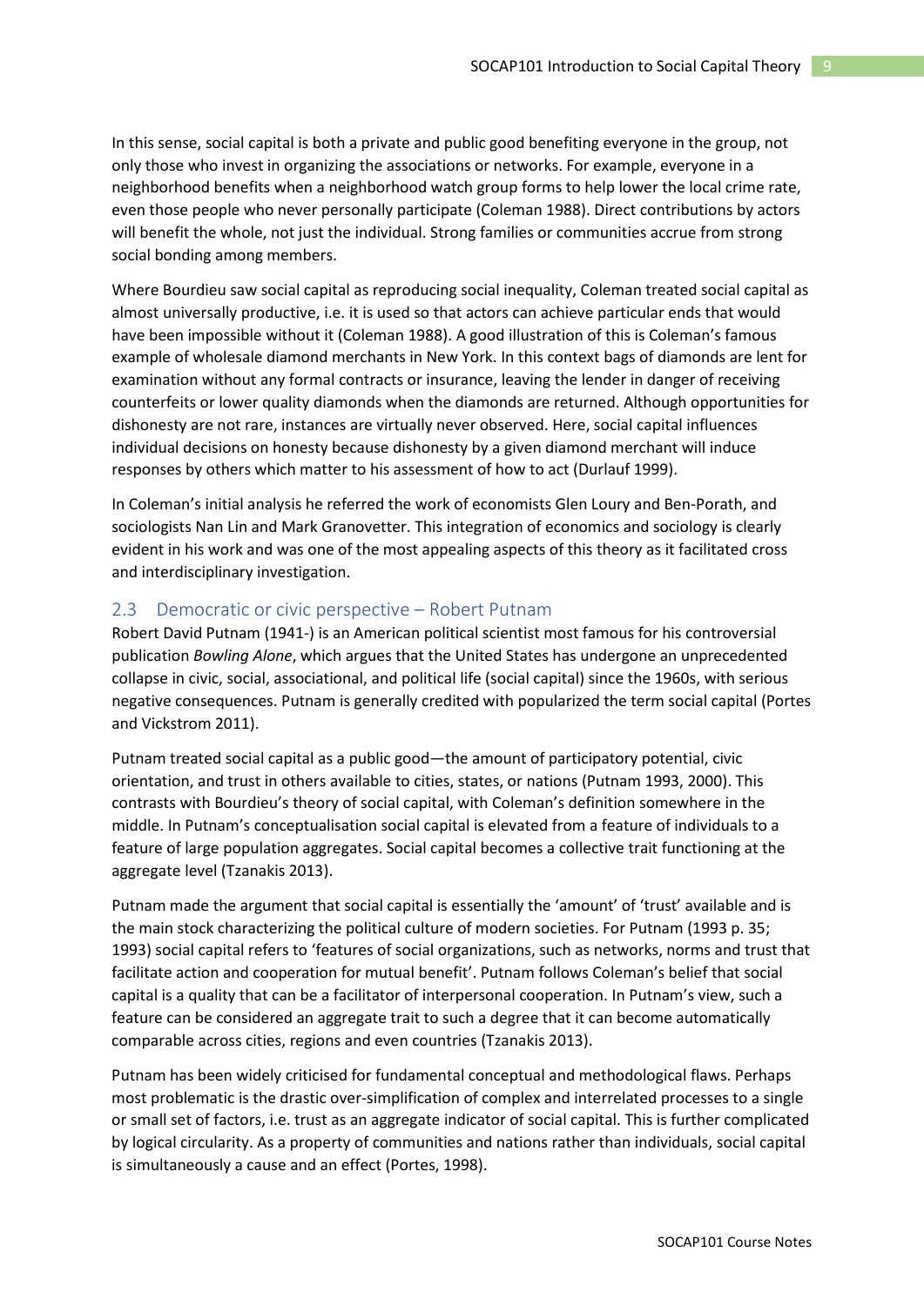In this sense, social capital is both a private and public good benefiting everyone in the group, not only those who invest in organizing the associations or networks. For example, everyone in a neighborhood benefits when a neighborhood watch group forms to help lower the local crime rate, even those people who never personally participate (Coleman 1988). Direct contributions by actors will benefit the whole, not just the individual. Strong families or communities accrue from strong social bonding among members.

Where Bourdieu saw social capital as reproducing social inequality, Coleman treated social capital as almost universally productive, i.e. it is used so that actors can achieve particular ends that would have been impossible without it (Coleman 1988). A good illustration of this is Coleman's famous example of wholesale diamond merchants in New York. In this context bags of diamonds are lent for examination without any formal contracts or insurance, leaving the lender in danger of receiving counterfeits or lower quality diamonds when the diamonds are returned. Although opportunities for dishonesty are not rare, instances are virtually never observed. Here, social capital influences individual decisions on honesty because dishonesty by a given diamond merchant will induce responses by others which matter to his assessment of how to act (Durlauf 1999).

In Coleman's initial analysis he referred the work of economists Glen Loury and Ben-Porath, and sociologists Nan Lin and Mark Granovetter. This integration of economics and sociology is clearly evident in his work and was one of the most appealing aspects of this theory as it facilitated cross and interdisciplinary investigation.

## 2.3 Democratic or civic perspective – Robert Putnam

Robert David Putnam (1941-) is an American political scientist most famous for his controversial publication *Bowling Alone*, which argues that the United States has undergone an unprecedented collapse in civic, social, associational, and political life (social capital) since the 1960s, with serious negative consequences. Putnam is generally credited with popularized the term social capital (Portes and Vickstrom 2011).

Putnam treated social capital as a public good—the amount of participatory potential, civic orientation, and trust in others available to cities, states, or nations (Putnam 1993, 2000). This contrasts with Bourdieu's theory of social capital, with Coleman's definition somewhere in the middle. In Putnam's conceptualisation social capital is elevated from a feature of individuals to a feature of large population aggregates. Social capital becomes a collective trait functioning at the aggregate level (Tzanakis 2013).

Putnam made the argument that social capital is essentially the 'amount' of 'trust' available and is the main stock characterizing the political culture of modern societies. For Putnam (1993 p. 35; 1993) social capital refers to 'features of social organizations, such as networks, norms and trust that facilitate action and cooperation for mutual benefit'. Putnam follows Coleman's belief that social capital is a quality that can be a facilitator of interpersonal cooperation. In Putnam's view, such a feature can be considered an aggregate trait to such a degree that it can become automatically comparable across cities, regions and even countries (Tzanakis 2013).

Putnam has been widely criticised for fundamental conceptual and methodological flaws. Perhaps most problematic is the drastic over-simplification of complex and interrelated processes to a single or small set of factors, i.e. trust as an aggregate indicator of social capital. This is further complicated by logical circularity. As a property of communities and nations rather than individuals, social capital is simultaneously a cause and an effect (Portes, 1998).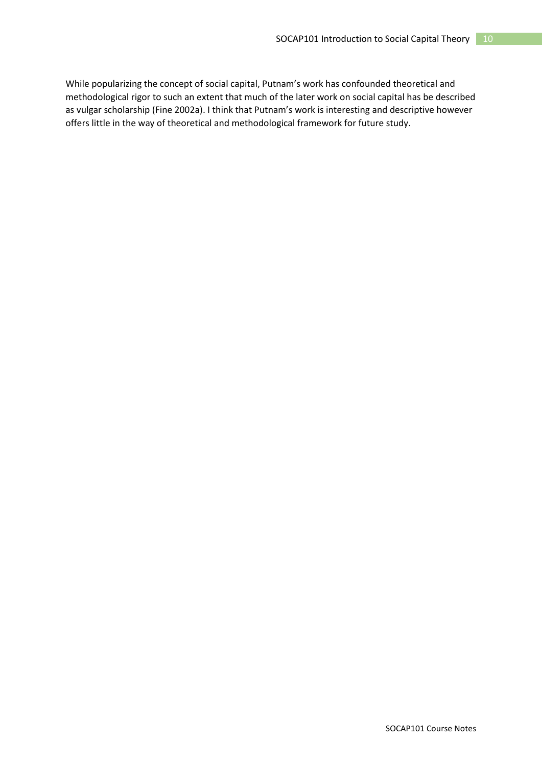While popularizing the concept of social capital, Putnam's work has confounded theoretical and methodological rigor to such an extent that much of the later work on social capital has be described as vulgar scholarship (Fine 2002a). I think that Putnam's work is interesting and descriptive however offers little in the way of theoretical and methodological framework for future study.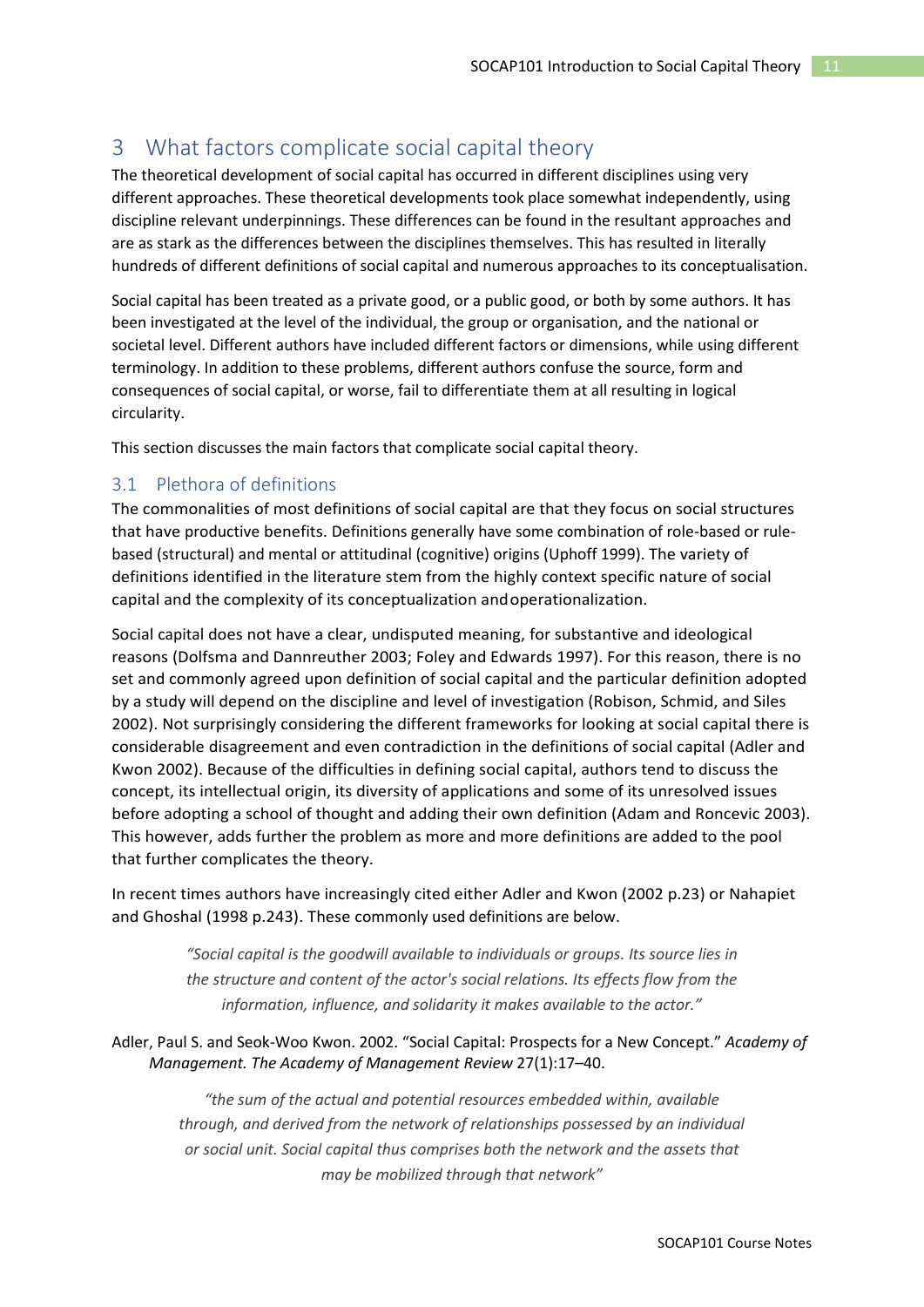# 3 What factors complicate social capital theory

The theoretical development of social capital has occurred in different disciplines using very different approaches. These theoretical developments took place somewhat independently, using discipline relevant underpinnings. These differences can be found in the resultant approaches and are as stark as the differences between the disciplines themselves. This has resulted in literally hundreds of different definitions of social capital and numerous approaches to its conceptualisation.

Social capital has been treated as a private good, or a public good, or both by some authors. It has been investigated at the level of the individual, the group or organisation, and the national or societal level. Different authors have included different factors or dimensions, while using different terminology. In addition to these problems, different authors confuse the source, form and consequences of social capital, or worse, fail to differentiate them at all resulting in logical circularity.

This section discusses the main factors that complicate social capital theory.

## 3.1 Plethora of definitions

The commonalities of most definitions of social capital are that they focus on social structures that have productive benefits. Definitions generally have some combination of role-based or rule-based (structural) and mental or attitudinal (cognitive) origins (Uphoff 1999). The variety of definitions identified in the literature stem from the highly context specific nature of social capital and the complexity of its conceptualization andoperationalization.

Social capital does not have a clear, undisputed meaning, for substantive and ideological reasons (Dolfsma and Dannreuther 2003; Foley and Edwards 1997). For this reason, there is no set and commonly agreed upon definition of social capital and the particular definition adopted by a study will depend on the discipline and level of investigation (Robison, Schmid, and Siles 2002). Not surprisingly considering the different frameworks for looking at social capital there is considerable disagreement and even contradiction in the definitions of social capital (Adler and Kwon 2002). Because of the difficulties in defining social capital, authors tend to discuss the concept, its intellectual origin, its diversity of applications and some of its unresolved issues before adopting a school of thought and adding their own definition (Adam and Roncevic 2003). This however, adds further the problem as more and more definitions are added to the pool that further complicates the theory.

In recent times authors have increasingly cited either Adler and Kwon (2002 p.23) or Nahapiet and Ghoshal (1998 p.243). These commonly used definitions are below.

> *"Social capital is the goodwill available to individuals or groups. Its source lies in the structure and content of the actor's social relations. Its effects flow from the information, influence, and solidarity it makes available to the actor."*

Adler, Paul S. and Seok-Woo Kwon. 2002. "Social Capital: Prospects for a New Concept." *Academy of Management. The Academy of Management Review* 27(1):17–40.

> *"the sum of the actual and potential resources embedded within, available through, and derived from the network of relationships possessed by an individual or social unit. Social capital thus comprises both the network and the assets that may be mobilized through that network"*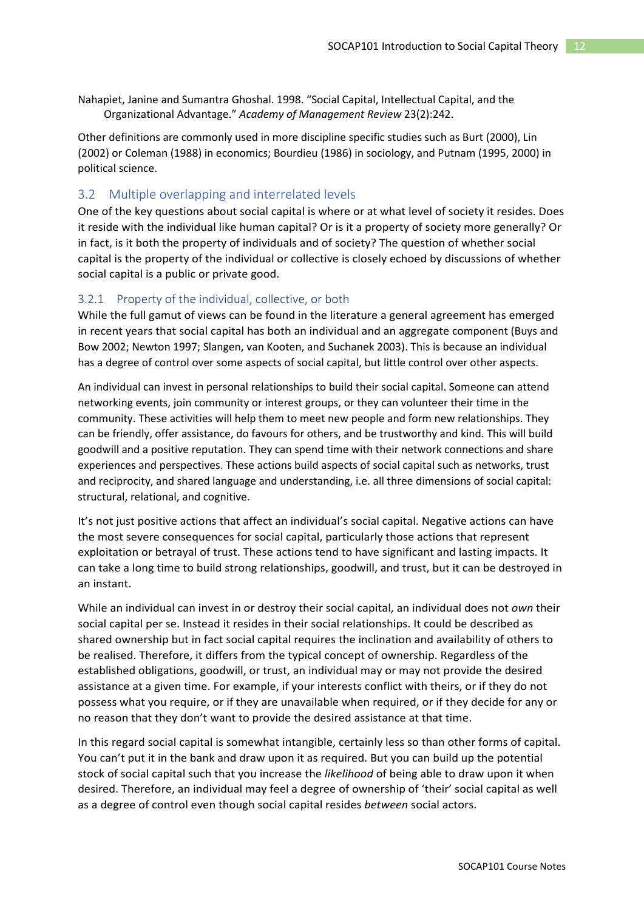Nahapiet, Janine and Sumantra Ghoshal. 1998. "Social Capital, Intellectual Capital, and the Organizational Advantage." *Academy of Management Review* 23(2):242.

Other definitions are commonly used in more discipline specific studies such as Burt (2000), Lin (2002) or Coleman (1988) in economics; Bourdieu (1986) in sociology, and Putnam (1995, 2000) in political science.

## 3.2 Multiple overlapping and interrelated levels

One of the key questions about social capital is where or at what level of society it resides. Does it reside with the individual like human capital? Or is it a property of society more generally? Or in fact, is it both the property of individuals and of society? The question of whether social capital is the property of the individual or collective is closely echoed by discussions of whether social capital is a public or private good.

### 3.2.1 Property of the individual, collective, or both

While the full gamut of views can be found in the literature a general agreement has emerged in recent years that social capital has both an individual and an aggregate component (Buys and Bow 2002; Newton 1997; Slangen, van Kooten, and Suchanek 2003). This is because an individual has a degree of control over some aspects of social capital, but little control over other aspects.

An individual can invest in personal relationships to build their social capital. Someone can attend networking events, join community or interest groups, or they can volunteer their time in the community. These activities will help them to meet new people and form new relationships. They can be friendly, offer assistance, do favours for others, and be trustworthy and kind. This will build goodwill and a positive reputation. They can spend time with their network connections and share experiences and perspectives. These actions build aspects of social capital such as networks, trust and reciprocity, and shared language and understanding, i.e. all three dimensions of social capital: structural, relational, and cognitive.

It's not just positive actions that affect an individual's social capital. Negative actions can have the most severe consequences for social capital, particularly those actions that represent exploitation or betrayal of trust. These actions tend to have significant and lasting impacts. It can take a long time to build strong relationships, goodwill, and trust, but it can be destroyed in an instant.

While an individual can invest in or destroy their social capital, an individual does not *own* their social capital per se. Instead it resides in their social relationships. It could be described as shared ownership but in fact social capital requires the inclination and availability of others to be realised. Therefore, it differs from the typical concept of ownership. Regardless of the established obligations, goodwill, or trust, an individual may or may not provide the desired assistance at a given time. For example, if your interests conflict with theirs, or if they do not possess what you require, or if they are unavailable when required, or if they decide for any or no reason that they don't want to provide the desired assistance at that time.

In this regard social capital is somewhat intangible, certainly less so than other forms of capital. You can't put it in the bank and draw upon it as required. But you can build up the potential stock of social capital such that you increase the *likelihood* of being able to draw upon it when desired. Therefore, an individual may feel a degree of ownership of 'their' social capital as well as a degree of control even though social capital resides *between* social actors.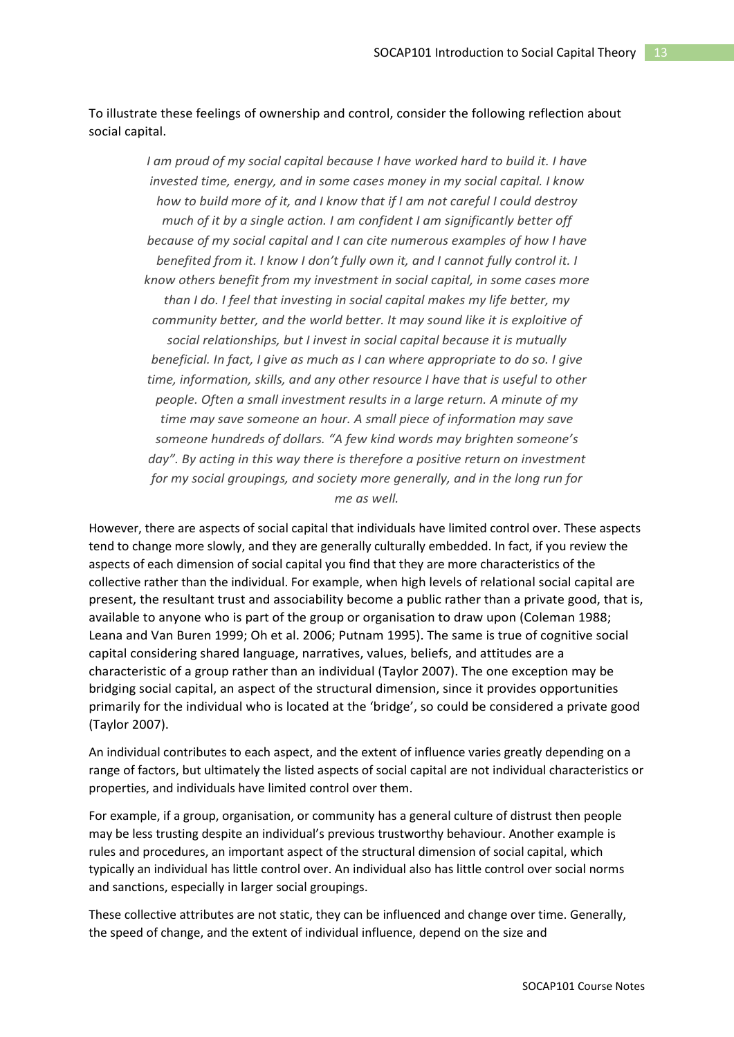To illustrate these feelings of ownership and control, consider the following reflection about social capital.

> *I am proud of my social capital because I have worked hard to build it. I have invested time, energy, and in some cases money in my social capital. I know how to build more of it, and I know that if I am not careful I could destroy much of it by a single action. I am confident I am significantly better off because of my social capital and I can cite numerous examples of how I have benefited from it. I know I don't fully own it, and I cannot fully control it. I know others benefit from my investment in social capital, in some cases more than I do. I feel that investing in social capital makes my life better, my community better, and the world better. It may sound like it is exploitive of social relationships, but I invest in social capital because it is mutually beneficial. In fact, I give as much as I can where appropriate to do so. I give time, information, skills, and any other resource I have that is useful to other people. Often a small investment results in a large return. A minute of my time may save someone an hour. A small piece of information may save someone hundreds of dollars. "A few kind words may brighten someone's day". By acting in this way there is therefore a positive return on investment for my social groupings, and society more generally, and in the long run for me as well.*

However, there are aspects of social capital that individuals have limited control over. These aspects tend to change more slowly, and they are generally culturally embedded. In fact, if you review the aspects of each dimension of social capital you find that they are more characteristics of the collective rather than the individual. For example, when high levels of relational social capital are present, the resultant trust and associability become a public rather than a private good, that is, available to anyone who is part of the group or organisation to draw upon (Coleman 1988; Leana and Van Buren 1999; Oh et al. 2006; Putnam 1995). The same is true of cognitive social capital considering shared language, narratives, values, beliefs, and attitudes are a characteristic of a group rather than an individual (Taylor 2007). The one exception may be bridging social capital, an aspect of the structural dimension, since it provides opportunities primarily for the individual who is located at the 'bridge', so could be considered a private good (Taylor 2007).

An individual contributes to each aspect, and the extent of influence varies greatly depending on a range of factors, but ultimately the listed aspects of social capital are not individual characteristics or properties, and individuals have limited control over them.

For example, if a group, organisation, or community has a general culture of distrust then people may be less trusting despite an individual's previous trustworthy behaviour. Another example is rules and procedures, an important aspect of the structural dimension of social capital, which typically an individual has little control over. An individual also has little control over social norms and sanctions, especially in larger social groupings.

These collective attributes are not static, they can be influenced and change over time. Generally, the speed of change, and the extent of individual influence, depend on the size and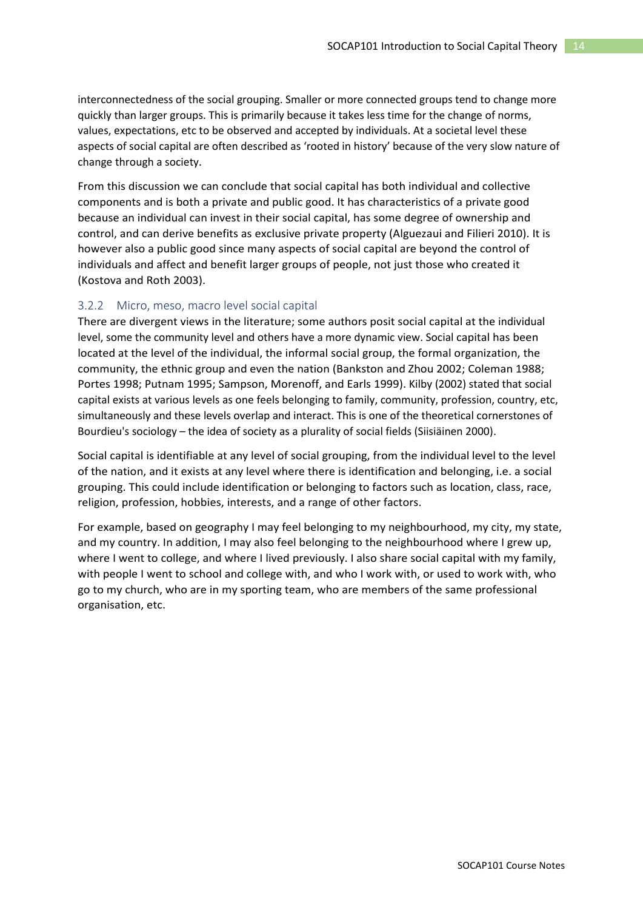interconnectedness of the social grouping. Smaller or more connected groups tend to change more quickly than larger groups. This is primarily because it takes less time for the change of norms, values, expectations, etc to be observed and accepted by individuals. At a societal level these aspects of social capital are often described as 'rooted in history' because of the very slow nature of change through a society.

From this discussion we can conclude that social capital has both individual and collective components and is both a private and public good. It has characteristics of a private good because an individual can invest in their social capital, has some degree of ownership and control, and can derive benefits as exclusive private property (Alguezaui and Filieri 2010). It is however also a public good since many aspects of social capital are beyond the control of individuals and affect and benefit larger groups of people, not just those who created it (Kostova and Roth 2003).

### 3.2.2 Micro, meso, macro level social capital

There are divergent views in the literature; some authors posit social capital at the individual level, some the community level and others have a more dynamic view. Social capital has been located at the level of the individual, the informal social group, the formal organization, the community, the ethnic group and even the nation (Bankston and Zhou 2002; Coleman 1988; Portes 1998; Putnam 1995; Sampson, Morenoff, and Earls 1999). Kilby (2002) stated that social capital exists at various levels as one feels belonging to family, community, profession, country, etc, simultaneously and these levels overlap and interact. This is one of the theoretical cornerstones of Bourdieu's sociology – the idea of society as a plurality of social fields (Siisiäinen 2000).

Social capital is identifiable at any level of social grouping, from the individual level to the level of the nation, and it exists at any level where there is identification and belonging, i.e. a social grouping. This could include identification or belonging to factors such as location, class, race, religion, profession, hobbies, interests, and a range of other factors.

For example, based on geography I may feel belonging to my neighbourhood, my city, my state, and my country. In addition, I may also feel belonging to the neighbourhood where I grew up, where I went to college, and where I lived previously. I also share social capital with my family, with people I went to school and college with, and who I work with, or used to work with, who go to my church, who are in my sporting team, who are members of the same professional organisation, etc.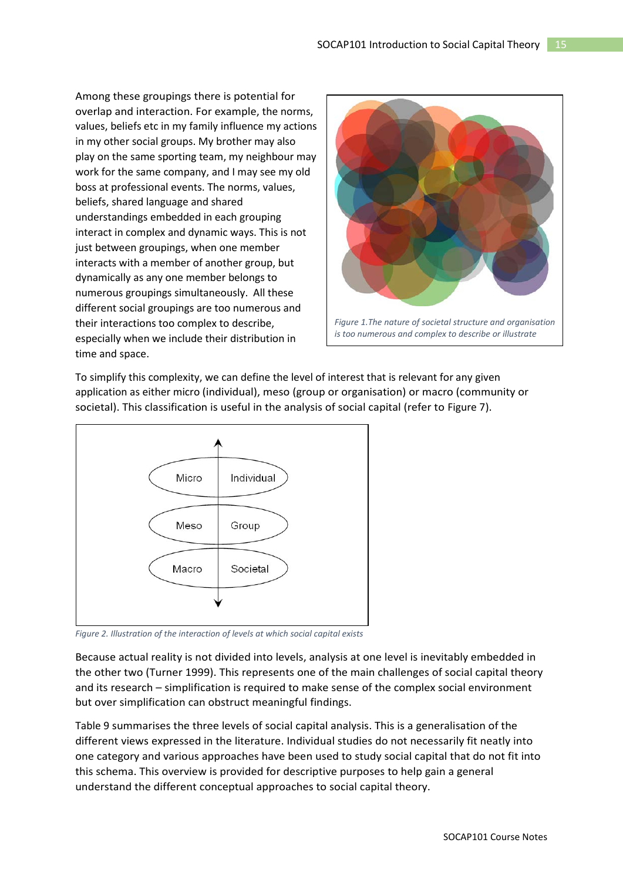Among these groupings there is potential for overlap and interaction. For example, the norms, values, beliefs etc in my family influence my actions in my other social groups. My brother may also play on the same sporting team, my neighbour may work for the same company, and I may see my old boss at professional events. The norms, values, beliefs, shared language and shared understandings embedded in each grouping interact in complex and dynamic ways. This is not just between groupings, when one member interacts with a member of another group, but dynamically as any one member belongs to numerous groupings simultaneously. All these different social groupings are too numerous and their interactions too complex to describe, especially when we include their distribution in time and space.

*Figure 1. The nature of societal structure and organisation is too numerous and complex to describe or illustrate*

To simplify this complexity, we can define the level of interest that is relevant for any given application as either micro (individual), meso (group or organisation) or macro (community or societal). This classification is useful in the analysis of social capital (refer to Figure 7).

*Figure 2. Illustration of the interaction of levels at which social capital exists*

Because actual reality is not divided into levels, analysis at one level is inevitably embedded in the other two (Turner 1999). This represents one of the main challenges of social capital theory and its research – simplification is required to make sense of the complex social environment but over simplification can obstruct meaningful findings.

Table 9 summarises the three levels of social capital analysis. This is a generalisation of the different views expressed in the literature. Individual studies do not necessarily fit neatly into one category and various approaches have been used to study social capital that do not fit into this schema. This overview is provided for descriptive purposes to help gain a general understand the different conceptual approaches to social capital theory.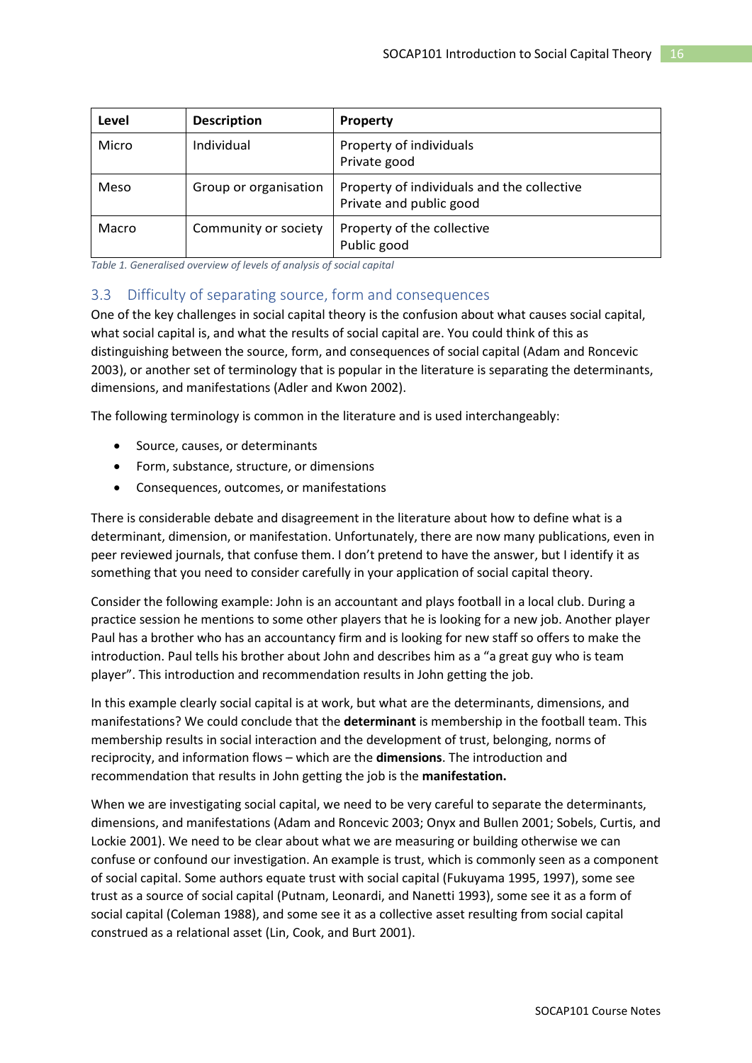| Level | Description | Property |
| --- | --- | --- |
| Micro | Individual | Property of individuals<br>Private good |
| Meso | Group or organisation | Property of individuals and the collective<br>Private and public good |
| Macro | Community or society | Property of the collective<br>Public good |

*Table 1. Generalised overview of levels of analysis of social capital*

## 3.3 Difficulty of separating source, form and consequences

One of the key challenges in social capital theory is the confusion about what causes social capital, what social capital is, and what the results of social capital are. You could think of this as distinguishing between the source, form, and consequences of social capital (Adam and Roncevic 2003), or another set of terminology that is popular in the literature is separating the determinants, dimensions, and manifestations (Adler and Kwon 2002).

The following terminology is common in the literature and is used interchangeably:

- Source, causes, or determinants
- Form, substance, structure, or dimensions
- Consequences, outcomes, or manifestations

There is considerable debate and disagreement in the literature about how to define what is a determinant, dimension, or manifestation. Unfortunately, there are now many publications, even in peer reviewed journals, that confuse them. I don't pretend to have the answer, but I identify it as something that you need to consider carefully in your application of social capital theory.

Consider the following example: John is an accountant and plays football in a local club. During a practice session he mentions to some other players that he is looking for a new job. Another player Paul has a brother who has an accountancy firm and is looking for new staff so offers to make the introduction. Paul tells his brother about John and describes him as a "a great guy who is team player". This introduction and recommendation results in John getting the job.

In this example clearly social capital is at work, but what are the determinants, dimensions, and manifestations? We could conclude that the **determinant** is membership in the football team. This membership results in social interaction and the development of trust, belonging, norms of reciprocity, and information flows – which are the **dimensions**. The introduction and recommendation that results in John getting the job is the **manifestation.**

When we are investigating social capital, we need to be very careful to separate the determinants, dimensions, and manifestations (Adam and Roncevic 2003; Onyx and Bullen 2001; Sobels, Curtis, and Lockie 2001). We need to be clear about what we are measuring or building otherwise we can confuse or confound our investigation. An example is trust, which is commonly seen as a component of social capital. Some authors equate trust with social capital (Fukuyama 1995, 1997), some see trust as a source of social capital (Putnam, Leonardi, and Nanetti 1993), some see it as a form of social capital (Coleman 1988), and some see it as a collective asset resulting from social capital construed as a relational asset (Lin, Cook, and Burt 2001).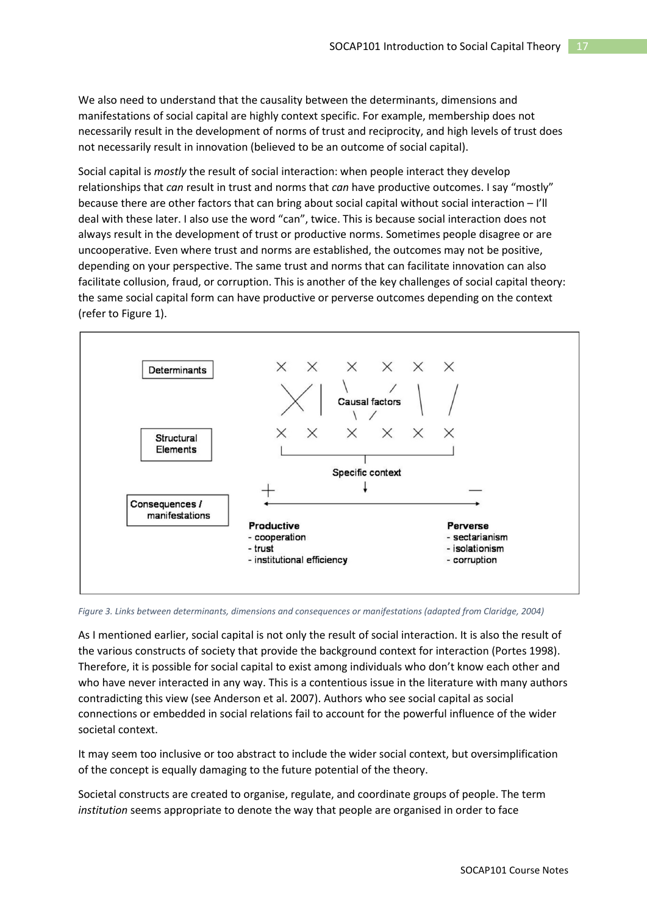We also need to understand that the causality between the determinants, dimensions and manifestations of social capital are highly context specific. For example, membership does not necessarily result in the development of norms of trust and reciprocity, and high levels of trust does not necessarily result in innovation (believed to be an outcome of social capital).

Social capital is *mostly* the result of social interaction: when people interact they develop relationships that *can* result in trust and norms that *can* have productive outcomes. I say "mostly" because there are other factors that can bring about social capital without social interaction – I'll deal with these later. I also use the word "can", twice. This is because social interaction does not always result in the development of trust or productive norms. Sometimes people disagree or are uncooperative. Even where trust and norms are established, the outcomes may not be positive, depending on your perspective. The same trust and norms that can facilitate innovation can also facilitate collusion, fraud, or corruption. This is another of the key challenges of social capital theory: the same social capital form can have productive or perverse outcomes depending on the context (refer to Figure 1).

Determinants

Causal factors

Structural Elements

Specific context

Consequences / manifestations

+ —

**Productive**
- cooperation
- trust
- institutional efficiency

**Perverse**
- sectarianism
- isolationism
- corruption

*Figure 3. Links between determinants, dimensions and consequences or manifestations (adapted from Claridge, 2004)*

As I mentioned earlier, social capital is not only the result of social interaction. It is also the result of the various constructs of society that provide the background context for interaction (Portes 1998). Therefore, it is possible for social capital to exist among individuals who don't know each other and who have never interacted in any way. This is a contentious issue in the literature with many authors contradicting this view (see Anderson et al. 2007). Authors who see social capital as social connections or embedded in social relations fail to account for the powerful influence of the wider societal context.

It may seem too inclusive or too abstract to include the wider social context, but oversimplification of the concept is equally damaging to the future potential of the theory.

Societal constructs are created to organise, regulate, and coordinate groups of people. The term *institution* seems appropriate to denote the way that people are organised in order to face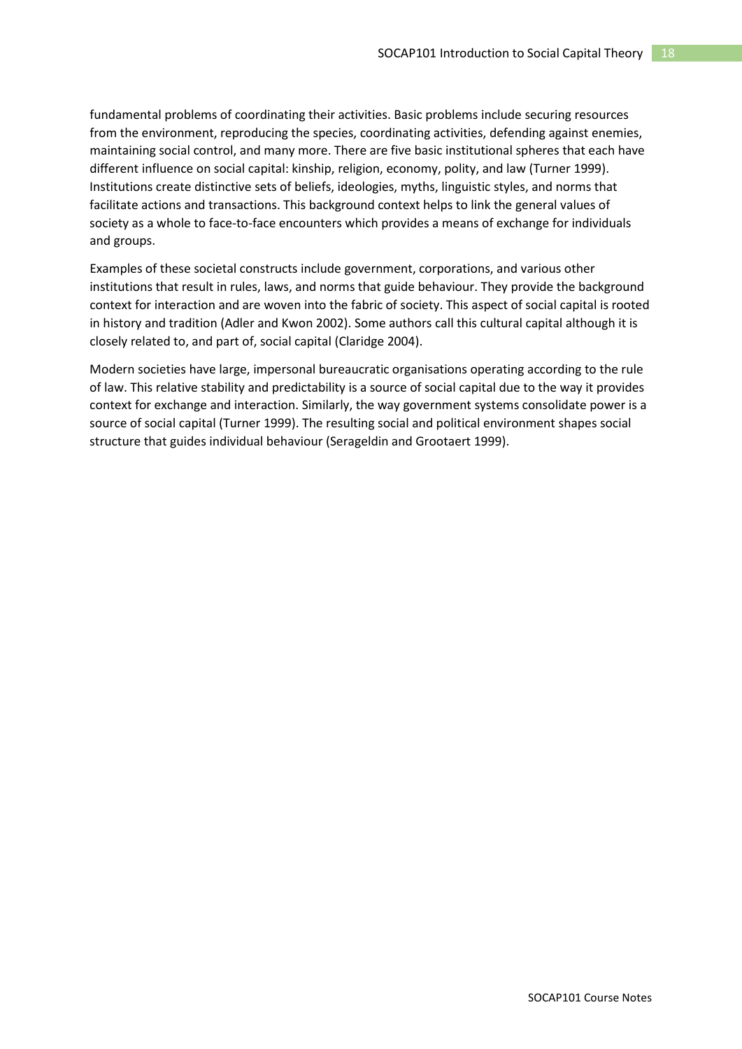fundamental problems of coordinating their activities. Basic problems include securing resources from the environment, reproducing the species, coordinating activities, defending against enemies, maintaining social control, and many more. There are five basic institutional spheres that each have different influence on social capital: kinship, religion, economy, polity, and law (Turner 1999). Institutions create distinctive sets of beliefs, ideologies, myths, linguistic styles, and norms that facilitate actions and transactions. This background context helps to link the general values of society as a whole to face-to-face encounters which provides a means of exchange for individuals and groups.

Examples of these societal constructs include government, corporations, and various other institutions that result in rules, laws, and norms that guide behaviour. They provide the background context for interaction and are woven into the fabric of society. This aspect of social capital is rooted in history and tradition (Adler and Kwon 2002). Some authors call this cultural capital although it is closely related to, and part of, social capital (Claridge 2004).

Modern societies have large, impersonal bureaucratic organisations operating according to the rule of law. This relative stability and predictability is a source of social capital due to the way it provides context for exchange and interaction. Similarly, the way government systems consolidate power is a source of social capital (Turner 1999). The resulting social and political environment shapes social structure that guides individual behaviour (Serageldin and Grootaert 1999).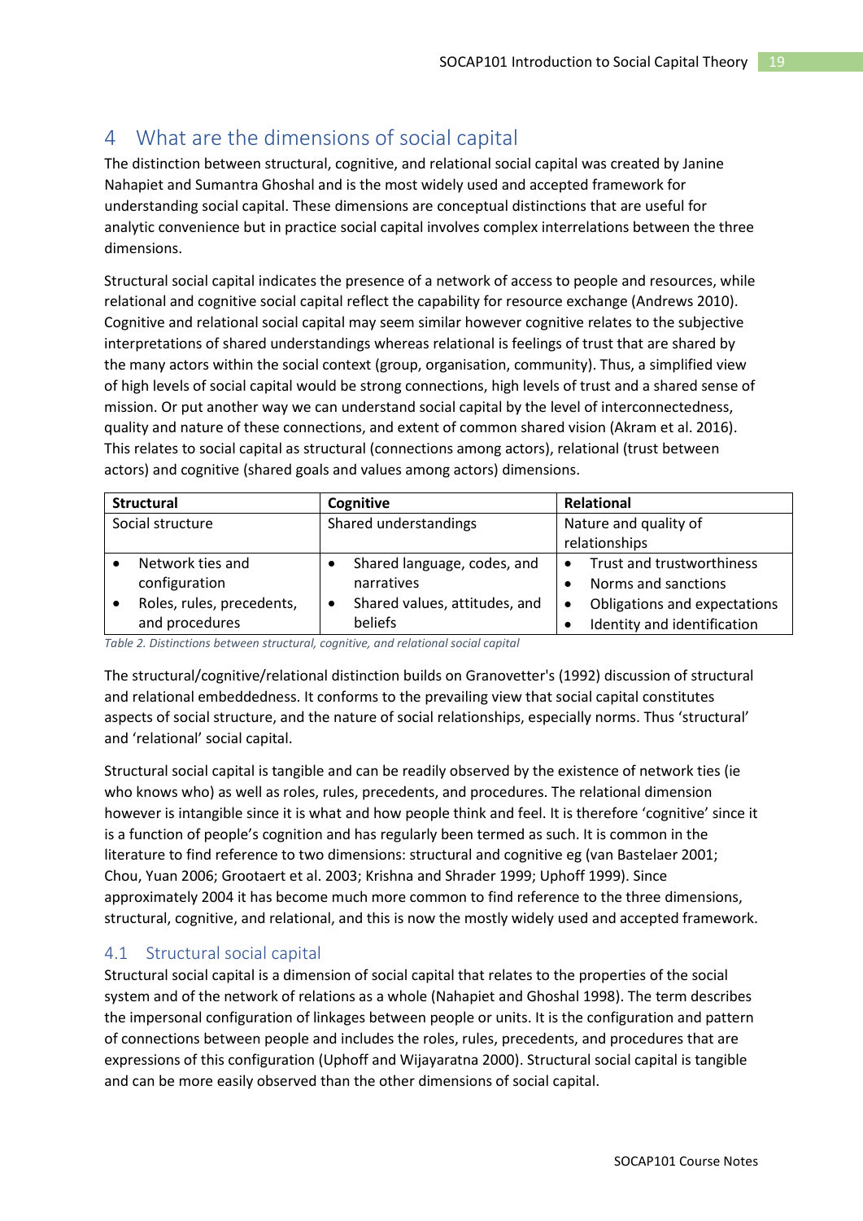# 4 What are the dimensions of social capital

The distinction between structural, cognitive, and relational social capital was created by Janine Nahapiet and Sumantra Ghoshal and is the most widely used and accepted framework for understanding social capital. These dimensions are conceptual distinctions that are useful for analytic convenience but in practice social capital involves complex interrelations between the three dimensions.

Structural social capital indicates the presence of a network of access to people and resources, while relational and cognitive social capital reflect the capability for resource exchange (Andrews 2010). Cognitive and relational social capital may seem similar however cognitive relates to the subjective interpretations of shared understandings whereas relational is feelings of trust that are shared by the many actors within the social context (group, organisation, community). Thus, a simplified view of high levels of social capital would be strong connections, high levels of trust and a shared sense of mission. Or put another way we can understand social capital by the level of interconnectedness, quality and nature of these connections, and extent of common shared vision (Akram et al. 2016). This relates to social capital as structural (connections among actors), relational (trust between actors) and cognitive (shared goals and values among actors) dimensions.

| **Structural** | **Cognitive** | **Relational** |
|---|---|---|
| Social structure | Shared understandings | Nature and quality of relationships |
| • Network ties and configuration<br>• Roles, rules, precedents, and procedures | • Shared language, codes, and narratives<br>• Shared values, attitudes, and beliefs | • Trust and trustworthiness<br>• Norms and sanctions<br>• Obligations and expectations<br>• Identity and identification |

*Table 2. Distinctions between structural, cognitive, and relational social capital*

The structural/cognitive/relational distinction builds on Granovetter's (1992) discussion of structural and relational embeddedness. It conforms to the prevailing view that social capital constitutes aspects of social structure, and the nature of social relationships, especially norms. Thus 'structural' and 'relational' social capital.

Structural social capital is tangible and can be readily observed by the existence of network ties (ie who knows who) as well as roles, rules, precedents, and procedures. The relational dimension however is intangible since it is what and how people think and feel. It is therefore 'cognitive' since it is a function of people's cognition and has regularly been termed as such. It is common in the literature to find reference to two dimensions: structural and cognitive eg (van Bastelaer 2001; Chou, Yuan 2006; Grootaert et al. 2003; Krishna and Shrader 1999; Uphoff 1999). Since approximately 2004 it has become much more common to find reference to the three dimensions, structural, cognitive, and relational, and this is now the mostly widely used and accepted framework.

## 4.1 Structural social capital

Structural social capital is a dimension of social capital that relates to the properties of the social system and of the network of relations as a whole (Nahapiet and Ghoshal 1998). The term describes the impersonal configuration of linkages between people or units. It is the configuration and pattern of connections between people and includes the roles, rules, precedents, and procedures that are expressions of this configuration (Uphoff and Wijayaratna 2000). Structural social capital is tangible and can be more easily observed than the other dimensions of social capital.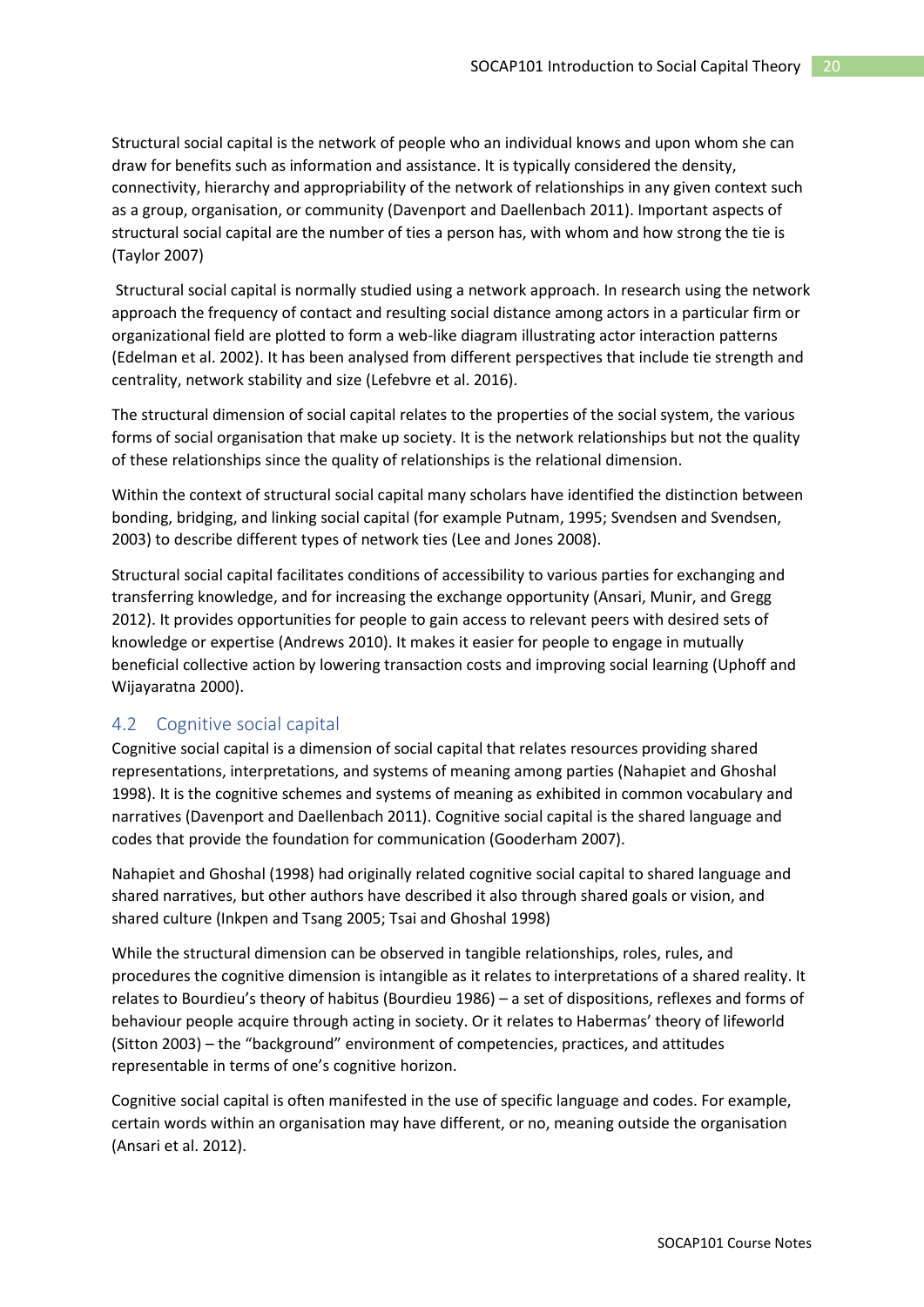Structural social capital is the network of people who an individual knows and upon whom she can draw for benefits such as information and assistance. It is typically considered the density, connectivity, hierarchy and appropriability of the network of relationships in any given context such as a group, organisation, or community (Davenport and Daellenbach 2011). Important aspects of structural social capital are the number of ties a person has, with whom and how strong the tie is (Taylor 2007)

Structural social capital is normally studied using a network approach. In research using the network approach the frequency of contact and resulting social distance among actors in a particular firm or organizational field are plotted to form a web-like diagram illustrating actor interaction patterns (Edelman et al. 2002). It has been analysed from different perspectives that include tie strength and centrality, network stability and size (Lefebvre et al. 2016).

The structural dimension of social capital relates to the properties of the social system, the various forms of social organisation that make up society. It is the network relationships but not the quality of these relationships since the quality of relationships is the relational dimension.

Within the context of structural social capital many scholars have identified the distinction between bonding, bridging, and linking social capital (for example Putnam, 1995; Svendsen and Svendsen, 2003) to describe different types of network ties (Lee and Jones 2008).

Structural social capital facilitates conditions of accessibility to various parties for exchanging and transferring knowledge, and for increasing the exchange opportunity (Ansari, Munir, and Gregg 2012). It provides opportunities for people to gain access to relevant peers with desired sets of knowledge or expertise (Andrews 2010). It makes it easier for people to engage in mutually beneficial collective action by lowering transaction costs and improving social learning (Uphoff and Wijayaratna 2000).

## 4.2 Cognitive social capital

Cognitive social capital is a dimension of social capital that relates resources providing shared representations, interpretations, and systems of meaning among parties (Nahapiet and Ghoshal 1998). It is the cognitive schemes and systems of meaning as exhibited in common vocabulary and narratives (Davenport and Daellenbach 2011). Cognitive social capital is the shared language and codes that provide the foundation for communication (Gooderham 2007).

Nahapiet and Ghoshal (1998) had originally related cognitive social capital to shared language and shared narratives, but other authors have described it also through shared goals or vision, and shared culture (Inkpen and Tsang 2005; Tsai and Ghoshal 1998)

While the structural dimension can be observed in tangible relationships, roles, rules, and procedures the cognitive dimension is intangible as it relates to interpretations of a shared reality. It relates to Bourdieu's theory of habitus (Bourdieu 1986) – a set of dispositions, reflexes and forms of behaviour people acquire through acting in society. Or it relates to Habermas' theory of lifeworld (Sitton 2003) – the "background" environment of competencies, practices, and attitudes representable in terms of one's cognitive horizon.

Cognitive social capital is often manifested in the use of specific language and codes. For example, certain words within an organisation may have different, or no, meaning outside the organisation (Ansari et al. 2012).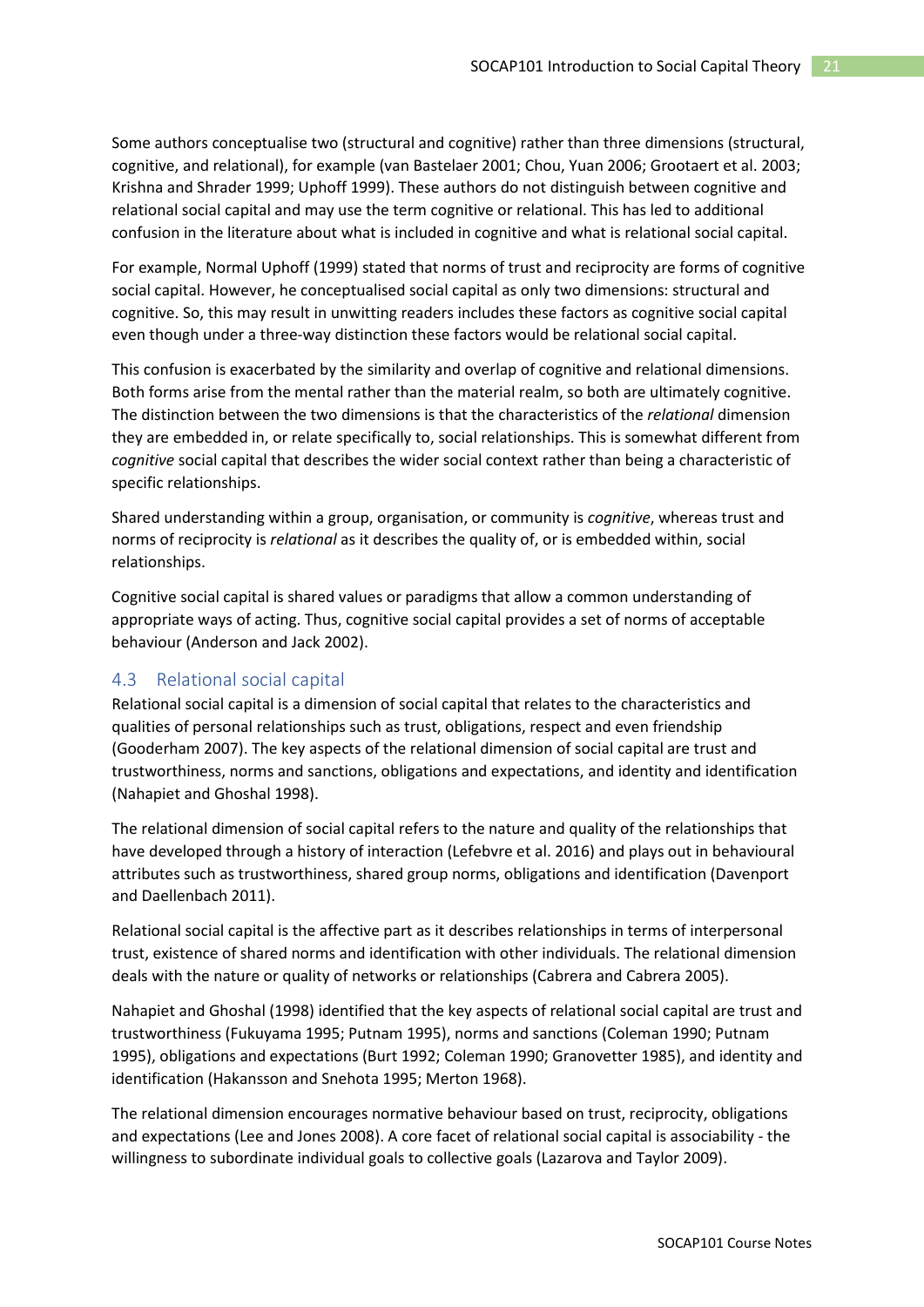Some authors conceptualise two (structural and cognitive) rather than three dimensions (structural, cognitive, and relational), for example (van Bastelaer 2001; Chou, Yuan 2006; Grootaert et al. 2003; Krishna and Shrader 1999; Uphoff 1999). These authors do not distinguish between cognitive and relational social capital and may use the term cognitive or relational. This has led to additional confusion in the literature about what is included in cognitive and what is relational social capital.

For example, Normal Uphoff (1999) stated that norms of trust and reciprocity are forms of cognitive social capital. However, he conceptualised social capital as only two dimensions: structural and cognitive. So, this may result in unwitting readers includes these factors as cognitive social capital even though under a three-way distinction these factors would be relational social capital.

This confusion is exacerbated by the similarity and overlap of cognitive and relational dimensions. Both forms arise from the mental rather than the material realm, so both are ultimately cognitive. The distinction between the two dimensions is that the characteristics of the *relational* dimension they are embedded in, or relate specifically to, social relationships. This is somewhat different from *cognitive* social capital that describes the wider social context rather than being a characteristic of specific relationships.

Shared understanding within a group, organisation, or community is *cognitive*, whereas trust and norms of reciprocity is *relational* as it describes the quality of, or is embedded within, social relationships.

Cognitive social capital is shared values or paradigms that allow a common understanding of appropriate ways of acting. Thus, cognitive social capital provides a set of norms of acceptable behaviour (Anderson and Jack 2002).

## 4.3 Relational social capital

Relational social capital is a dimension of social capital that relates to the characteristics and qualities of personal relationships such as trust, obligations, respect and even friendship (Gooderham 2007). The key aspects of the relational dimension of social capital are trust and trustworthiness, norms and sanctions, obligations and expectations, and identity and identification (Nahapiet and Ghoshal 1998).

The relational dimension of social capital refers to the nature and quality of the relationships that have developed through a history of interaction (Lefebvre et al. 2016) and plays out in behavioural attributes such as trustworthiness, shared group norms, obligations and identification (Davenport and Daellenbach 2011).

Relational social capital is the affective part as it describes relationships in terms of interpersonal trust, existence of shared norms and identification with other individuals. The relational dimension deals with the nature or quality of networks or relationships (Cabrera and Cabrera 2005).

Nahapiet and Ghoshal (1998) identified that the key aspects of relational social capital are trust and trustworthiness (Fukuyama 1995; Putnam 1995), norms and sanctions (Coleman 1990; Putnam 1995), obligations and expectations (Burt 1992; Coleman 1990; Granovetter 1985), and identity and identification (Hakansson and Snehota 1995; Merton 1968).

The relational dimension encourages normative behaviour based on trust, reciprocity, obligations and expectations (Lee and Jones 2008). A core facet of relational social capital is associability - the willingness to subordinate individual goals to collective goals (Lazarova and Taylor 2009).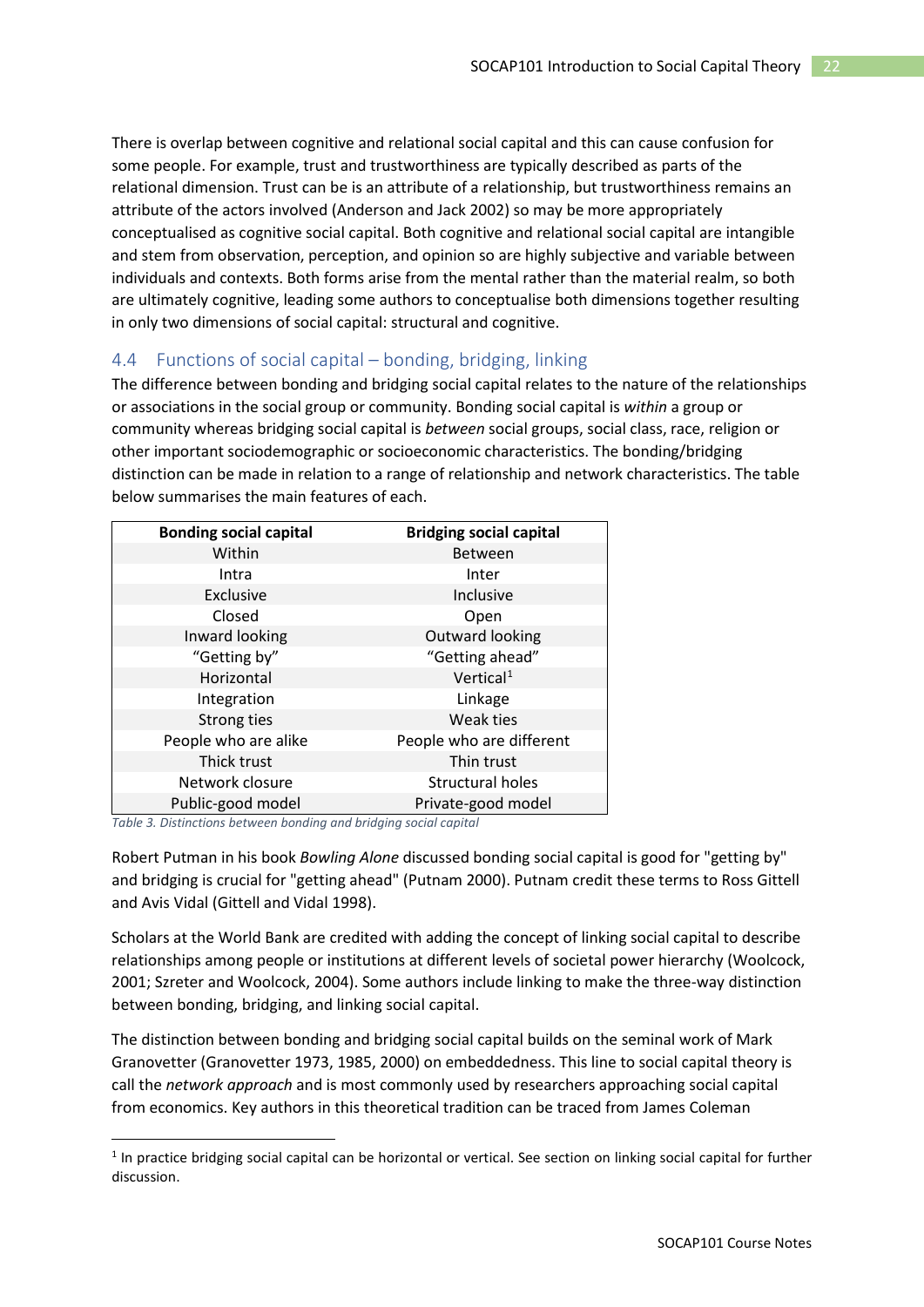There is overlap between cognitive and relational social capital and this can cause confusion for some people. For example, trust and trustworthiness are typically described as parts of the relational dimension. Trust can be is an attribute of a relationship, but trustworthiness remains an attribute of the actors involved (Anderson and Jack 2002) so may be more appropriately conceptualised as cognitive social capital. Both cognitive and relational social capital are intangible and stem from observation, perception, and opinion so are highly subjective and variable between individuals and contexts. Both forms arise from the mental rather than the material realm, so both are ultimately cognitive, leading some authors to conceptualise both dimensions together resulting in only two dimensions of social capital: structural and cognitive.

## 4.4 Functions of social capital – bonding, bridging, linking

The difference between bonding and bridging social capital relates to the nature of the relationships or associations in the social group or community. Bonding social capital is *within* a group or community whereas bridging social capital is *between* social groups, social class, race, religion or other important sociodemographic or socioeconomic characteristics. The bonding/bridging distinction can be made in relation to a range of relationship and network characteristics. The table below summarises the main features of each.

| Bonding social capital | Bridging social capital |
|---|---|
| Within | Between |
| Intra | Inter |
| Exclusive | Inclusive |
| Closed | Open |
| Inward looking | Outward looking |
| "Getting by" | "Getting ahead" |
| Horizontal | Vertical[1] |
| Integration | Linkage |
| Strong ties | Weak ties |
| People who are alike | People who are different |
| Thick trust | Thin trust |
| Network closure | Structural holes |
| Public-good model | Private-good model |

*Table 3. Distinctions between bonding and bridging social capital*

Robert Putman in his book *Bowling Alone* discussed bonding social capital is good for "getting by" and bridging is crucial for "getting ahead" (Putnam 2000). Putnam credit these terms to Ross Gittell and Avis Vidal (Gittell and Vidal 1998).

Scholars at the World Bank are credited with adding the concept of linking social capital to describe relationships among people or institutions at different levels of societal power hierarchy (Woolcock, 2001; Szreter and Woolcock, 2004). Some authors include linking to make the three-way distinction between bonding, bridging, and linking social capital.

The distinction between bonding and bridging social capital builds on the seminal work of Mark Granovetter (Granovetter 1973, 1985, 2000) on embeddedness. This line to social capital theory is call the *network approach* and is most commonly used by researchers approaching social capital from economics. Key authors in this theoretical tradition can be traced from James Coleman

[1] In practice bridging social capital can be horizontal or vertical. See section on linking social capital for further discussion.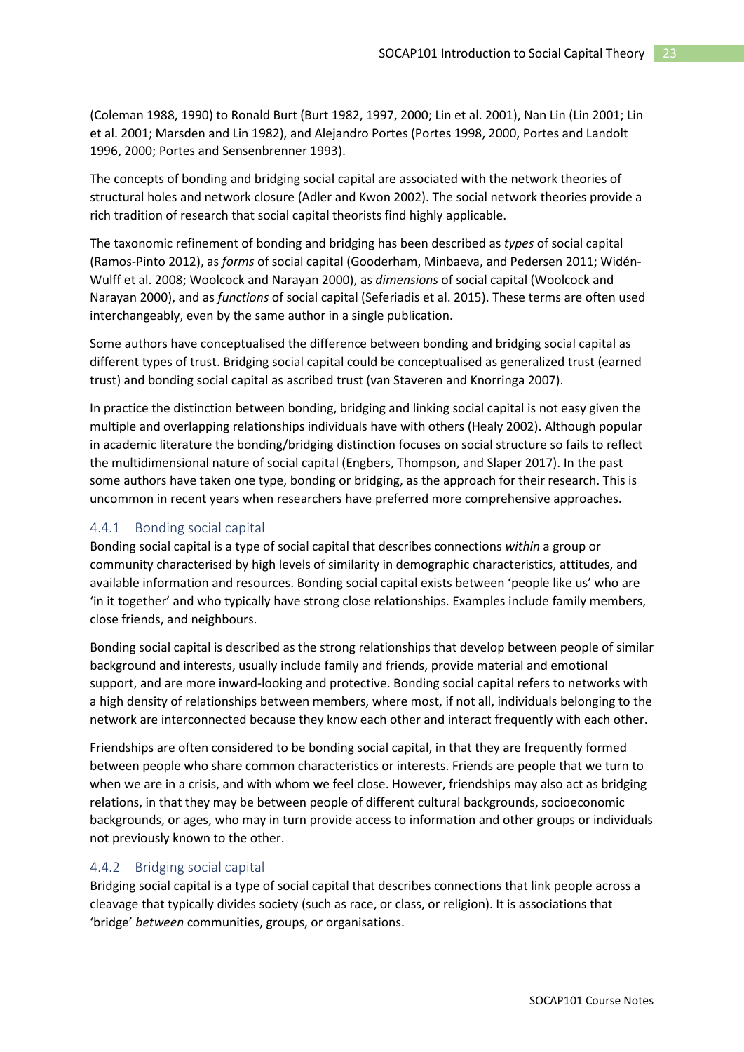(Coleman 1988, 1990) to Ronald Burt (Burt 1982, 1997, 2000; Lin et al. 2001), Nan Lin (Lin 2001; Lin et al. 2001; Marsden and Lin 1982), and Alejandro Portes (Portes 1998, 2000, Portes and Landolt 1996, 2000; Portes and Sensenbrenner 1993).

The concepts of bonding and bridging social capital are associated with the network theories of structural holes and network closure (Adler and Kwon 2002). The social network theories provide a rich tradition of research that social capital theorists find highly applicable.

The taxonomic refinement of bonding and bridging has been described as *types* of social capital (Ramos-Pinto 2012), as *forms* of social capital (Gooderham, Minbaeva, and Pedersen 2011; Widén-Wulff et al. 2008; Woolcock and Narayan 2000), as *dimensions* of social capital (Woolcock and Narayan 2000), and as *functions* of social capital (Seferiadis et al. 2015). These terms are often used interchangeably, even by the same author in a single publication.

Some authors have conceptualised the difference between bonding and bridging social capital as different types of trust. Bridging social capital could be conceptualised as generalized trust (earned trust) and bonding social capital as ascribed trust (van Staveren and Knorringa 2007).

In practice the distinction between bonding, bridging and linking social capital is not easy given the multiple and overlapping relationships individuals have with others (Healy 2002). Although popular in academic literature the bonding/bridging distinction focuses on social structure so fails to reflect the multidimensional nature of social capital (Engbers, Thompson, and Slaper 2017). In the past some authors have taken one type, bonding or bridging, as the approach for their research. This is uncommon in recent years when researchers have preferred more comprehensive approaches.

### 4.4.1 Bonding social capital

Bonding social capital is a type of social capital that describes connections *within* a group or community characterised by high levels of similarity in demographic characteristics, attitudes, and available information and resources. Bonding social capital exists between 'people like us' who are 'in it together' and who typically have strong close relationships. Examples include family members, close friends, and neighbours.

Bonding social capital is described as the strong relationships that develop between people of similar background and interests, usually include family and friends, provide material and emotional support, and are more inward-looking and protective. Bonding social capital refers to networks with a high density of relationships between members, where most, if not all, individuals belonging to the network are interconnected because they know each other and interact frequently with each other.

Friendships are often considered to be bonding social capital, in that they are frequently formed between people who share common characteristics or interests. Friends are people that we turn to when we are in a crisis, and with whom we feel close. However, friendships may also act as bridging relations, in that they may be between people of different cultural backgrounds, socioeconomic backgrounds, or ages, who may in turn provide access to information and other groups or individuals not previously known to the other.

### 4.4.2 Bridging social capital

Bridging social capital is a type of social capital that describes connections that link people across a cleavage that typically divides society (such as race, or class, or religion). It is associations that 'bridge' *between* communities, groups, or organisations.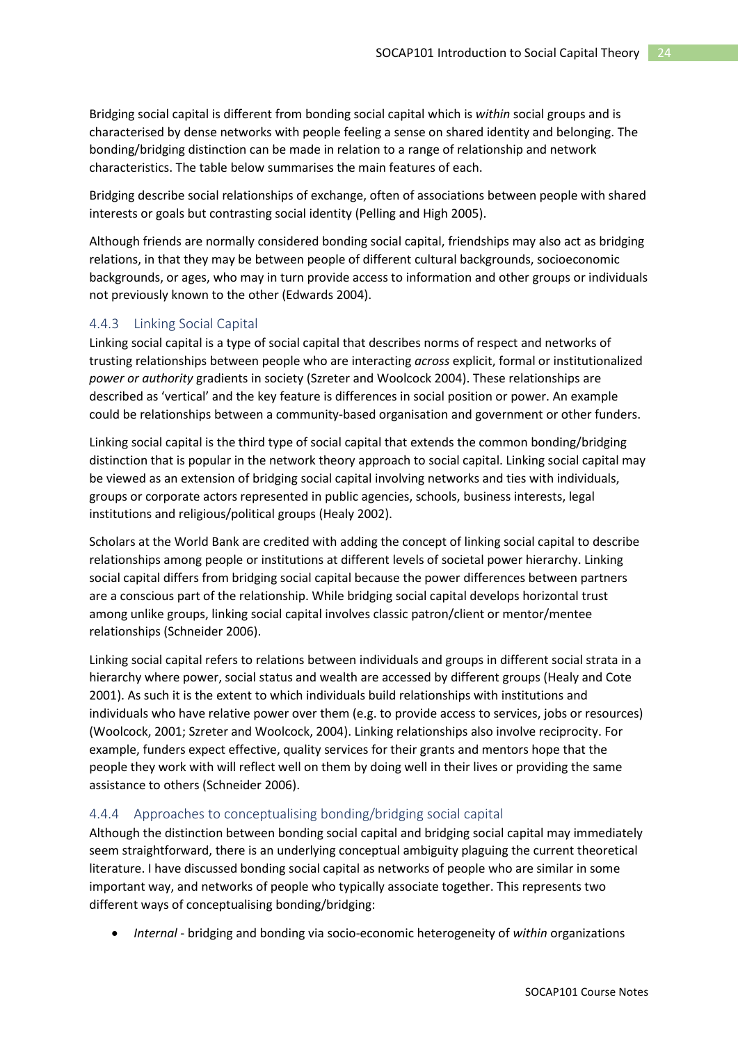Bridging social capital is different from bonding social capital which is *within* social groups and is characterised by dense networks with people feeling a sense on shared identity and belonging. The bonding/bridging distinction can be made in relation to a range of relationship and network characteristics. The table below summarises the main features of each.

Bridging describe social relationships of exchange, often of associations between people with shared interests or goals but contrasting social identity (Pelling and High 2005).

Although friends are normally considered bonding social capital, friendships may also act as bridging relations, in that they may be between people of different cultural backgrounds, socioeconomic backgrounds, or ages, who may in turn provide access to information and other groups or individuals not previously known to the other (Edwards 2004).

### 4.4.3 Linking Social Capital

Linking social capital is a type of social capital that describes norms of respect and networks of trusting relationships between people who are interacting *across* explicit, formal or institutionalized *power or authority* gradients in society (Szreter and Woolcock 2004). These relationships are described as 'vertical' and the key feature is differences in social position or power. An example could be relationships between a community-based organisation and government or other funders.

Linking social capital is the third type of social capital that extends the common bonding/bridging distinction that is popular in the network theory approach to social capital. Linking social capital may be viewed as an extension of bridging social capital involving networks and ties with individuals, groups or corporate actors represented in public agencies, schools, business interests, legal institutions and religious/political groups (Healy 2002).

Scholars at the World Bank are credited with adding the concept of linking social capital to describe relationships among people or institutions at different levels of societal power hierarchy. Linking social capital differs from bridging social capital because the power differences between partners are a conscious part of the relationship. While bridging social capital develops horizontal trust among unlike groups, linking social capital involves classic patron/client or mentor/mentee relationships (Schneider 2006).

Linking social capital refers to relations between individuals and groups in different social strata in a hierarchy where power, social status and wealth are accessed by different groups (Healy and Cote 2001). As such it is the extent to which individuals build relationships with institutions and individuals who have relative power over them (e.g. to provide access to services, jobs or resources) (Woolcock, 2001; Szreter and Woolcock, 2004). Linking relationships also involve reciprocity. For example, funders expect effective, quality services for their grants and mentors hope that the people they work with will reflect well on them by doing well in their lives or providing the same assistance to others (Schneider 2006).

### 4.4.4 Approaches to conceptualising bonding/bridging social capital

Although the distinction between bonding social capital and bridging social capital may immediately seem straightforward, there is an underlying conceptual ambiguity plaguing the current theoretical literature. I have discussed bonding social capital as networks of people who are similar in some important way, and networks of people who typically associate together. This represents two different ways of conceptualising bonding/bridging:

- *Internal* - bridging and bonding via socio-economic heterogeneity of *within* organizations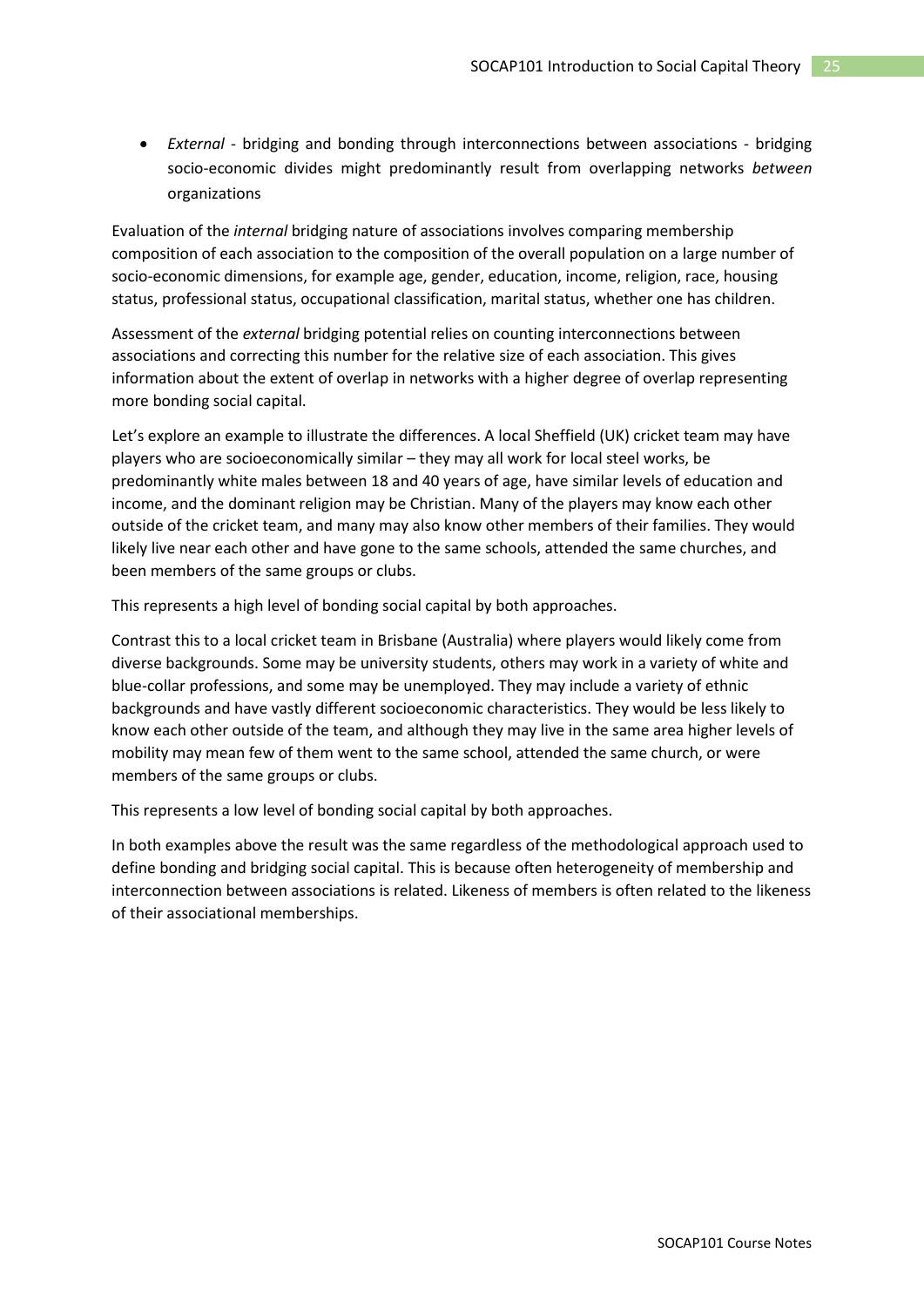- *External* - bridging and bonding through interconnections between associations - bridging socio-economic divides might predominantly result from overlapping networks *between* organizations

Evaluation of the *internal* bridging nature of associations involves comparing membership composition of each association to the composition of the overall population on a large number of socio-economic dimensions, for example age, gender, education, income, religion, race, housing status, professional status, occupational classification, marital status, whether one has children.

Assessment of the *external* bridging potential relies on counting interconnections between associations and correcting this number for the relative size of each association. This gives information about the extent of overlap in networks with a higher degree of overlap representing more bonding social capital.

Let's explore an example to illustrate the differences. A local Sheffield (UK) cricket team may have players who are socioeconomically similar – they may all work for local steel works, be predominantly white males between 18 and 40 years of age, have similar levels of education and income, and the dominant religion may be Christian. Many of the players may know each other outside of the cricket team, and many may also know other members of their families. They would likely live near each other and have gone to the same schools, attended the same churches, and been members of the same groups or clubs.

This represents a high level of bonding social capital by both approaches.

Contrast this to a local cricket team in Brisbane (Australia) where players would likely come from diverse backgrounds. Some may be university students, others may work in a variety of white and blue-collar professions, and some may be unemployed. They may include a variety of ethnic backgrounds and have vastly different socioeconomic characteristics. They would be less likely to know each other outside of the team, and although they may live in the same area higher levels of mobility may mean few of them went to the same school, attended the same church, or were members of the same groups or clubs.

This represents a low level of bonding social capital by both approaches.

In both examples above the result was the same regardless of the methodological approach used to define bonding and bridging social capital. This is because often heterogeneity of membership and interconnection between associations is related. Likeness of members is often related to the likeness of their associational memberships.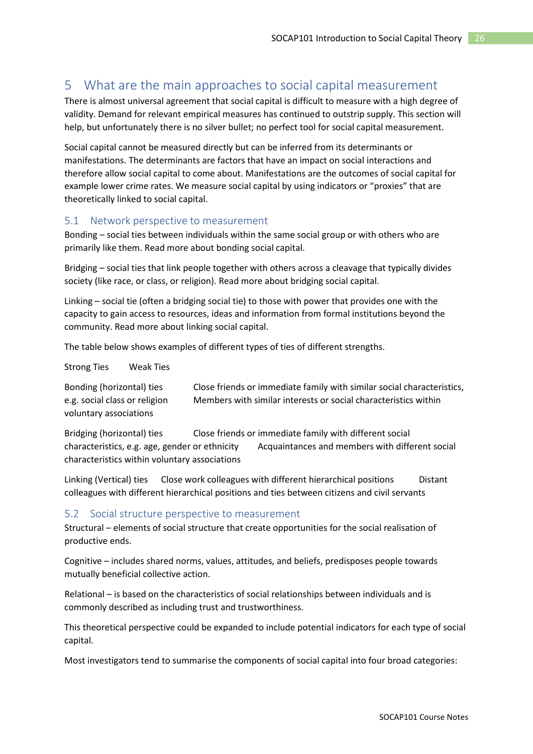# 5 What are the main approaches to social capital measurement

There is almost universal agreement that social capital is difficult to measure with a high degree of validity. Demand for relevant empirical measures has continued to outstrip supply. This section will help, but unfortunately there is no silver bullet; no perfect tool for social capital measurement.

Social capital cannot be measured directly but can be inferred from its determinants or manifestations. The determinants are factors that have an impact on social interactions and therefore allow social capital to come about. Manifestations are the outcomes of social capital for example lower crime rates. We measure social capital by using indicators or "proxies" that are theoretically linked to social capital.

## 5.1 Network perspective to measurement

Bonding – social ties between individuals within the same social group or with others who are primarily like them. Read more about bonding social capital.

Bridging – social ties that link people together with others across a cleavage that typically divides society (like race, or class, or religion). Read more about bridging social capital.

Linking – social tie (often a bridging social tie) to those with power that provides one with the capacity to gain access to resources, ideas and information from formal institutions beyond the community. Read more about linking social capital.

The table below shows examples of different types of ties of different strengths.

| | Strong Ties | Weak Ties |
|---|---|---|
| Bonding (horizontal) ties | Close friends or immediate family with similar social characteristics, e.g. social class or religion | Members with similar interests or social characteristics within voluntary associations |
| Bridging (horizontal) ties | Close friends or immediate family with different social characteristics, e.g. age, gender or ethnicity | Acquaintances and members with different social characteristics within voluntary associations |
| Linking (Vertical) ties | Close work colleagues with different hierarchical positions | Distant colleagues with different hierarchical positions and ties between citizens and civil servants |

## 5.2 Social structure perspective to measurement

Structural – elements of social structure that create opportunities for the social realisation of productive ends.

Cognitive – includes shared norms, values, attitudes, and beliefs, predisposes people towards mutually beneficial collective action.

Relational – is based on the characteristics of social relationships between individuals and is commonly described as including trust and trustworthiness.

This theoretical perspective could be expanded to include potential indicators for each type of social capital.

Most investigators tend to summarise the components of social capital into four broad categories: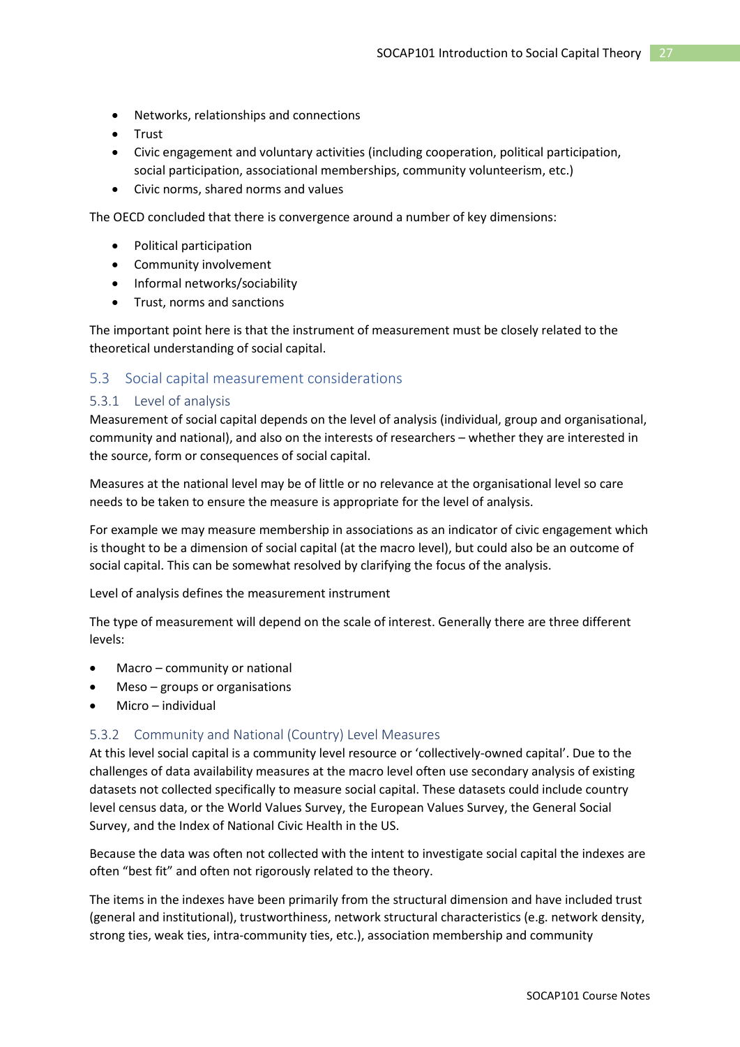- Networks, relationships and connections
- Trust
- Civic engagement and voluntary activities (including cooperation, political participation, social participation, associational memberships, community volunteerism, etc.)
- Civic norms, shared norms and values

The OECD concluded that there is convergence around a number of key dimensions:

- Political participation
- Community involvement
- Informal networks/sociability
- Trust, norms and sanctions

The important point here is that the instrument of measurement must be closely related to the theoretical understanding of social capital.

## 5.3 Social capital measurement considerations

### 5.3.1 Level of analysis

Measurement of social capital depends on the level of analysis (individual, group and organisational, community and national), and also on the interests of researchers – whether they are interested in the source, form or consequences of social capital.

Measures at the national level may be of little or no relevance at the organisational level so care needs to be taken to ensure the measure is appropriate for the level of analysis.

For example we may measure membership in associations as an indicator of civic engagement which is thought to be a dimension of social capital (at the macro level), but could also be an outcome of social capital. This can be somewhat resolved by clarifying the focus of the analysis.

Level of analysis defines the measurement instrument

The type of measurement will depend on the scale of interest. Generally there are three different levels:

- Macro – community or national
- Meso – groups or organisations
- Micro – individual

### 5.3.2 Community and National (Country) Level Measures

At this level social capital is a community level resource or 'collectively-owned capital'. Due to the challenges of data availability measures at the macro level often use secondary analysis of existing datasets not collected specifically to measure social capital. These datasets could include country level census data, or the World Values Survey, the European Values Survey, the General Social Survey, and the Index of National Civic Health in the US.

Because the data was often not collected with the intent to investigate social capital the indexes are often "best fit" and often not rigorously related to the theory.

The items in the indexes have been primarily from the structural dimension and have included trust (general and institutional), trustworthiness, network structural characteristics (e.g. network density, strong ties, weak ties, intra-community ties, etc.), association membership and community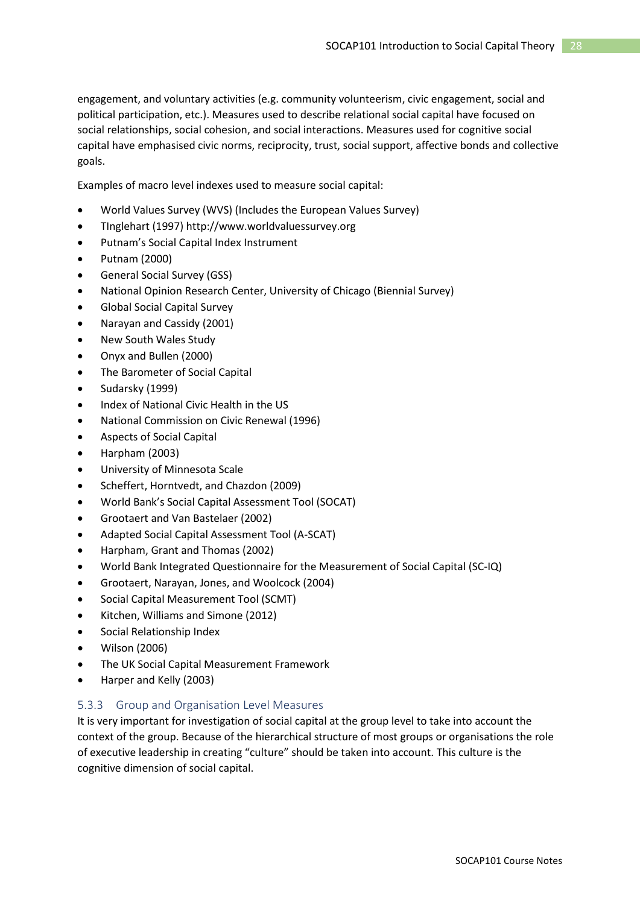engagement, and voluntary activities (e.g. community volunteerism, civic engagement, social and political participation, etc.). Measures used to describe relational social capital have focused on social relationships, social cohesion, and social interactions. Measures used for cognitive social capital have emphasised civic norms, reciprocity, trust, social support, affective bonds and collective goals.

Examples of macro level indexes used to measure social capital:

- World Values Survey (WVS) (Includes the European Values Survey)
- TInglehart (1997) http://www.worldvaluessurvey.org
- Putnam's Social Capital Index Instrument
- Putnam (2000)
- General Social Survey (GSS)
- National Opinion Research Center, University of Chicago (Biennial Survey)
- Global Social Capital Survey
- Narayan and Cassidy (2001)
- New South Wales Study
- Onyx and Bullen (2000)
- The Barometer of Social Capital
- Sudarsky (1999)
- Index of National Civic Health in the US
- National Commission on Civic Renewal (1996)
- Aspects of Social Capital
- Harpham (2003)
- University of Minnesota Scale
- Scheffert, Horntvedt, and Chazdon (2009)
- World Bank's Social Capital Assessment Tool (SOCAT)
- Grootaert and Van Bastelaer (2002)
- Adapted Social Capital Assessment Tool (A-SCAT)
- Harpham, Grant and Thomas (2002)
- World Bank Integrated Questionnaire for the Measurement of Social Capital (SC-IQ)
- Grootaert, Narayan, Jones, and Woolcock (2004)
- Social Capital Measurement Tool (SCMT)
- Kitchen, Williams and Simone (2012)
- Social Relationship Index
- Wilson (2006)
- The UK Social Capital Measurement Framework
- Harper and Kelly (2003)

### 5.3.3 Group and Organisation Level Measures

It is very important for investigation of social capital at the group level to take into account the context of the group. Because of the hierarchical structure of most groups or organisations the role of executive leadership in creating "culture" should be taken into account. This culture is the cognitive dimension of social capital.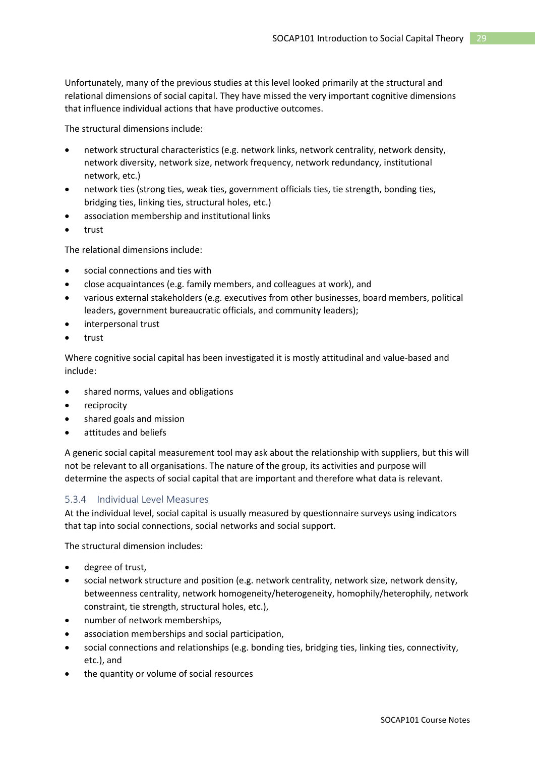Unfortunately, many of the previous studies at this level looked primarily at the structural and relational dimensions of social capital. They have missed the very important cognitive dimensions that influence individual actions that have productive outcomes.

The structural dimensions include:

- network structural characteristics (e.g. network links, network centrality, network density, network diversity, network size, network frequency, network redundancy, institutional network, etc.)
- network ties (strong ties, weak ties, government officials ties, tie strength, bonding ties, bridging ties, linking ties, structural holes, etc.)
- association membership and institutional links
- trust

The relational dimensions include:

- social connections and ties with
- close acquaintances (e.g. family members, and colleagues at work), and
- various external stakeholders (e.g. executives from other businesses, board members, political leaders, government bureaucratic officials, and community leaders);
- interpersonal trust
- trust

Where cognitive social capital has been investigated it is mostly attitudinal and value-based and include:

- shared norms, values and obligations
- reciprocity
- shared goals and mission
- attitudes and beliefs

A generic social capital measurement tool may ask about the relationship with suppliers, but this will not be relevant to all organisations. The nature of the group, its activities and purpose will determine the aspects of social capital that are important and therefore what data is relevant.

### 5.3.4 Individual Level Measures

At the individual level, social capital is usually measured by questionnaire surveys using indicators that tap into social connections, social networks and social support.

The structural dimension includes:

- degree of trust,
- social network structure and position (e.g. network centrality, network size, network density, betweenness centrality, network homogeneity/heterogeneity, homophily/heterophily, network constraint, tie strength, structural holes, etc.),
- number of network memberships,
- association memberships and social participation,
- social connections and relationships (e.g. bonding ties, bridging ties, linking ties, connectivity, etc.), and
- the quantity or volume of social resources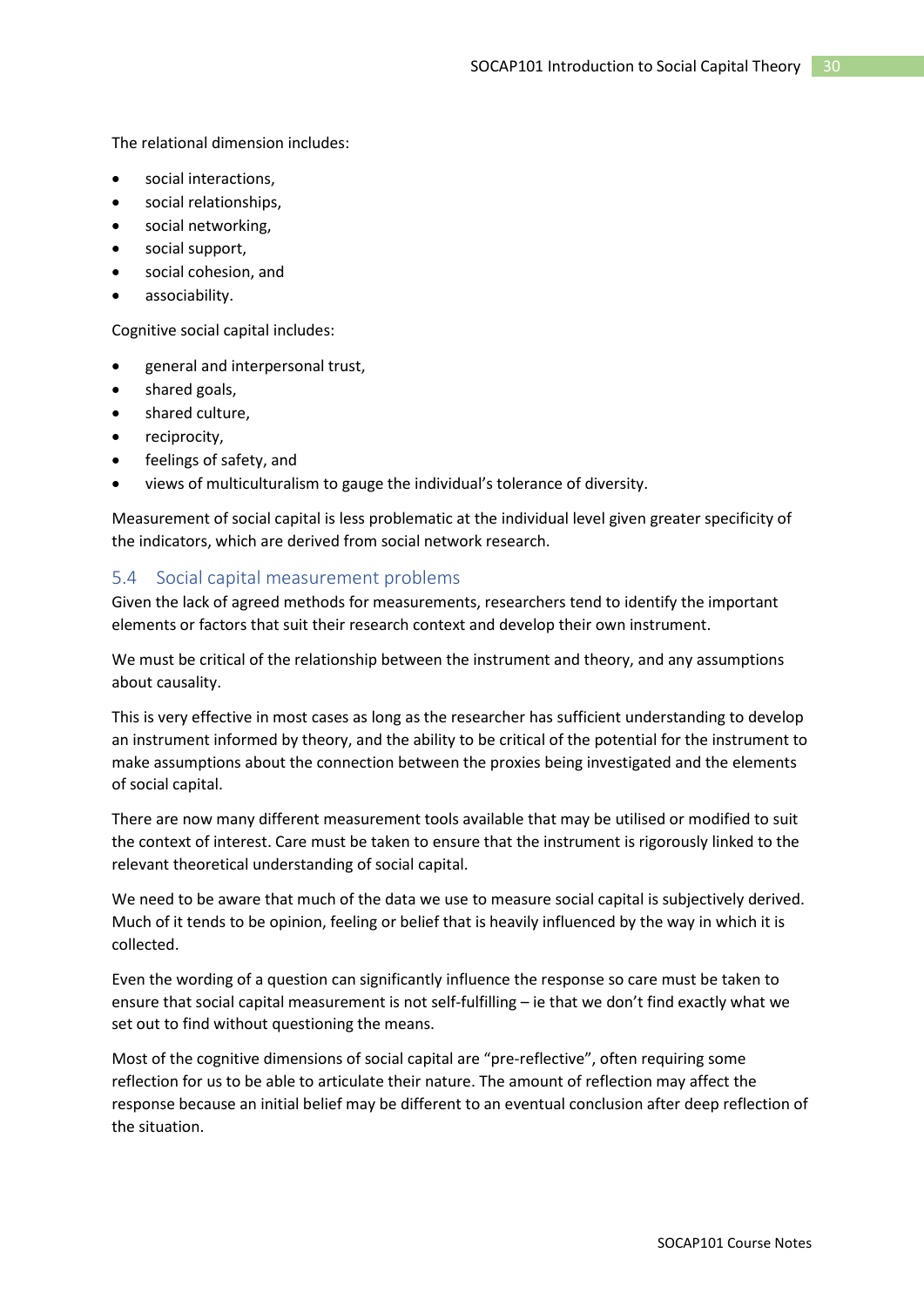The relational dimension includes:

- social interactions,
- social relationships,
- social networking,
- social support,
- social cohesion, and
- associability.

Cognitive social capital includes:

- general and interpersonal trust,
- shared goals,
- shared culture,
- reciprocity,
- feelings of safety, and
- views of multiculturalism to gauge the individual's tolerance of diversity.

Measurement of social capital is less problematic at the individual level given greater specificity of the indicators, which are derived from social network research.

## 5.4 Social capital measurement problems

Given the lack of agreed methods for measurements, researchers tend to identify the important elements or factors that suit their research context and develop their own instrument.

We must be critical of the relationship between the instrument and theory, and any assumptions about causality.

This is very effective in most cases as long as the researcher has sufficient understanding to develop an instrument informed by theory, and the ability to be critical of the potential for the instrument to make assumptions about the connection between the proxies being investigated and the elements of social capital.

There are now many different measurement tools available that may be utilised or modified to suit the context of interest. Care must be taken to ensure that the instrument is rigorously linked to the relevant theoretical understanding of social capital.

We need to be aware that much of the data we use to measure social capital is subjectively derived. Much of it tends to be opinion, feeling or belief that is heavily influenced by the way in which it is collected.

Even the wording of a question can significantly influence the response so care must be taken to ensure that social capital measurement is not self-fulfilling – ie that we don't find exactly what we set out to find without questioning the means.

Most of the cognitive dimensions of social capital are "pre-reflective", often requiring some reflection for us to be able to articulate their nature. The amount of reflection may affect the response because an initial belief may be different to an eventual conclusion after deep reflection of the situation.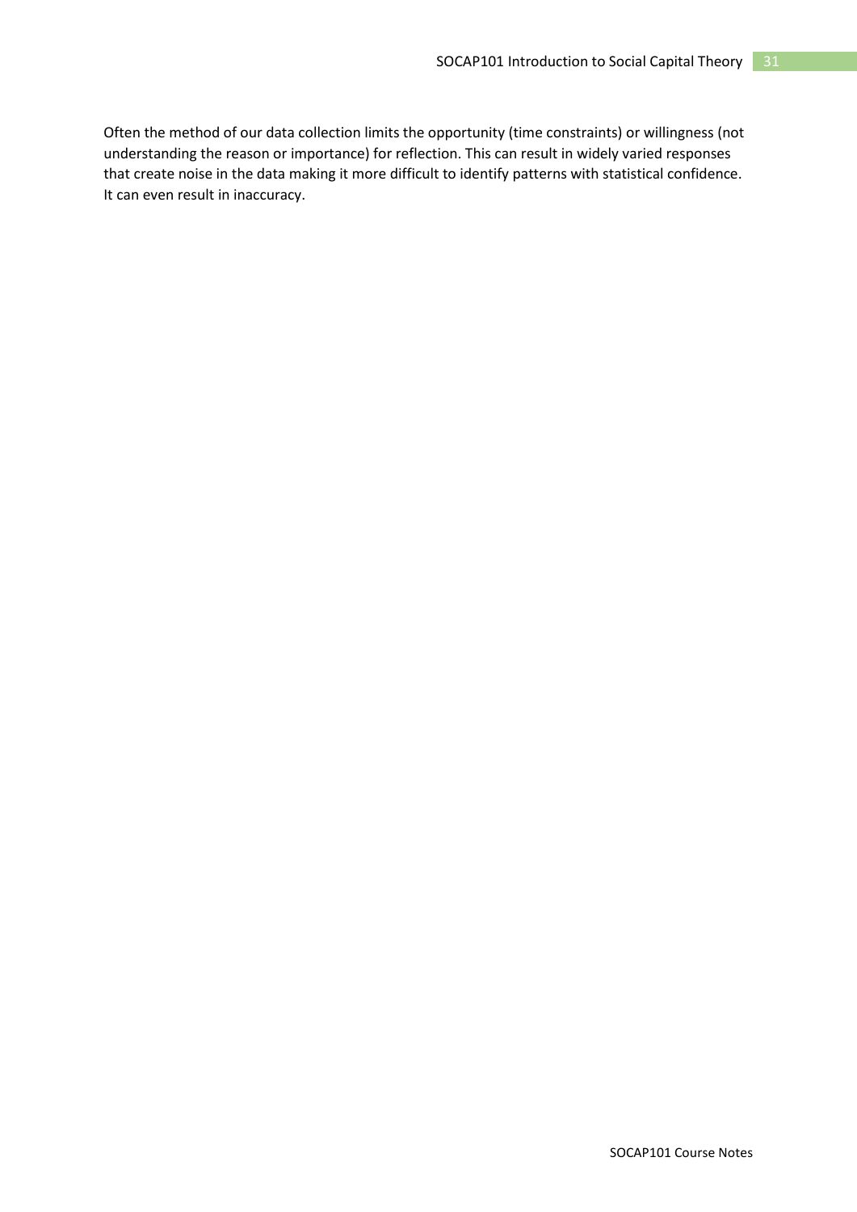Often the method of our data collection limits the opportunity (time constraints) or willingness (not understanding the reason or importance) for reflection. This can result in widely varied responses that create noise in the data making it more difficult to identify patterns with statistical confidence. It can even result in inaccuracy.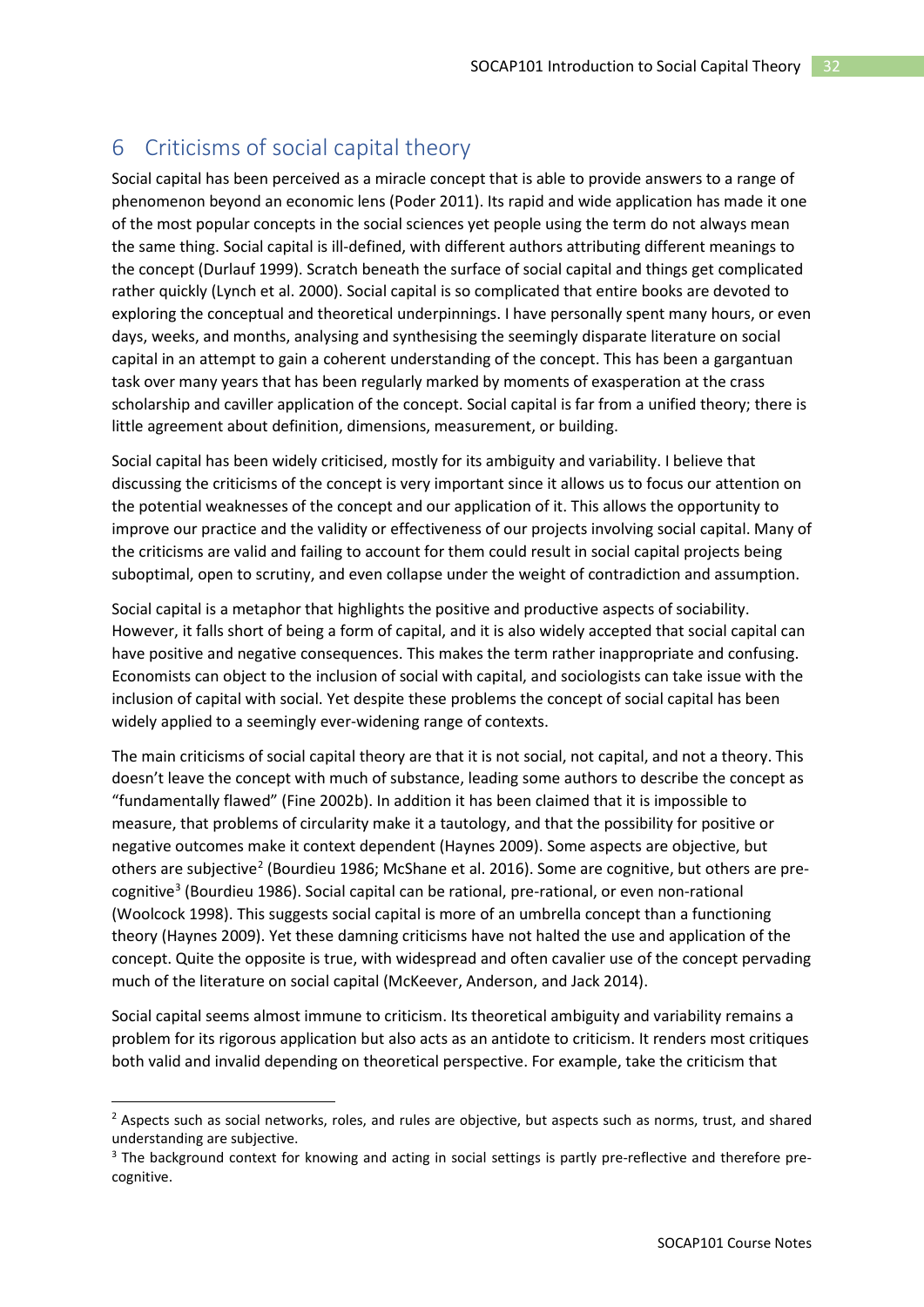# 6 Criticisms of social capital theory

Social capital has been perceived as a miracle concept that is able to provide answers to a range of phenomenon beyond an economic lens (Poder 2011). Its rapid and wide application has made it one of the most popular concepts in the social sciences yet people using the term do not always mean the same thing. Social capital is ill-defined, with different authors attributing different meanings to the concept (Durlauf 1999). Scratch beneath the surface of social capital and things get complicated rather quickly (Lynch et al. 2000). Social capital is so complicated that entire books are devoted to exploring the conceptual and theoretical underpinnings. I have personally spent many hours, or even days, weeks, and months, analysing and synthesising the seemingly disparate literature on social capital in an attempt to gain a coherent understanding of the concept. This has been a gargantuan task over many years that has been regularly marked by moments of exasperation at the crass scholarship and caviller application of the concept. Social capital is far from a unified theory; there is little agreement about definition, dimensions, measurement, or building.

Social capital has been widely criticised, mostly for its ambiguity and variability. I believe that discussing the criticisms of the concept is very important since it allows us to focus our attention on the potential weaknesses of the concept and our application of it. This allows the opportunity to improve our practice and the validity or effectiveness of our projects involving social capital. Many of the criticisms are valid and failing to account for them could result in social capital projects being suboptimal, open to scrutiny, and even collapse under the weight of contradiction and assumption.

Social capital is a metaphor that highlights the positive and productive aspects of sociability. However, it falls short of being a form of capital, and it is also widely accepted that social capital can have positive and negative consequences. This makes the term rather inappropriate and confusing. Economists can object to the inclusion of social with capital, and sociologists can take issue with the inclusion of capital with social. Yet despite these problems the concept of social capital has been widely applied to a seemingly ever-widening range of contexts.

The main criticisms of social capital theory are that it is not social, not capital, and not a theory. This doesn't leave the concept with much of substance, leading some authors to describe the concept as "fundamentally flawed" (Fine 2002b). In addition it has been claimed that it is impossible to measure, that problems of circularity make it a tautology, and that the possibility for positive or negative outcomes make it context dependent (Haynes 2009). Some aspects are objective, but others are subjective[2] (Bourdieu 1986; McShane et al. 2016). Some are cognitive, but others are pre-cognitive[3] (Bourdieu 1986). Social capital can be rational, pre-rational, or even non-rational (Woolcock 1998). This suggests social capital is more of an umbrella concept than a functioning theory (Haynes 2009). Yet these damning criticisms have not halted the use and application of the concept. Quite the opposite is true, with widespread and often cavalier use of the concept pervading much of the literature on social capital (McKeever, Anderson, and Jack 2014).

Social capital seems almost immune to criticism. Its theoretical ambiguity and variability remains a problem for its rigorous application but also acts as an antidote to criticism. It renders most critiques both valid and invalid depending on theoretical perspective. For example, take the criticism that

---

[2] Aspects such as social networks, roles, and rules are objective, but aspects such as norms, trust, and shared understanding are subjective.

[3] The background context for knowing and acting in social settings is partly pre-reflective and therefore pre-cognitive.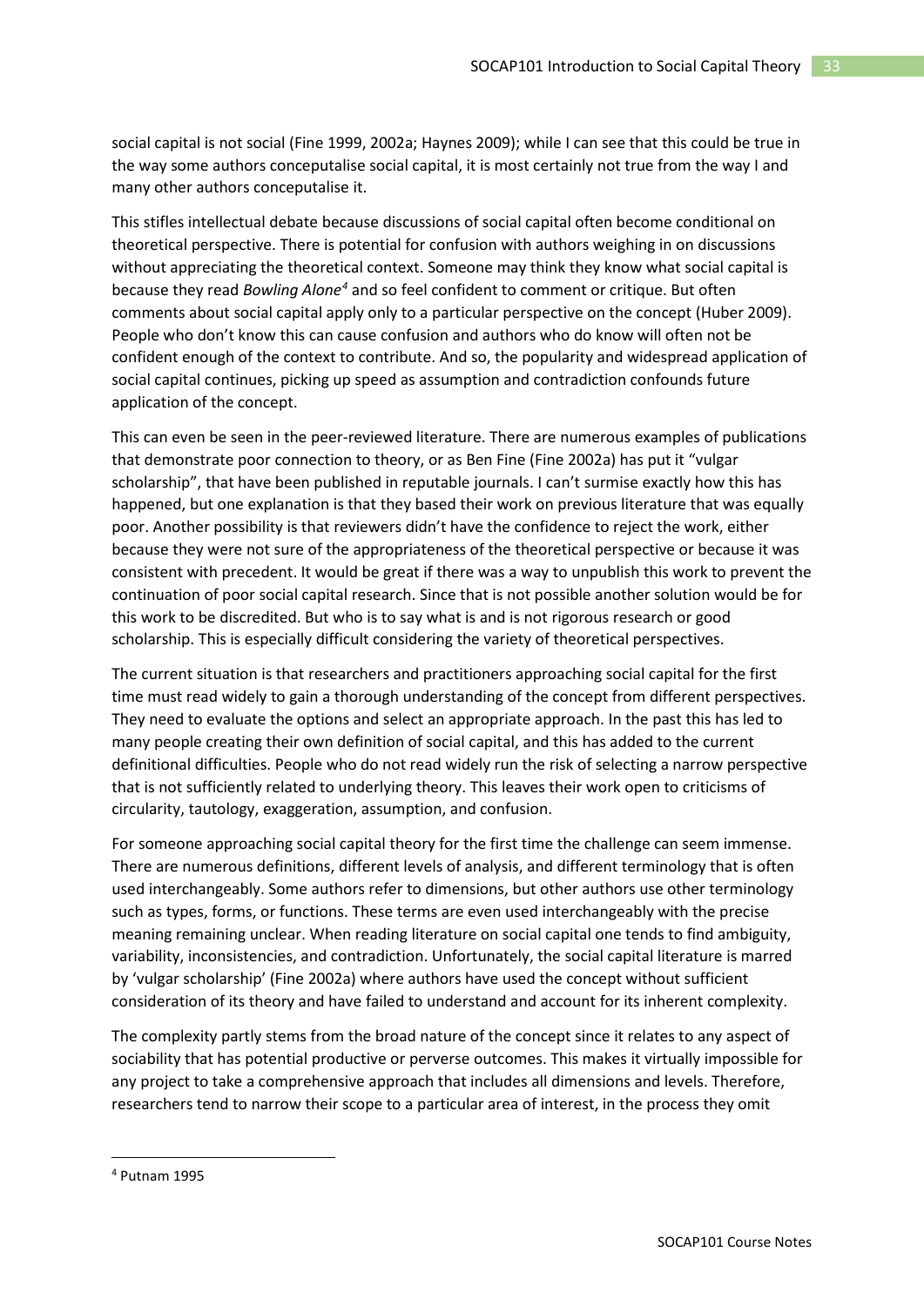social capital is not social (Fine 1999, 2002a; Haynes 2009); while I can see that this could be true in the way some authors conceptualise social capital, it is most certainly not true from the way I and many other authors conceptualise it.

This stifles intellectual debate because discussions of social capital often become conditional on theoretical perspective. There is potential for confusion with authors weighing in on discussions without appreciating the theoretical context. Someone may think they know what social capital is because they read *Bowling Alone*[4] and so feel confident to comment or critique. But often comments about social capital apply only to a particular perspective on the concept (Huber 2009). People who don't know this can cause confusion and authors who do know will often not be confident enough of the context to contribute. And so, the popularity and widespread application of social capital continues, picking up speed as assumption and contradiction confounds future application of the concept.

This can even be seen in the peer-reviewed literature. There are numerous examples of publications that demonstrate poor connection to theory, or as Ben Fine (Fine 2002a) has put it "vulgar scholarship", that have been published in reputable journals. I can't surmise exactly how this has happened, but one explanation is that they based their work on previous literature that was equally poor. Another possibility is that reviewers didn't have the confidence to reject the work, either because they were not sure of the appropriateness of the theoretical perspective or because it was consistent with precedent. It would be great if there was a way to unpublish this work to prevent the continuation of poor social capital research. Since that is not possible another solution would be for this work to be discredited. But who is to say what is and is not rigorous research or good scholarship. This is especially difficult considering the variety of theoretical perspectives.

The current situation is that researchers and practitioners approaching social capital for the first time must read widely to gain a thorough understanding of the concept from different perspectives. They need to evaluate the options and select an appropriate approach. In the past this has led to many people creating their own definition of social capital, and this has added to the current definitional difficulties. People who do not read widely run the risk of selecting a narrow perspective that is not sufficiently related to underlying theory. This leaves their work open to criticisms of circularity, tautology, exaggeration, assumption, and confusion.

For someone approaching social capital theory for the first time the challenge can seem immense. There are numerous definitions, different levels of analysis, and different terminology that is often used interchangeably. Some authors refer to dimensions, but other authors use other terminology such as types, forms, or functions. These terms are even used interchangeably with the precise meaning remaining unclear. When reading literature on social capital one tends to find ambiguity, variability, inconsistencies, and contradiction. Unfortunately, the social capital literature is marred by 'vulgar scholarship' (Fine 2002a) where authors have used the concept without sufficient consideration of its theory and have failed to understand and account for its inherent complexity.

The complexity partly stems from the broad nature of the concept since it relates to any aspect of sociability that has potential productive or perverse outcomes. This makes it virtually impossible for any project to take a comprehensive approach that includes all dimensions and levels. Therefore, researchers tend to narrow their scope to a particular area of interest, in the process they omit

---

[4] Putnam 1995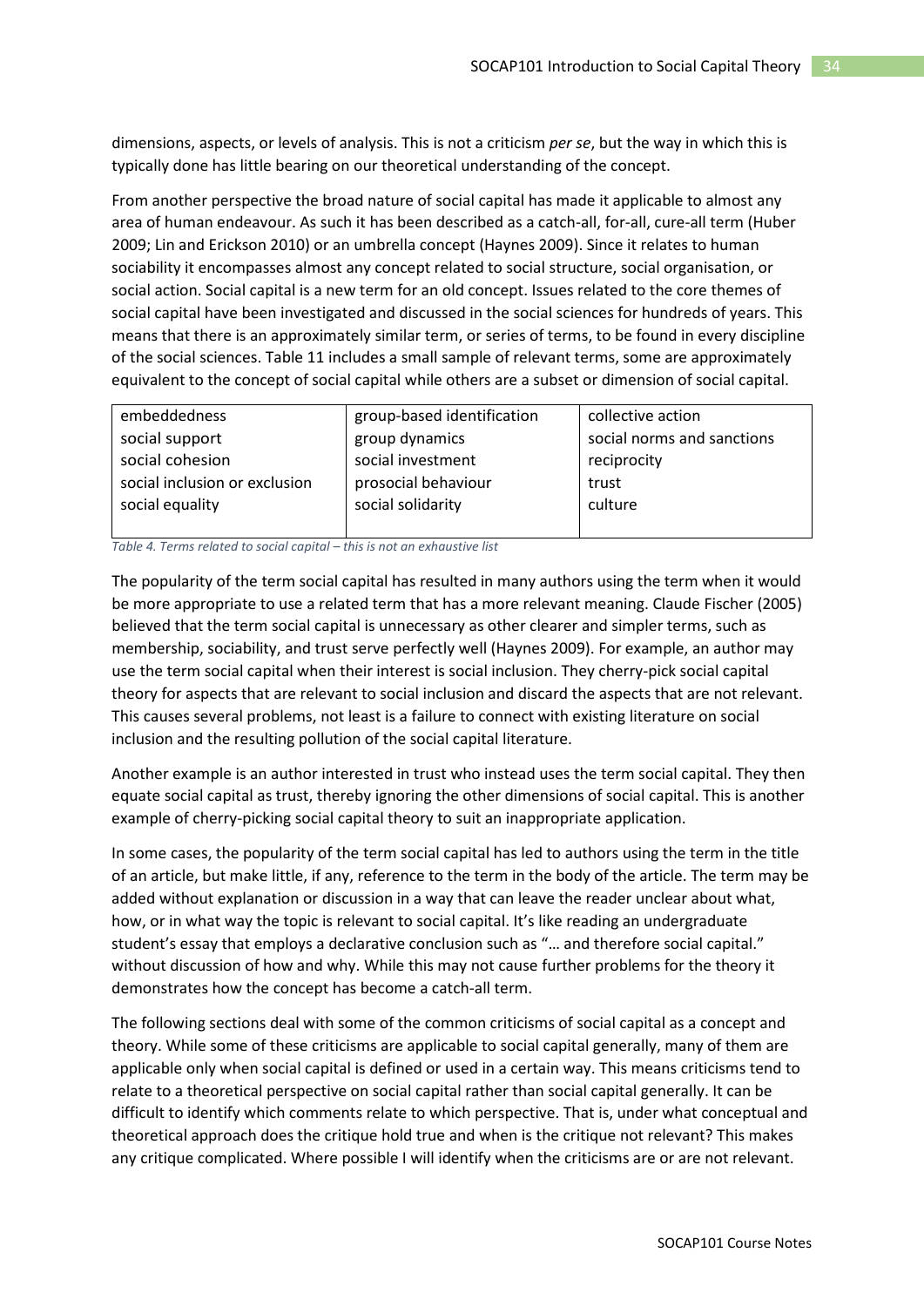dimensions, aspects, or levels of analysis. This is not a criticism *per se*, but the way in which this is typically done has little bearing on our theoretical understanding of the concept.

From another perspective the broad nature of social capital has made it applicable to almost any area of human endeavour. As such it has been described as a catch-all, for-all, cure-all term (Huber 2009; Lin and Erickson 2010) or an umbrella concept (Haynes 2009). Since it relates to human sociability it encompasses almost any concept related to social structure, social organisation, or social action. Social capital is a new term for an old concept. Issues related to the core themes of social capital have been investigated and discussed in the social sciences for hundreds of years. This means that there is an approximately similar term, or series of terms, to be found in every discipline of the social sciences. Table 11 includes a small sample of relevant terms, some are approximately equivalent to the concept of social capital while others are a subset or dimension of social capital.

| | | |
|---|---|---|
| embeddedness<br>social support<br>social cohesion<br>social inclusion or exclusion<br>social equality | group-based identification<br>group dynamics<br>social investment<br>prosocial behaviour<br>social solidarity | collective action<br>social norms and sanctions<br>reciprocity<br>trust<br>culture |

*Table 4. Terms related to social capital – this is not an exhaustive list*

The popularity of the term social capital has resulted in many authors using the term when it would be more appropriate to use a related term that has a more relevant meaning. Claude Fischer (2005) believed that the term social capital is unnecessary as other clearer and simpler terms, such as membership, sociability, and trust serve perfectly well (Haynes 2009). For example, an author may use the term social capital when their interest is social inclusion. They cherry-pick social capital theory for aspects that are relevant to social inclusion and discard the aspects that are not relevant. This causes several problems, not least is a failure to connect with existing literature on social inclusion and the resulting pollution of the social capital literature.

Another example is an author interested in trust who instead uses the term social capital. They then equate social capital as trust, thereby ignoring the other dimensions of social capital. This is another example of cherry-picking social capital theory to suit an inappropriate application.

In some cases, the popularity of the term social capital has led to authors using the term in the title of an article, but make little, if any, reference to the term in the body of the article. The term may be added without explanation or discussion in a way that can leave the reader unclear about what, how, or in what way the topic is relevant to social capital. It's like reading an undergraduate student's essay that employs a declarative conclusion such as "… and therefore social capital." without discussion of how and why. While this may not cause further problems for the theory it demonstrates how the concept has become a catch-all term.

The following sections deal with some of the common criticisms of social capital as a concept and theory. While some of these criticisms are applicable to social capital generally, many of them are applicable only when social capital is defined or used in a certain way. This means criticisms tend to relate to a theoretical perspective on social capital rather than social capital generally. It can be difficult to identify which comments relate to which perspective. That is, under what conceptual and theoretical approach does the critique hold true and when is the critique not relevant? This makes any critique complicated. Where possible I will identify when the criticisms are or are not relevant.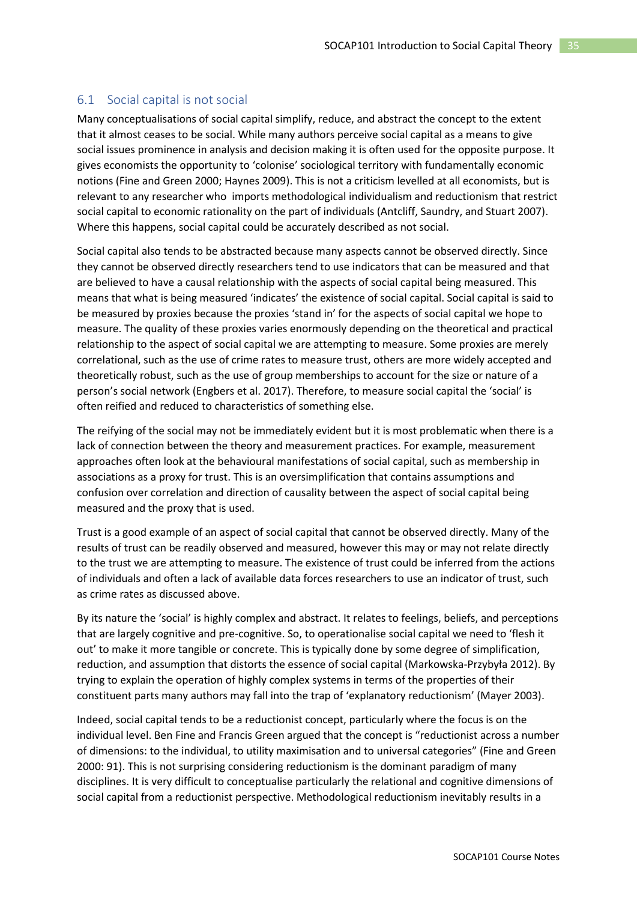## 6.1 Social capital is not social

Many conceptualisations of social capital simplify, reduce, and abstract the concept to the extent that it almost ceases to be social. While many authors perceive social capital as a means to give social issues prominence in analysis and decision making it is often used for the opposite purpose. It gives economists the opportunity to 'colonise' sociological territory with fundamentally economic notions (Fine and Green 2000; Haynes 2009). This is not a criticism levelled at all economists, but is relevant to any researcher who imports methodological individualism and reductionism that restrict social capital to economic rationality on the part of individuals (Antcliff, Saundry, and Stuart 2007). Where this happens, social capital could be accurately described as not social.

Social capital also tends to be abstracted because many aspects cannot be observed directly. Since they cannot be observed directly researchers tend to use indicators that can be measured and that are believed to have a causal relationship with the aspects of social capital being measured. This means that what is being measured 'indicates' the existence of social capital. Social capital is said to be measured by proxies because the proxies 'stand in' for the aspects of social capital we hope to measure. The quality of these proxies varies enormously depending on the theoretical and practical relationship to the aspect of social capital we are attempting to measure. Some proxies are merely correlational, such as the use of crime rates to measure trust, others are more widely accepted and theoretically robust, such as the use of group memberships to account for the size or nature of a person's social network (Engbers et al. 2017). Therefore, to measure social capital the 'social' is often reified and reduced to characteristics of something else.

The reifying of the social may not be immediately evident but it is most problematic when there is a lack of connection between the theory and measurement practices. For example, measurement approaches often look at the behavioural manifestations of social capital, such as membership in associations as a proxy for trust. This is an oversimplification that contains assumptions and confusion over correlation and direction of causality between the aspect of social capital being measured and the proxy that is used.

Trust is a good example of an aspect of social capital that cannot be observed directly. Many of the results of trust can be readily observed and measured, however this may or may not relate directly to the trust we are attempting to measure. The existence of trust could be inferred from the actions of individuals and often a lack of available data forces researchers to use an indicator of trust, such as crime rates as discussed above.

By its nature the 'social' is highly complex and abstract. It relates to feelings, beliefs, and perceptions that are largely cognitive and pre-cognitive. So, to operationalise social capital we need to 'flesh it out' to make it more tangible or concrete. This is typically done by some degree of simplification, reduction, and assumption that distorts the essence of social capital (Markowska-Przybyła 2012). By trying to explain the operation of highly complex systems in terms of the properties of their constituent parts many authors may fall into the trap of 'explanatory reductionism' (Mayer 2003).

Indeed, social capital tends to be a reductionist concept, particularly where the focus is on the individual level. Ben Fine and Francis Green argued that the concept is "reductionist across a number of dimensions: to the individual, to utility maximisation and to universal categories" (Fine and Green 2000: 91). This is not surprising considering reductionism is the dominant paradigm of many disciplines. It is very difficult to conceptualise particularly the relational and cognitive dimensions of social capital from a reductionist perspective. Methodological reductionism inevitably results in a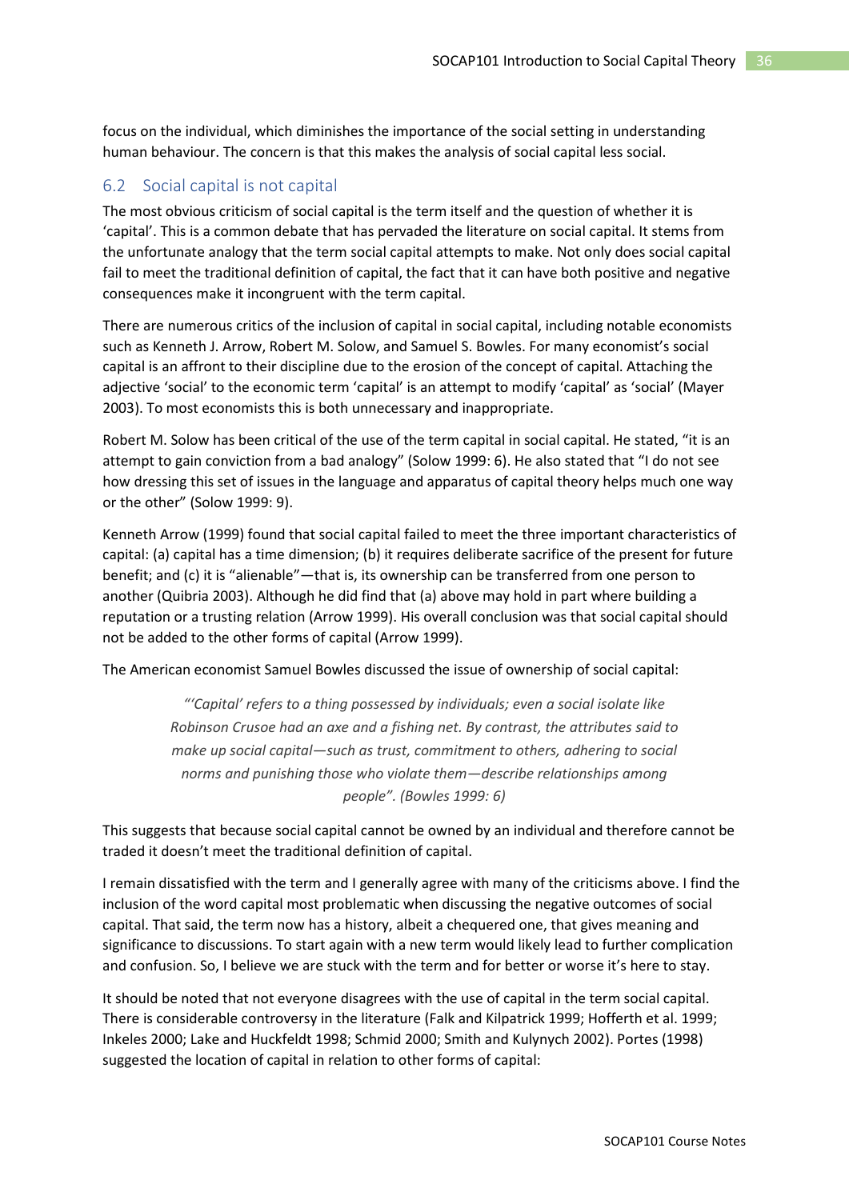focus on the individual, which diminishes the importance of the social setting in understanding human behaviour. The concern is that this makes the analysis of social capital less social.

## 6.2 Social capital is not capital

The most obvious criticism of social capital is the term itself and the question of whether it is 'capital'. This is a common debate that has pervaded the literature on social capital. It stems from the unfortunate analogy that the term social capital attempts to make. Not only does social capital fail to meet the traditional definition of capital, the fact that it can have both positive and negative consequences make it incongruent with the term capital.

There are numerous critics of the inclusion of capital in social capital, including notable economists such as Kenneth J. Arrow, Robert M. Solow, and Samuel S. Bowles. For many economist's social capital is an affront to their discipline due to the erosion of the concept of capital. Attaching the adjective 'social' to the economic term 'capital' is an attempt to modify 'capital' as 'social' (Mayer 2003). To most economists this is both unnecessary and inappropriate.

Robert M. Solow has been critical of the use of the term capital in social capital. He stated, "it is an attempt to gain conviction from a bad analogy" (Solow 1999: 6). He also stated that "I do not see how dressing this set of issues in the language and apparatus of capital theory helps much one way or the other" (Solow 1999: 9).

Kenneth Arrow (1999) found that social capital failed to meet the three important characteristics of capital: (a) capital has a time dimension; (b) it requires deliberate sacrifice of the present for future benefit; and (c) it is "alienable"—that is, its ownership can be transferred from one person to another (Quibria 2003). Although he did find that (a) above may hold in part where building a reputation or a trusting relation (Arrow 1999). His overall conclusion was that social capital should not be added to the other forms of capital (Arrow 1999).

The American economist Samuel Bowles discussed the issue of ownership of social capital:

> *"'Capital' refers to a thing possessed by individuals; even a social isolate like Robinson Crusoe had an axe and a fishing net. By contrast, the attributes said to make up social capital—such as trust, commitment to others, adhering to social norms and punishing those who violate them—describe relationships among people". (Bowles 1999: 6)*

This suggests that because social capital cannot be owned by an individual and therefore cannot be traded it doesn't meet the traditional definition of capital.

I remain dissatisfied with the term and I generally agree with many of the criticisms above. I find the inclusion of the word capital most problematic when discussing the negative outcomes of social capital. That said, the term now has a history, albeit a chequered one, that gives meaning and significance to discussions. To start again with a new term would likely lead to further complication and confusion. So, I believe we are stuck with the term and for better or worse it's here to stay.

It should be noted that not everyone disagrees with the use of capital in the term social capital. There is considerable controversy in the literature (Falk and Kilpatrick 1999; Hofferth et al. 1999; Inkeles 2000; Lake and Huckfeldt 1998; Schmid 2000; Smith and Kulynych 2002). Portes (1998) suggested the location of capital in relation to other forms of capital: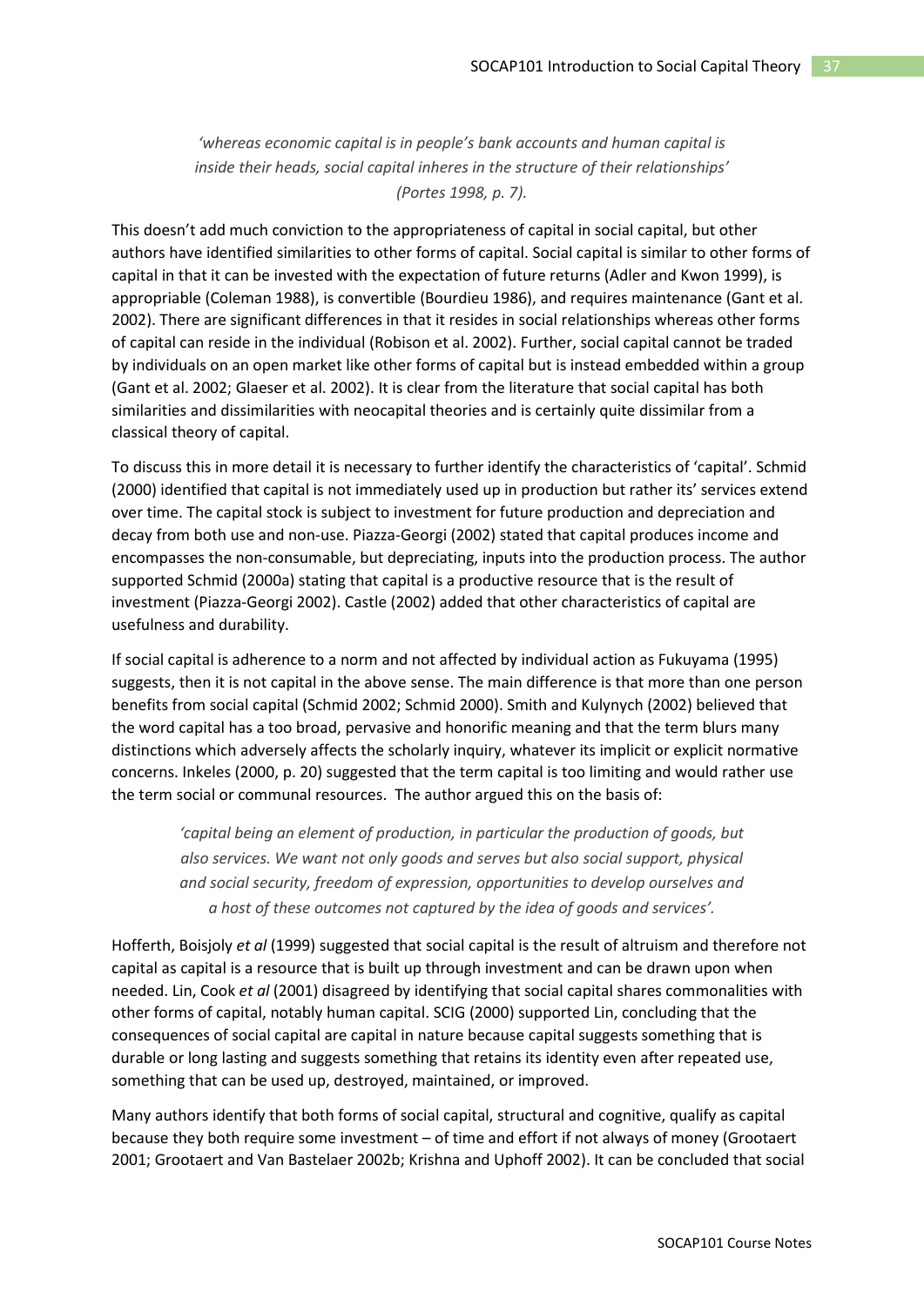> *'whereas economic capital is in people's bank accounts and human capital is inside their heads, social capital inheres in the structure of their relationships' (Portes 1998, p. 7).*

This doesn't add much conviction to the appropriateness of capital in social capital, but other authors have identified similarities to other forms of capital. Social capital is similar to other forms of capital in that it can be invested with the expectation of future returns (Adler and Kwon 1999), is appropriable (Coleman 1988), is convertible (Bourdieu 1986), and requires maintenance (Gant et al. 2002). There are significant differences in that it resides in social relationships whereas other forms of capital can reside in the individual (Robison et al. 2002). Further, social capital cannot be traded by individuals on an open market like other forms of capital but is instead embedded within a group (Gant et al. 2002; Glaeser et al. 2002). It is clear from the literature that social capital has both similarities and dissimilarities with neocapital theories and is certainly quite dissimilar from a classical theory of capital.

To discuss this in more detail it is necessary to further identify the characteristics of 'capital'. Schmid (2000) identified that capital is not immediately used up in production but rather its' services extend over time. The capital stock is subject to investment for future production and depreciation and decay from both use and non-use. Piazza-Georgi (2002) stated that capital produces income and encompasses the non-consumable, but depreciating, inputs into the production process. The author supported Schmid (2000a) stating that capital is a productive resource that is the result of investment (Piazza-Georgi 2002). Castle (2002) added that other characteristics of capital are usefulness and durability.

If social capital is adherence to a norm and not affected by individual action as Fukuyama (1995) suggests, then it is not capital in the above sense. The main difference is that more than one person benefits from social capital (Schmid 2002; Schmid 2000). Smith and Kulynych (2002) believed that the word capital has a too broad, pervasive and honorific meaning and that the term blurs many distinctions which adversely affects the scholarly inquiry, whatever its implicit or explicit normative concerns. Inkeles (2000, p. 20) suggested that the term capital is too limiting and would rather use the term social or communal resources. The author argued this on the basis of:

> *'capital being an element of production, in particular the production of goods, but also services. We want not only goods and serves but also social support, physical and social security, freedom of expression, opportunities to develop ourselves and a host of these outcomes not captured by the idea of goods and services'.*

Hofferth, Boisjoly *et al* (1999) suggested that social capital is the result of altruism and therefore not capital as capital is a resource that is built up through investment and can be drawn upon when needed. Lin, Cook *et al* (2001) disagreed by identifying that social capital shares commonalities with other forms of capital, notably human capital. SCIG (2000) supported Lin, concluding that the consequences of social capital are capital in nature because capital suggests something that is durable or long lasting and suggests something that retains its identity even after repeated use, something that can be used up, destroyed, maintained, or improved.

Many authors identify that both forms of social capital, structural and cognitive, qualify as capital because they both require some investment – of time and effort if not always of money (Grootaert 2001; Grootaert and Van Bastelaer 2002b; Krishna and Uphoff 2002). It can be concluded that social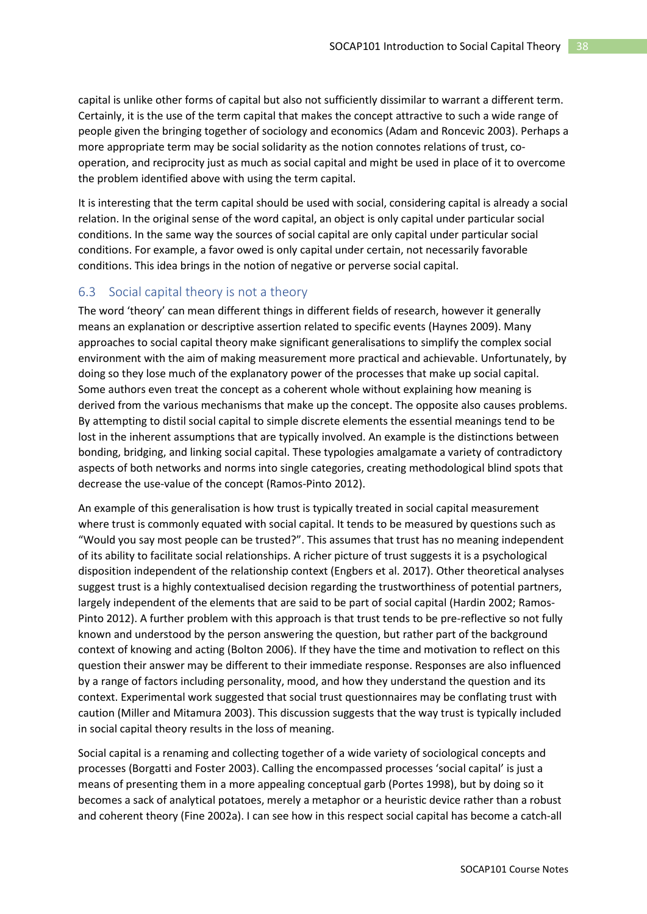capital is unlike other forms of capital but also not sufficiently dissimilar to warrant a different term. Certainly, it is the use of the term capital that makes the concept attractive to such a wide range of people given the bringing together of sociology and economics (Adam and Roncevic 2003). Perhaps a more appropriate term may be social solidarity as the notion connotes relations of trust, co-operation, and reciprocity just as much as social capital and might be used in place of it to overcome the problem identified above with using the term capital.

It is interesting that the term capital should be used with social, considering capital is already a social relation. In the original sense of the word capital, an object is only capital under particular social conditions. In the same way the sources of social capital are only capital under particular social conditions. For example, a favor owed is only capital under certain, not necessarily favorable conditions. This idea brings in the notion of negative or perverse social capital.

## 6.3 Social capital theory is not a theory

The word 'theory' can mean different things in different fields of research, however it generally means an explanation or descriptive assertion related to specific events (Haynes 2009). Many approaches to social capital theory make significant generalisations to simplify the complex social environment with the aim of making measurement more practical and achievable. Unfortunately, by doing so they lose much of the explanatory power of the processes that make up social capital. Some authors even treat the concept as a coherent whole without explaining how meaning is derived from the various mechanisms that make up the concept. The opposite also causes problems. By attempting to distil social capital to simple discrete elements the essential meanings tend to be lost in the inherent assumptions that are typically involved. An example is the distinctions between bonding, bridging, and linking social capital. These typologies amalgamate a variety of contradictory aspects of both networks and norms into single categories, creating methodological blind spots that decrease the use-value of the concept (Ramos-Pinto 2012).

An example of this generalisation is how trust is typically treated in social capital measurement where trust is commonly equated with social capital. It tends to be measured by questions such as "Would you say most people can be trusted?". This assumes that trust has no meaning independent of its ability to facilitate social relationships. A richer picture of trust suggests it is a psychological disposition independent of the relationship context (Engbers et al. 2017). Other theoretical analyses suggest trust is a highly contextualised decision regarding the trustworthiness of potential partners, largely independent of the elements that are said to be part of social capital (Hardin 2002; Ramos-Pinto 2012). A further problem with this approach is that trust tends to be pre-reflective so not fully known and understood by the person answering the question, but rather part of the background context of knowing and acting (Bolton 2006). If they have the time and motivation to reflect on this question their answer may be different to their immediate response. Responses are also influenced by a range of factors including personality, mood, and how they understand the question and its context. Experimental work suggested that social trust questionnaires may be conflating trust with caution (Miller and Mitamura 2003). This discussion suggests that the way trust is typically included in social capital theory results in the loss of meaning.

Social capital is a renaming and collecting together of a wide variety of sociological concepts and processes (Borgatti and Foster 2003). Calling the encompassed processes 'social capital' is just a means of presenting them in a more appealing conceptual garb (Portes 1998), but by doing so it becomes a sack of analytical potatoes, merely a metaphor or a heuristic device rather than a robust and coherent theory (Fine 2002a). I can see how in this respect social capital has become a catch-all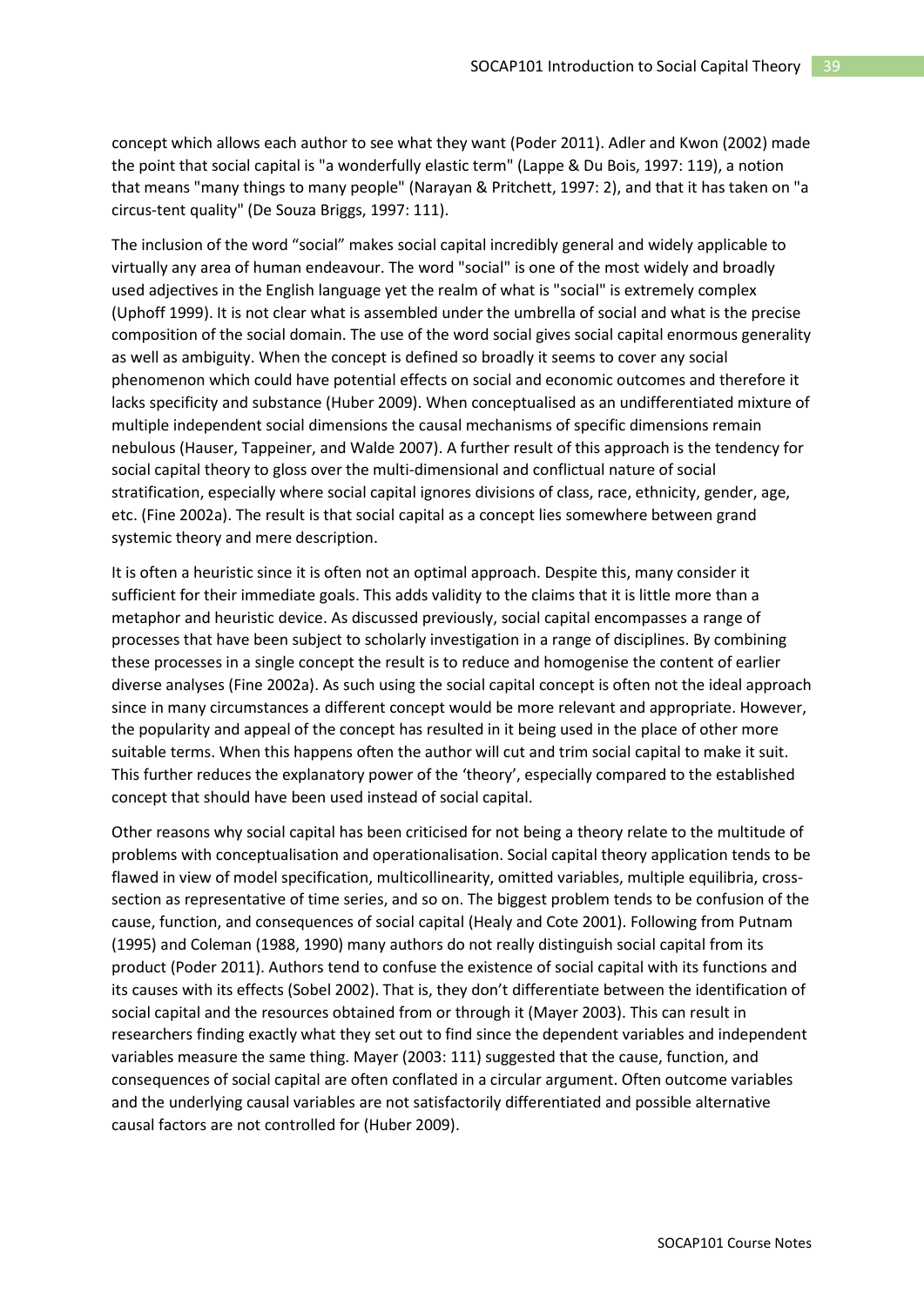concept which allows each author to see what they want (Poder 2011). Adler and Kwon (2002) made the point that social capital is "a wonderfully elastic term" (Lappe & Du Bois, 1997: 119), a notion that means "many things to many people" (Narayan & Pritchett, 1997: 2), and that it has taken on "a circus-tent quality" (De Souza Briggs, 1997: 111).

The inclusion of the word "social" makes social capital incredibly general and widely applicable to virtually any area of human endeavour. The word "social" is one of the most widely and broadly used adjectives in the English language yet the realm of what is "social" is extremely complex (Uphoff 1999). It is not clear what is assembled under the umbrella of social and what is the precise composition of the social domain. The use of the word social gives social capital enormous generality as well as ambiguity. When the concept is defined so broadly it seems to cover any social phenomenon which could have potential effects on social and economic outcomes and therefore it lacks specificity and substance (Huber 2009). When conceptualised as an undifferentiated mixture of multiple independent social dimensions the causal mechanisms of specific dimensions remain nebulous (Hauser, Tappeiner, and Walde 2007). A further result of this approach is the tendency for social capital theory to gloss over the multi-dimensional and conflictual nature of social stratification, especially where social capital ignores divisions of class, race, ethnicity, gender, age, etc. (Fine 2002a). The result is that social capital as a concept lies somewhere between grand systemic theory and mere description.

It is often a heuristic since it is often not an optimal approach. Despite this, many consider it sufficient for their immediate goals. This adds validity to the claims that it is little more than a metaphor and heuristic device. As discussed previously, social capital encompasses a range of processes that have been subject to scholarly investigation in a range of disciplines. By combining these processes in a single concept the result is to reduce and homogenise the content of earlier diverse analyses (Fine 2002a). As such using the social capital concept is often not the ideal approach since in many circumstances a different concept would be more relevant and appropriate. However, the popularity and appeal of the concept has resulted in it being used in the place of other more suitable terms. When this happens often the author will cut and trim social capital to make it suit. This further reduces the explanatory power of the 'theory', especially compared to the established concept that should have been used instead of social capital.

Other reasons why social capital has been criticised for not being a theory relate to the multitude of problems with conceptualisation and operationalisation. Social capital theory application tends to be flawed in view of model specification, multicollinearity, omitted variables, multiple equilibria, cross-section as representative of time series, and so on. The biggest problem tends to be confusion of the cause, function, and consequences of social capital (Healy and Cote 2001). Following from Putnam (1995) and Coleman (1988, 1990) many authors do not really distinguish social capital from its product (Poder 2011). Authors tend to confuse the existence of social capital with its functions and its causes with its effects (Sobel 2002). That is, they don't differentiate between the identification of social capital and the resources obtained from or through it (Mayer 2003). This can result in researchers finding exactly what they set out to find since the dependent variables and independent variables measure the same thing. Mayer (2003: 111) suggested that the cause, function, and consequences of social capital are often conflated in a circular argument. Often outcome variables and the underlying causal variables are not satisfactorily differentiated and possible alternative causal factors are not controlled for (Huber 2009).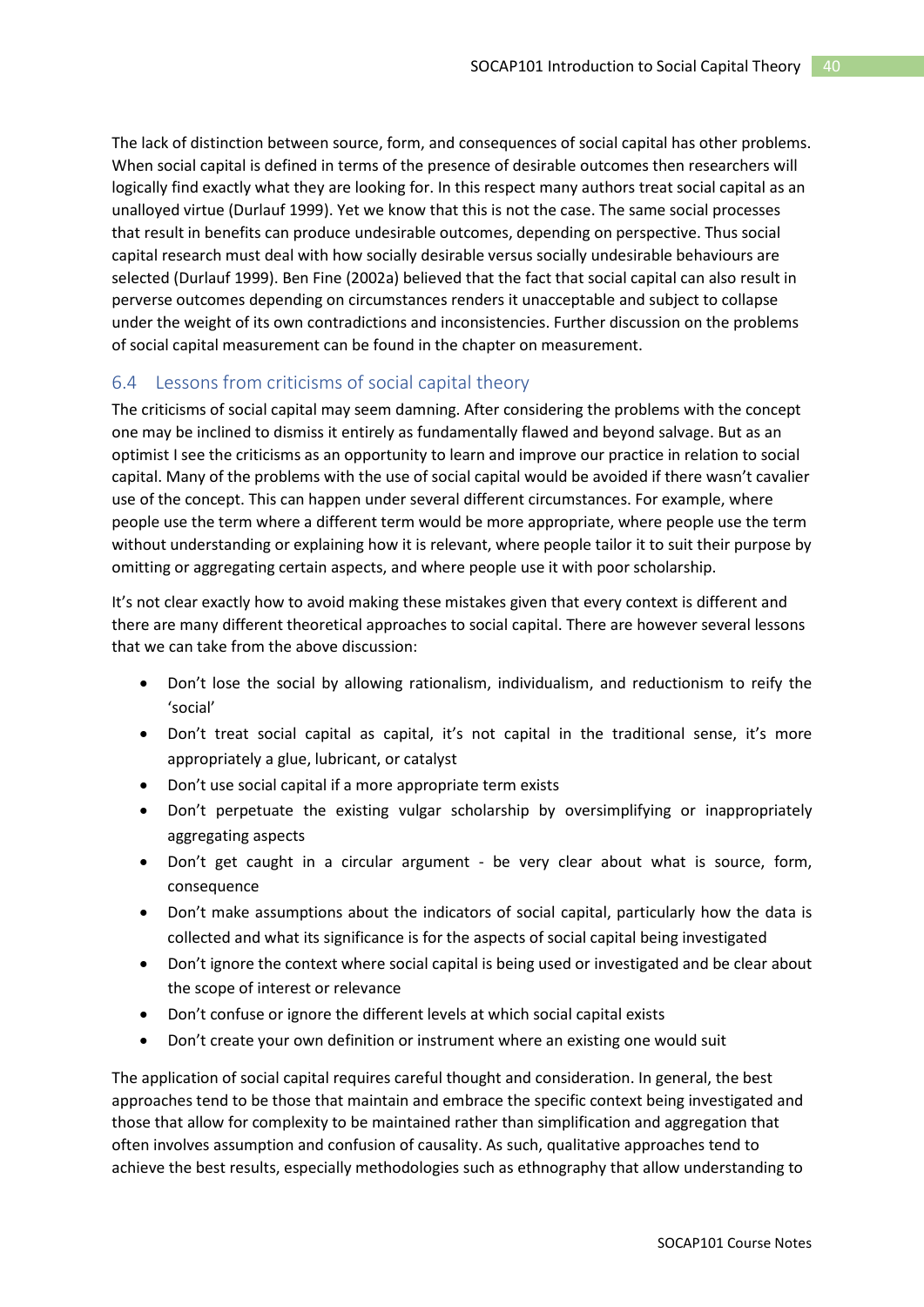The lack of distinction between source, form, and consequences of social capital has other problems. When social capital is defined in terms of the presence of desirable outcomes then researchers will logically find exactly what they are looking for. In this respect many authors treat social capital as an unalloyed virtue (Durlauf 1999). Yet we know that this is not the case. The same social processes that result in benefits can produce undesirable outcomes, depending on perspective. Thus social capital research must deal with how socially desirable versus socially undesirable behaviours are selected (Durlauf 1999). Ben Fine (2002a) believed that the fact that social capital can also result in perverse outcomes depending on circumstances renders it unacceptable and subject to collapse under the weight of its own contradictions and inconsistencies. Further discussion on the problems of social capital measurement can be found in the chapter on measurement.

## 6.4 Lessons from criticisms of social capital theory

The criticisms of social capital may seem damning. After considering the problems with the concept one may be inclined to dismiss it entirely as fundamentally flawed and beyond salvage. But as an optimist I see the criticisms as an opportunity to learn and improve our practice in relation to social capital. Many of the problems with the use of social capital would be avoided if there wasn't cavalier use of the concept. This can happen under several different circumstances. For example, where people use the term where a different term would be more appropriate, where people use the term without understanding or explaining how it is relevant, where people tailor it to suit their purpose by omitting or aggregating certain aspects, and where people use it with poor scholarship.

It's not clear exactly how to avoid making these mistakes given that every context is different and there are many different theoretical approaches to social capital. There are however several lessons that we can take from the above discussion:

- Don't lose the social by allowing rationalism, individualism, and reductionism to reify the 'social'
- Don't treat social capital as capital, it's not capital in the traditional sense, it's more appropriately a glue, lubricant, or catalyst
- Don't use social capital if a more appropriate term exists
- Don't perpetuate the existing vulgar scholarship by oversimplifying or inappropriately aggregating aspects
- Don't get caught in a circular argument - be very clear about what is source, form, consequence
- Don't make assumptions about the indicators of social capital, particularly how the data is collected and what its significance is for the aspects of social capital being investigated
- Don't ignore the context where social capital is being used or investigated and be clear about the scope of interest or relevance
- Don't confuse or ignore the different levels at which social capital exists
- Don't create your own definition or instrument where an existing one would suit

The application of social capital requires careful thought and consideration. In general, the best approaches tend to be those that maintain and embrace the specific context being investigated and those that allow for complexity to be maintained rather than simplification and aggregation that often involves assumption and confusion of causality. As such, qualitative approaches tend to achieve the best results, especially methodologies such as ethnography that allow understanding to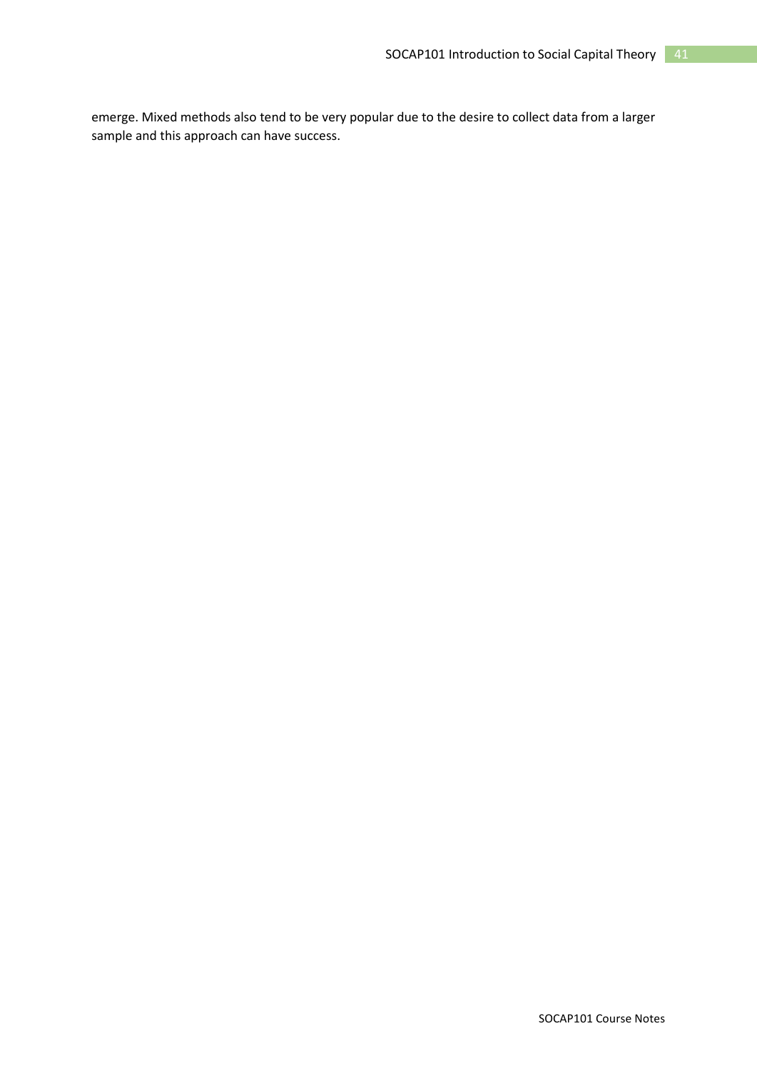emerge. Mixed methods also tend to be very popular due to the desire to collect data from a larger sample and this approach can have success.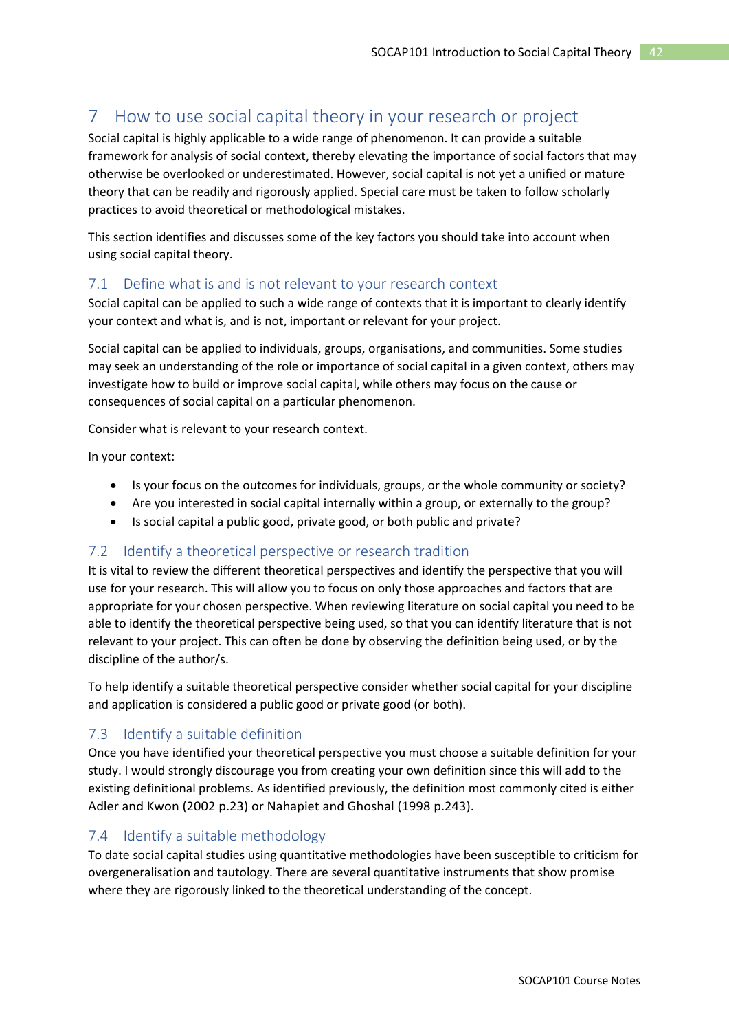# 7 How to use social capital theory in your research or project

Social capital is highly applicable to a wide range of phenomenon. It can provide a suitable framework for analysis of social context, thereby elevating the importance of social factors that may otherwise be overlooked or underestimated. However, social capital is not yet a unified or mature theory that can be readily and rigorously applied. Special care must be taken to follow scholarly practices to avoid theoretical or methodological mistakes.

This section identifies and discusses some of the key factors you should take into account when using social capital theory.

## 7.1 Define what is and is not relevant to your research context

Social capital can be applied to such a wide range of contexts that it is important to clearly identify your context and what is, and is not, important or relevant for your project.

Social capital can be applied to individuals, groups, organisations, and communities. Some studies may seek an understanding of the role or importance of social capital in a given context, others may investigate how to build or improve social capital, while others may focus on the cause or consequences of social capital on a particular phenomenon.

Consider what is relevant to your research context.

In your context:

- Is your focus on the outcomes for individuals, groups, or the whole community or society?
- Are you interested in social capital internally within a group, or externally to the group?
- Is social capital a public good, private good, or both public and private?

## 7.2 Identify a theoretical perspective or research tradition

It is vital to review the different theoretical perspectives and identify the perspective that you will use for your research. This will allow you to focus on only those approaches and factors that are appropriate for your chosen perspective. When reviewing literature on social capital you need to be able to identify the theoretical perspective being used, so that you can identify literature that is not relevant to your project. This can often be done by observing the definition being used, or by the discipline of the author/s.

To help identify a suitable theoretical perspective consider whether social capital for your discipline and application is considered a public good or private good (or both).

## 7.3 Identify a suitable definition

Once you have identified your theoretical perspective you must choose a suitable definition for your study. I would strongly discourage you from creating your own definition since this will add to the existing definitional problems. As identified previously, the definition most commonly cited is either Adler and Kwon (2002 p.23) or Nahapiet and Ghoshal (1998 p.243).

## 7.4 Identify a suitable methodology

To date social capital studies using quantitative methodologies have been susceptible to criticism for overgeneralisation and tautology. There are several quantitative instruments that show promise where they are rigorously linked to the theoretical understanding of the concept.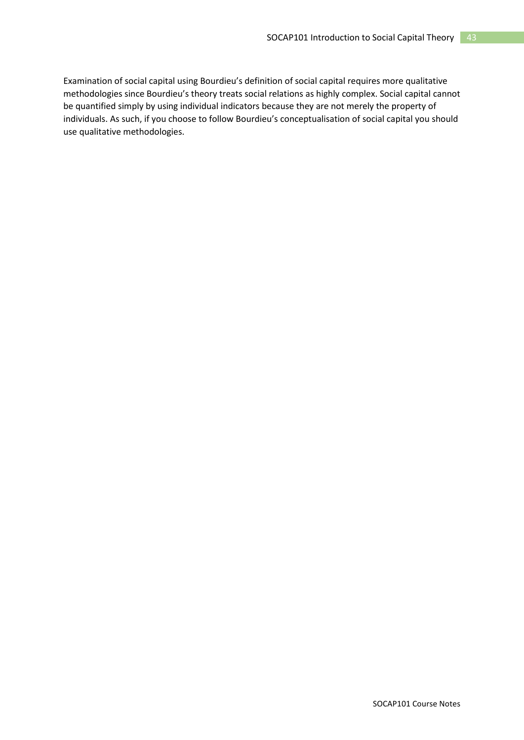Examination of social capital using Bourdieu's definition of social capital requires more qualitative methodologies since Bourdieu's theory treats social relations as highly complex. Social capital cannot be quantified simply by using individual indicators because they are not merely the property of individuals. As such, if you choose to follow Bourdieu's conceptualisation of social capital you should use qualitative methodologies.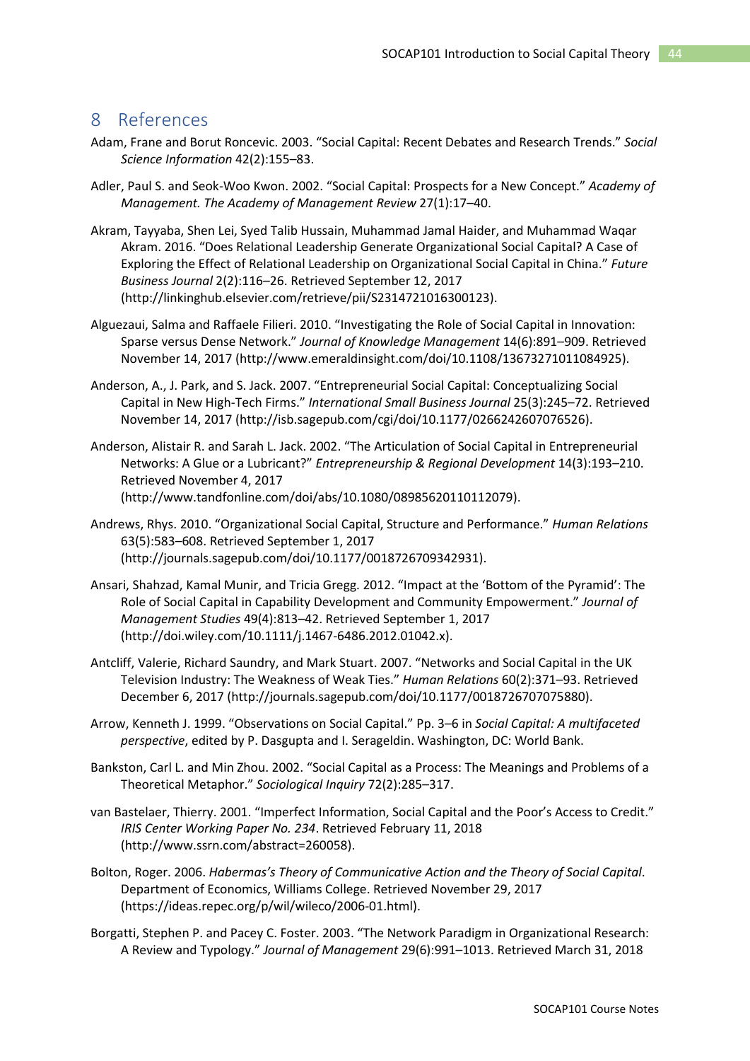# 8 References

Adam, Frane and Borut Roncevic. 2003. "Social Capital: Recent Debates and Research Trends." *Social Science Information* 42(2):155–83.

Adler, Paul S. and Seok-Woo Kwon. 2002. "Social Capital: Prospects for a New Concept." *Academy of Management. The Academy of Management Review* 27(1):17–40.

Akram, Tayyaba, Shen Lei, Syed Talib Hussain, Muhammad Jamal Haider, and Muhammad Waqar Akram. 2016. "Does Relational Leadership Generate Organizational Social Capital? A Case of Exploring the Effect of Relational Leadership on Organizational Social Capital in China." *Future Business Journal* 2(2):116–26. Retrieved September 12, 2017 (http://linkinghub.elsevier.com/retrieve/pii/S2314721016300123).

Alguezaui, Salma and Raffaele Filieri. 2010. "Investigating the Role of Social Capital in Innovation: Sparse versus Dense Network." *Journal of Knowledge Management* 14(6):891–909. Retrieved November 14, 2017 (http://www.emeraldinsight.com/doi/10.1108/13673271011084925).

Anderson, A., J. Park, and S. Jack. 2007. "Entrepreneurial Social Capital: Conceptualizing Social Capital in New High-Tech Firms." *International Small Business Journal* 25(3):245–72. Retrieved November 14, 2017 (http://isb.sagepub.com/cgi/doi/10.1177/0266242607076526).

Anderson, Alistair R. and Sarah L. Jack. 2002. "The Articulation of Social Capital in Entrepreneurial Networks: A Glue or a Lubricant?" *Entrepreneurship & Regional Development* 14(3):193–210. Retrieved November 4, 2017 (http://www.tandfonline.com/doi/abs/10.1080/08985620110112079).

Andrews, Rhys. 2010. "Organizational Social Capital, Structure and Performance." *Human Relations* 63(5):583–608. Retrieved September 1, 2017 (http://journals.sagepub.com/doi/10.1177/0018726709342931).

Ansari, Shahzad, Kamal Munir, and Tricia Gregg. 2012. "Impact at the 'Bottom of the Pyramid': The Role of Social Capital in Capability Development and Community Empowerment." *Journal of Management Studies* 49(4):813–42. Retrieved September 1, 2017 (http://doi.wiley.com/10.1111/j.1467-6486.2012.01042.x).

Antcliff, Valerie, Richard Saundry, and Mark Stuart. 2007. "Networks and Social Capital in the UK Television Industry: The Weakness of Weak Ties." *Human Relations* 60(2):371–93. Retrieved December 6, 2017 (http://journals.sagepub.com/doi/10.1177/0018726707075880).

Arrow, Kenneth J. 1999. "Observations on Social Capital." Pp. 3–6 in *Social Capital: A multifaceted perspective*, edited by P. Dasgupta and I. Serageldin. Washington, DC: World Bank.

Bankston, Carl L. and Min Zhou. 2002. "Social Capital as a Process: The Meanings and Problems of a Theoretical Metaphor." *Sociological Inquiry* 72(2):285–317.

van Bastelaer, Thierry. 2001. "Imperfect Information, Social Capital and the Poor's Access to Credit." *IRIS Center Working Paper No. 234*. Retrieved February 11, 2018 (http://www.ssrn.com/abstract=260058).

Bolton, Roger. 2006. *Habermas's Theory of Communicative Action and the Theory of Social Capital*. Department of Economics, Williams College. Retrieved November 29, 2017 (https://ideas.repec.org/p/wil/wileco/2006-01.html).

Borgatti, Stephen P. and Pacey C. Foster. 2003. "The Network Paradigm in Organizational Research: A Review and Typology." *Journal of Management* 29(6):991–1013. Retrieved March 31, 2018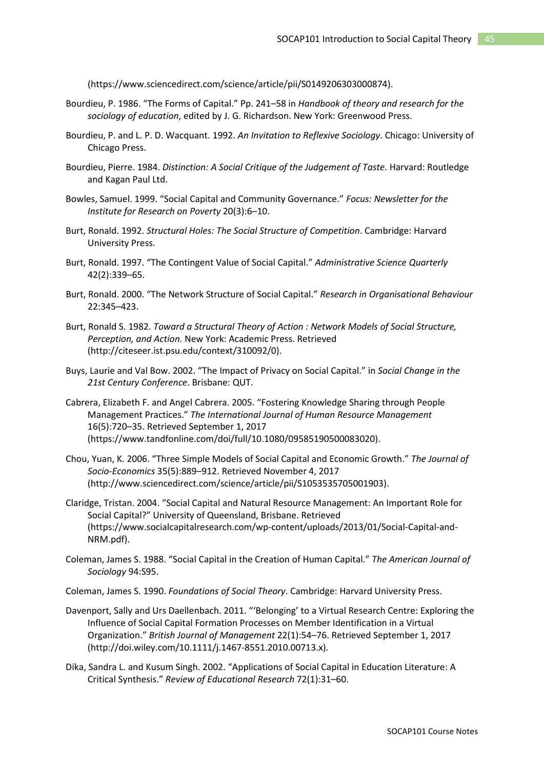(https://www.sciencedirect.com/science/article/pii/S0149206303000874).

Bourdieu, P. 1986. "The Forms of Capital." Pp. 241–58 in *Handbook of theory and research for the sociology of education*, edited by J. G. Richardson. New York: Greenwood Press.

Bourdieu, P. and L. P. D. Wacquant. 1992. *An Invitation to Reflexive Sociology*. Chicago: University of Chicago Press.

Bourdieu, Pierre. 1984. *Distinction: A Social Critique of the Judgement of Taste*. Harvard: Routledge and Kagan Paul Ltd.

Bowles, Samuel. 1999. "Social Capital and Community Governance." *Focus: Newsletter for the Institute for Research on Poverty* 20(3):6–10.

Burt, Ronald. 1992. *Structural Holes: The Social Structure of Competition*. Cambridge: Harvard University Press.

Burt, Ronald. 1997. "The Contingent Value of Social Capital." *Administrative Science Quarterly* 42(2):339–65.

Burt, Ronald. 2000. "The Network Structure of Social Capital." *Research in Organisational Behaviour* 22:345–423.

Burt, Ronald S. 1982. *Toward a Structural Theory of Action : Network Models of Social Structure, Perception, and Action.* New York: Academic Press. Retrieved (http://citeseer.ist.psu.edu/context/310092/0).

Buys, Laurie and Val Bow. 2002. "The Impact of Privacy on Social Capital." in *Social Change in the 21st Century Conference*. Brisbane: QUT.

Cabrera, Elizabeth F. and Angel Cabrera. 2005. "Fostering Knowledge Sharing through People Management Practices." *The International Journal of Human Resource Management* 16(5):720–35. Retrieved September 1, 2017 (https://www.tandfonline.com/doi/full/10.1080/09585190500083020).

Chou, Yuan, K. 2006. "Three Simple Models of Social Capital and Economic Growth." *The Journal of Socio-Economics* 35(5):889–912. Retrieved November 4, 2017 (http://www.sciencedirect.com/science/article/pii/S1053535705001903).

Claridge, Tristan. 2004. "Social Capital and Natural Resource Management: An Important Role for Social Capital?" University of Queensland, Brisbane. Retrieved (https://www.socialcapitalresearch.com/wp-content/uploads/2013/01/Social-Capital-and-NRM.pdf).

Coleman, James S. 1988. "Social Capital in the Creation of Human Capital." *The American Journal of Sociology* 94:S95.

Coleman, James S. 1990. *Foundations of Social Theory*. Cambridge: Harvard University Press.

Davenport, Sally and Urs Daellenbach. 2011. "'Belonging' to a Virtual Research Centre: Exploring the Influence of Social Capital Formation Processes on Member Identification in a Virtual Organization." *British Journal of Management* 22(1):54–76. Retrieved September 1, 2017 (http://doi.wiley.com/10.1111/j.1467-8551.2010.00713.x).

Dika, Sandra L. and Kusum Singh. 2002. "Applications of Social Capital in Education Literature: A Critical Synthesis." *Review of Educational Research* 72(1):31–60.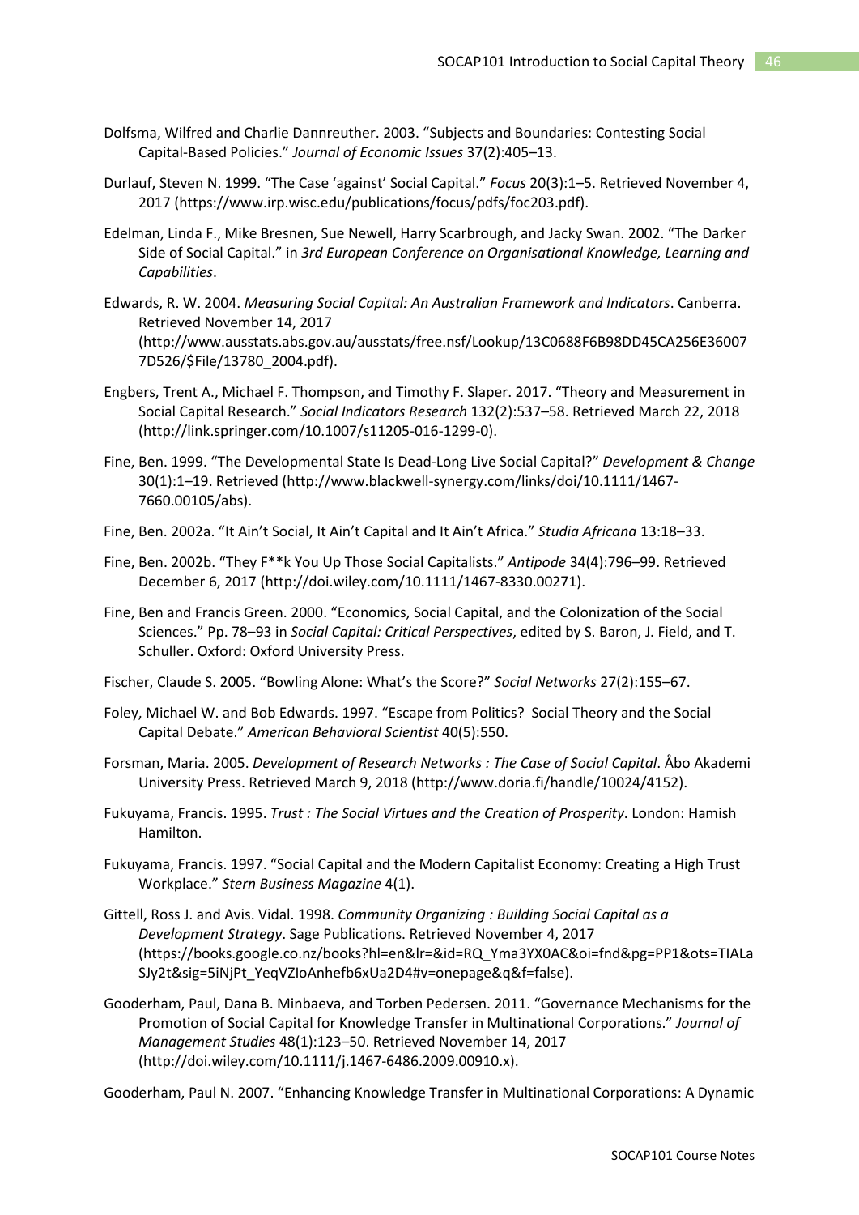Dolfsma, Wilfred and Charlie Dannreuther. 2003. “Subjects and Boundaries: Contesting Social Capital-Based Policies.” *Journal of Economic Issues* 37(2):405–13.

Durlauf, Steven N. 1999. “The Case ‘against’ Social Capital.” *Focus* 20(3):1–5. Retrieved November 4, 2017 (https://www.irp.wisc.edu/publications/focus/pdfs/foc203.pdf).

Edelman, Linda F., Mike Bresnen, Sue Newell, Harry Scarbrough, and Jacky Swan. 2002. “The Darker Side of Social Capital.” in *3rd European Conference on Organisational Knowledge, Learning and Capabilities*.

Edwards, R. W. 2004. *Measuring Social Capital: An Australian Framework and Indicators*. Canberra. Retrieved November 14, 2017 (http://www.ausstats.abs.gov.au/ausstats/free.nsf/Lookup/13C0688F6B98DD45CA256E360077D526/$File/13780_2004.pdf).

Engbers, Trent A., Michael F. Thompson, and Timothy F. Slaper. 2017. “Theory and Measurement in Social Capital Research.” *Social Indicators Research* 132(2):537–58. Retrieved March 22, 2018 (http://link.springer.com/10.1007/s11205-016-1299-0).

Fine, Ben. 1999. “The Developmental State Is Dead-Long Live Social Capital?” *Development & Change* 30(1):1–19. Retrieved (http://www.blackwell-synergy.com/links/doi/10.1111/1467-7660.00105/abs).

Fine, Ben. 2002a. “It Ain’t Social, It Ain’t Capital and It Ain’t Africa.” *Studia Africana* 13:18–33.

Fine, Ben. 2002b. “They F**k You Up Those Social Capitalists.” *Antipode* 34(4):796–99. Retrieved December 6, 2017 (http://doi.wiley.com/10.1111/1467-8330.00271).

Fine, Ben and Francis Green. 2000. “Economics, Social Capital, and the Colonization of the Social Sciences.” Pp. 78–93 in *Social Capital: Critical Perspectives*, edited by S. Baron, J. Field, and T. Schuller. Oxford: Oxford University Press.

Fischer, Claude S. 2005. “Bowling Alone: What’s the Score?” *Social Networks* 27(2):155–67.

Foley, Michael W. and Bob Edwards. 1997. “Escape from Politics? Social Theory and the Social Capital Debate.” *American Behavioral Scientist* 40(5):550.

Forsman, Maria. 2005. *Development of Research Networks : The Case of Social Capital*. Åbo Akademi University Press. Retrieved March 9, 2018 (http://www.doria.fi/handle/10024/4152).

Fukuyama, Francis. 1995. *Trust : The Social Virtues and the Creation of Prosperity*. London: Hamish Hamilton.

Fukuyama, Francis. 1997. “Social Capital and the Modern Capitalist Economy: Creating a High Trust Workplace.” *Stern Business Magazine* 4(1).

Gittell, Ross J. and Avis. Vidal. 1998. *Community Organizing : Building Social Capital as a Development Strategy*. Sage Publications. Retrieved November 4, 2017 (https://books.google.co.nz/books?hl=en&lr=&id=RQ_Yma3YX0AC&oi=fnd&pg=PP1&ots=TIALaSJy2t&sig=5iNjPt_YeqVZIoAnhefb6xUa2D4#v=onepage&q&f=false).

Gooderham, Paul, Dana B. Minbaeva, and Torben Pedersen. 2011. “Governance Mechanisms for the Promotion of Social Capital for Knowledge Transfer in Multinational Corporations.” *Journal of Management Studies* 48(1):123–50. Retrieved November 14, 2017 (http://doi.wiley.com/10.1111/j.1467-6486.2009.00910.x).

Gooderham, Paul N. 2007. “Enhancing Knowledge Transfer in Multinational Corporations: A Dynamic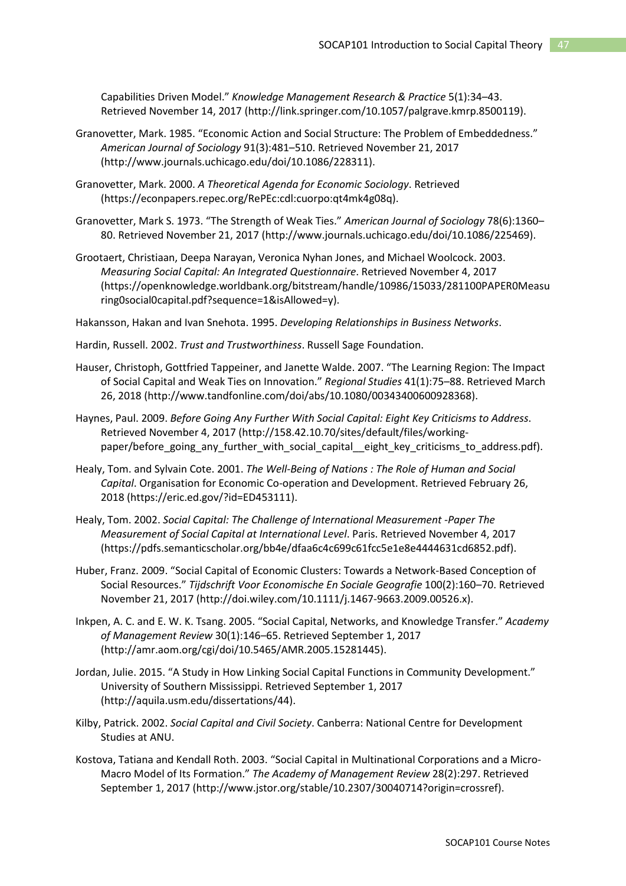Capabilities Driven Model." *Knowledge Management Research & Practice* 5(1):34–43. Retrieved November 14, 2017 (http://link.springer.com/10.1057/palgrave.kmrp.8500119).

Granovetter, Mark. 1985. "Economic Action and Social Structure: The Problem of Embeddedness." *American Journal of Sociology* 91(3):481–510. Retrieved November 21, 2017 (http://www.journals.uchicago.edu/doi/10.1086/228311).

Granovetter, Mark. 2000. *A Theoretical Agenda for Economic Sociology*. Retrieved (https://econpapers.repec.org/RePEc:cdl:cuorpo:qt4mk4g08q).

Granovetter, Mark S. 1973. "The Strength of Weak Ties." *American Journal of Sociology* 78(6):1360–80. Retrieved November 21, 2017 (http://www.journals.uchicago.edu/doi/10.1086/225469).

Grootaert, Christiaan, Deepa Narayan, Veronica Nyhan Jones, and Michael Woolcock. 2003. *Measuring Social Capital: An Integrated Questionnaire*. Retrieved November 4, 2017 (https://openknowledge.worldbank.org/bitstream/handle/10986/15033/281100PAPER0Measuring0social0capital.pdf?sequence=1&isAllowed=y).

Hakansson, Hakan and Ivan Snehota. 1995. *Developing Relationships in Business Networks*.

Hardin, Russell. 2002. *Trust and Trustworthiness*. Russell Sage Foundation.

Hauser, Christoph, Gottfried Tappeiner, and Janette Walde. 2007. "The Learning Region: The Impact of Social Capital and Weak Ties on Innovation." *Regional Studies* 41(1):75–88. Retrieved March 26, 2018 (http://www.tandfonline.com/doi/abs/10.1080/00343400600928368).

Haynes, Paul. 2009. *Before Going Any Further With Social Capital: Eight Key Criticisms to Address*. Retrieved November 4, 2017 (http://158.42.10.70/sites/default/files/working-paper/before_going_any_further_with_social_capital__eight_key_criticisms_to_address.pdf).

Healy, Tom. and Sylvain Cote. 2001. *The Well-Being of Nations : The Role of Human and Social Capital*. Organisation for Economic Co-operation and Development. Retrieved February 26, 2018 (https://eric.ed.gov/?id=ED453111).

Healy, Tom. 2002. *Social Capital: The Challenge of International Measurement -Paper The Measurement of Social Capital at International Level*. Paris. Retrieved November 4, 2017 (https://pdfs.semanticscholar.org/bb4e/dfaa6c4c699c61fcc5e1e8e4444631cd6852.pdf).

Huber, Franz. 2009. "Social Capital of Economic Clusters: Towards a Network-Based Conception of Social Resources." *Tijdschrift Voor Economische En Sociale Geografie* 100(2):160–70. Retrieved November 21, 2017 (http://doi.wiley.com/10.1111/j.1467-9663.2009.00526.x).

Inkpen, A. C. and E. W. K. Tsang. 2005. "Social Capital, Networks, and Knowledge Transfer." *Academy of Management Review* 30(1):146–65. Retrieved September 1, 2017 (http://amr.aom.org/cgi/doi/10.5465/AMR.2005.15281445).

Jordan, Julie. 2015. "A Study in How Linking Social Capital Functions in Community Development." University of Southern Mississippi. Retrieved September 1, 2017 (http://aquila.usm.edu/dissertations/44).

Kilby, Patrick. 2002. *Social Capital and Civil Society*. Canberra: National Centre for Development Studies at ANU.

Kostova, Tatiana and Kendall Roth. 2003. "Social Capital in Multinational Corporations and a Micro-Macro Model of Its Formation." *The Academy of Management Review* 28(2):297. Retrieved September 1, 2017 (http://www.jstor.org/stable/10.2307/30040714?origin=crossref).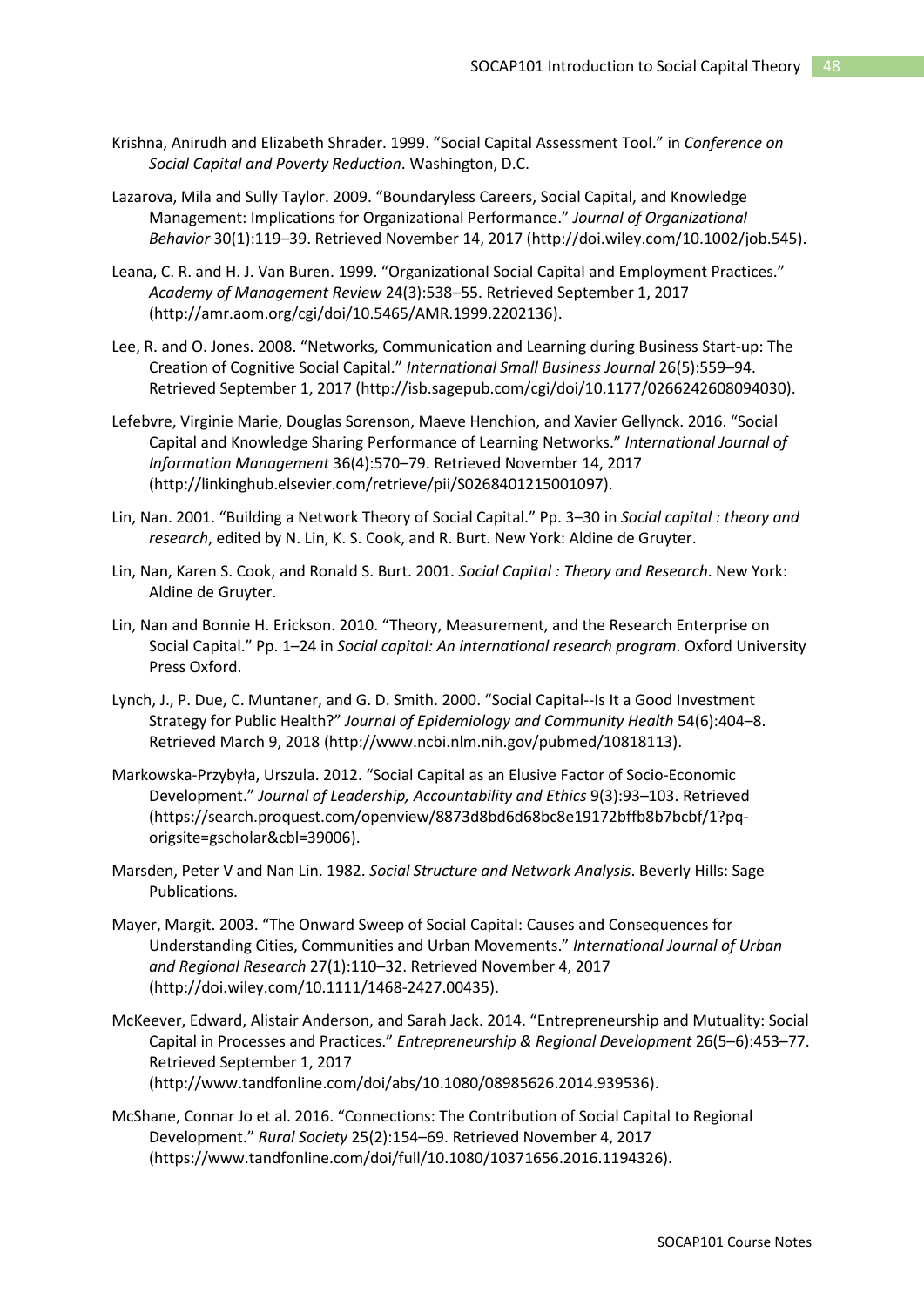Krishna, Anirudh and Elizabeth Shrader. 1999. "Social Capital Assessment Tool." in *Conference on Social Capital and Poverty Reduction*. Washington, D.C.

Lazarova, Mila and Sully Taylor. 2009. "Boundaryless Careers, Social Capital, and Knowledge Management: Implications for Organizational Performance." *Journal of Organizational Behavior* 30(1):119–39. Retrieved November 14, 2017 (http://doi.wiley.com/10.1002/job.545).

Leana, C. R. and H. J. Van Buren. 1999. "Organizational Social Capital and Employment Practices." *Academy of Management Review* 24(3):538–55. Retrieved September 1, 2017 (http://amr.aom.org/cgi/doi/10.5465/AMR.1999.2202136).

Lee, R. and O. Jones. 2008. "Networks, Communication and Learning during Business Start-up: The Creation of Cognitive Social Capital." *International Small Business Journal* 26(5):559–94. Retrieved September 1, 2017 (http://isb.sagepub.com/cgi/doi/10.1177/0266242608094030).

Lefebvre, Virginie Marie, Douglas Sorenson, Maeve Henchion, and Xavier Gellynck. 2016. "Social Capital and Knowledge Sharing Performance of Learning Networks." *International Journal of Information Management* 36(4):570–79. Retrieved November 14, 2017 (http://linkinghub.elsevier.com/retrieve/pii/S0268401215001097).

Lin, Nan. 2001. "Building a Network Theory of Social Capital." Pp. 3–30 in *Social capital : theory and research*, edited by N. Lin, K. S. Cook, and R. Burt. New York: Aldine de Gruyter.

Lin, Nan, Karen S. Cook, and Ronald S. Burt. 2001. *Social Capital : Theory and Research*. New York: Aldine de Gruyter.

Lin, Nan and Bonnie H. Erickson. 2010. "Theory, Measurement, and the Research Enterprise on Social Capital." Pp. 1–24 in *Social capital: An international research program*. Oxford University Press Oxford.

Lynch, J., P. Due, C. Muntaner, and G. D. Smith. 2000. "Social Capital--Is It a Good Investment Strategy for Public Health?" *Journal of Epidemiology and Community Health* 54(6):404–8. Retrieved March 9, 2018 (http://www.ncbi.nlm.nih.gov/pubmed/10818113).

Markowska-Przybyła, Urszula. 2012. "Social Capital as an Elusive Factor of Socio-Economic Development." *Journal of Leadership, Accountability and Ethics* 9(3):93–103. Retrieved (https://search.proquest.com/openview/8873d8bd6d68bc8e19172bffb8b7bcbf/1?pq-origsite=gscholar&cbl=39006).

Marsden, Peter V and Nan Lin. 1982. *Social Structure and Network Analysis*. Beverly Hills: Sage Publications.

Mayer, Margit. 2003. "The Onward Sweep of Social Capital: Causes and Consequences for Understanding Cities, Communities and Urban Movements." *International Journal of Urban and Regional Research* 27(1):110–32. Retrieved November 4, 2017 (http://doi.wiley.com/10.1111/1468-2427.00435).

McKeever, Edward, Alistair Anderson, and Sarah Jack. 2014. "Entrepreneurship and Mutuality: Social Capital in Processes and Practices." *Entrepreneurship & Regional Development* 26(5–6):453–77. Retrieved September 1, 2017 (http://www.tandfonline.com/doi/abs/10.1080/08985626.2014.939536).

McShane, Connar Jo et al. 2016. "Connections: The Contribution of Social Capital to Regional Development." *Rural Society* 25(2):154–69. Retrieved November 4, 2017 (https://www.tandfonline.com/doi/full/10.1080/10371656.2016.1194326).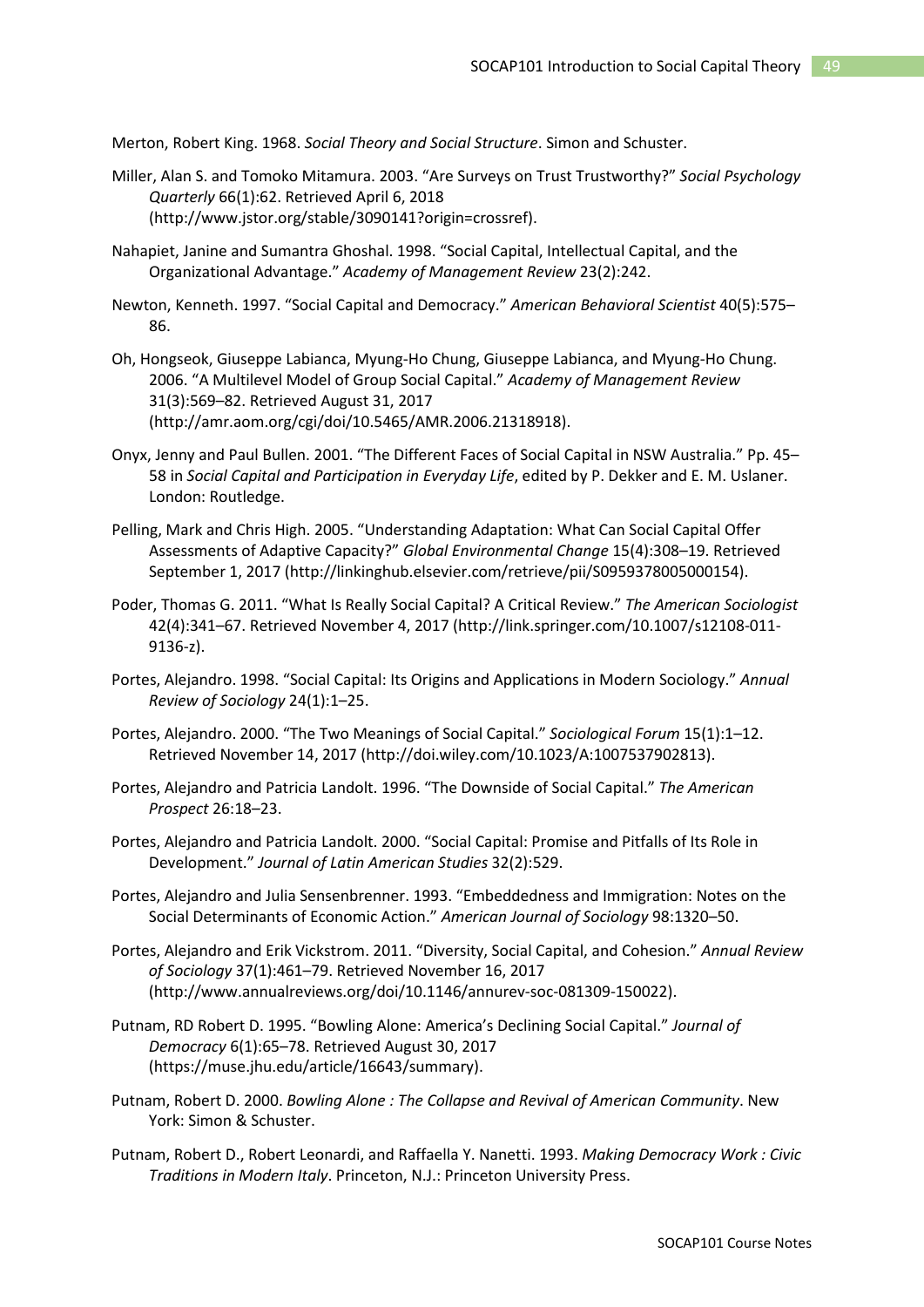Merton, Robert King. 1968. *Social Theory and Social Structure*. Simon and Schuster.

Miller, Alan S. and Tomoko Mitamura. 2003. "Are Surveys on Trust Trustworthy?" *Social Psychology Quarterly* 66(1):62. Retrieved April 6, 2018 (http://www.jstor.org/stable/3090141?origin=crossref).

Nahapiet, Janine and Sumantra Ghoshal. 1998. "Social Capital, Intellectual Capital, and the Organizational Advantage." *Academy of Management Review* 23(2):242.

Newton, Kenneth. 1997. "Social Capital and Democracy." *American Behavioral Scientist* 40(5):575–86.

Oh, Hongseok, Giuseppe Labianca, Myung-Ho Chung, Giuseppe Labianca, and Myung-Ho Chung. 2006. "A Multilevel Model of Group Social Capital." *Academy of Management Review* 31(3):569–82. Retrieved August 31, 2017 (http://amr.aom.org/cgi/doi/10.5465/AMR.2006.21318918).

Onyx, Jenny and Paul Bullen. 2001. "The Different Faces of Social Capital in NSW Australia." Pp. 45–58 in *Social Capital and Participation in Everyday Life*, edited by P. Dekker and E. M. Uslaner. London: Routledge.

Pelling, Mark and Chris High. 2005. "Understanding Adaptation: What Can Social Capital Offer Assessments of Adaptive Capacity?" *Global Environmental Change* 15(4):308–19. Retrieved September 1, 2017 (http://linkinghub.elsevier.com/retrieve/pii/S0959378005000154).

Poder, Thomas G. 2011. "What Is Really Social Capital? A Critical Review." *The American Sociologist* 42(4):341–67. Retrieved November 4, 2017 (http://link.springer.com/10.1007/s12108-011-9136-z).

Portes, Alejandro. 1998. "Social Capital: Its Origins and Applications in Modern Sociology." *Annual Review of Sociology* 24(1):1–25.

Portes, Alejandro. 2000. "The Two Meanings of Social Capital." *Sociological Forum* 15(1):1–12. Retrieved November 14, 2017 (http://doi.wiley.com/10.1023/A:1007537902813).

Portes, Alejandro and Patricia Landolt. 1996. "The Downside of Social Capital." *The American Prospect* 26:18–23.

Portes, Alejandro and Patricia Landolt. 2000. "Social Capital: Promise and Pitfalls of Its Role in Development." *Journal of Latin American Studies* 32(2):529.

Portes, Alejandro and Julia Sensenbrenner. 1993. "Embeddedness and Immigration: Notes on the Social Determinants of Economic Action." *American Journal of Sociology* 98:1320–50.

Portes, Alejandro and Erik Vickstrom. 2011. "Diversity, Social Capital, and Cohesion." *Annual Review of Sociology* 37(1):461–79. Retrieved November 16, 2017 (http://www.annualreviews.org/doi/10.1146/annurev-soc-081309-150022).

Putnam, RD Robert D. 1995. "Bowling Alone: America's Declining Social Capital." *Journal of Democracy* 6(1):65–78. Retrieved August 30, 2017 (https://muse.jhu.edu/article/16643/summary).

Putnam, Robert D. 2000. *Bowling Alone : The Collapse and Revival of American Community*. New York: Simon & Schuster.

Putnam, Robert D., Robert Leonardi, and Raffaella Y. Nanetti. 1993. *Making Democracy Work : Civic Traditions in Modern Italy*. Princeton, N.J.: Princeton University Press.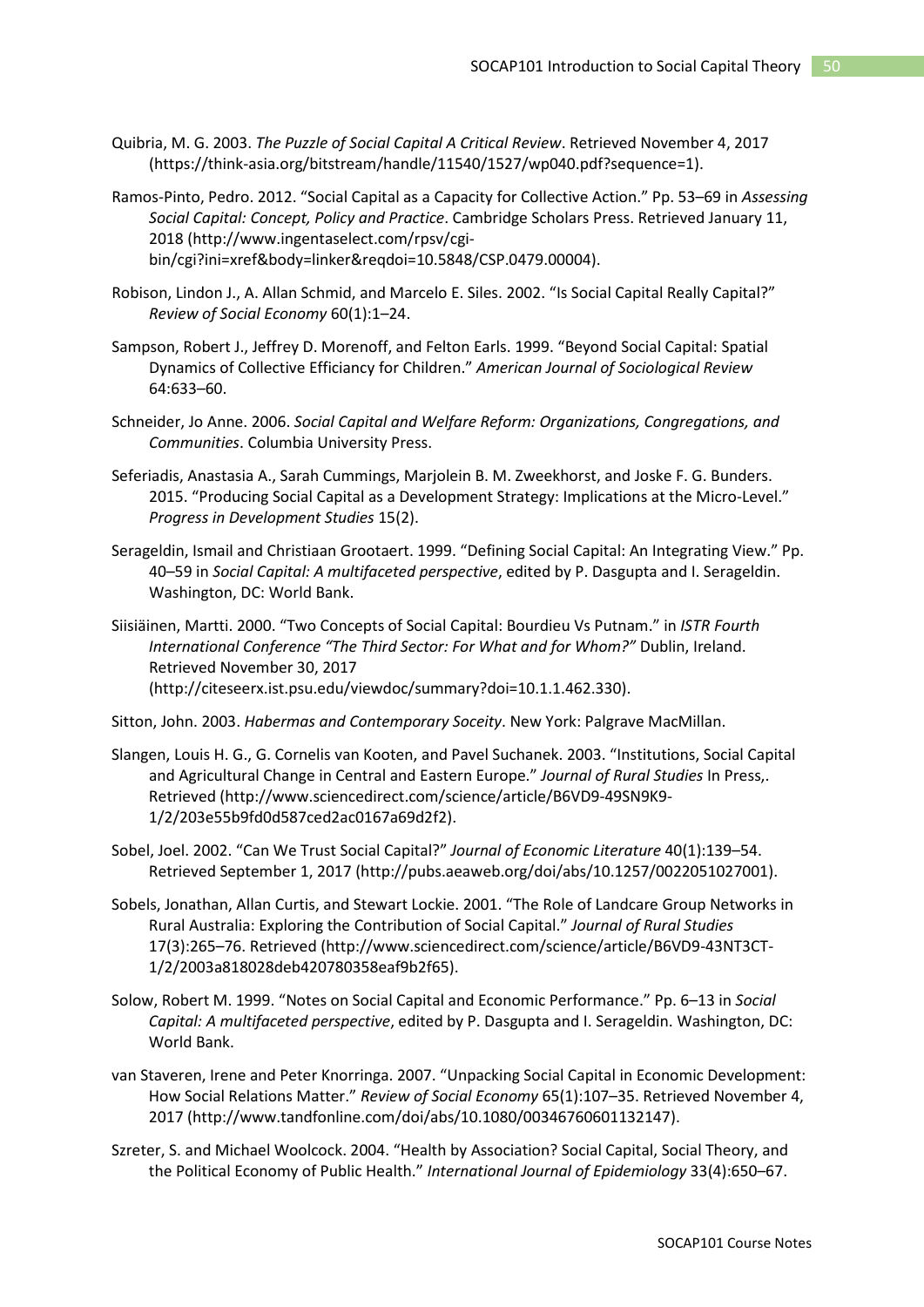Quibria, M. G. 2003. *The Puzzle of Social Capital A Critical Review*. Retrieved November 4, 2017 (https://think-asia.org/bitstream/handle/11540/1527/wp040.pdf?sequence=1).

Ramos-Pinto, Pedro. 2012. "Social Capital as a Capacity for Collective Action." Pp. 53–69 in *Assessing Social Capital: Concept, Policy and Practice*. Cambridge Scholars Press. Retrieved January 11, 2018 (http://www.ingentaselect.com/rpsv/cgi-bin/cgi?ini=xref&body=linker&reqdoi=10.5848/CSP.0479.00004).

Robison, Lindon J., A. Allan Schmid, and Marcelo E. Siles. 2002. "Is Social Capital Really Capital?" *Review of Social Economy* 60(1):1–24.

Sampson, Robert J., Jeffrey D. Morenoff, and Felton Earls. 1999. "Beyond Social Capital: Spatial Dynamics of Collective Efficiancy for Children." *American Journal of Sociological Review* 64:633–60.

Schneider, Jo Anne. 2006. *Social Capital and Welfare Reform: Organizations, Congregations, and Communities*. Columbia University Press.

Seferiadis, Anastasia A., Sarah Cummings, Marjolein B. M. Zweekhorst, and Joske F. G. Bunders. 2015. "Producing Social Capital as a Development Strategy: Implications at the Micro-Level." *Progress in Development Studies* 15(2).

Serageldin, Ismail and Christiaan Grootaert. 1999. "Defining Social Capital: An Integrating View." Pp. 40–59 in *Social Capital: A multifaceted perspective*, edited by P. Dasgupta and I. Serageldin. Washington, DC: World Bank.

Siisiäinen, Martti. 2000. "Two Concepts of Social Capital: Bourdieu Vs Putnam." in *ISTR Fourth International Conference "The Third Sector: For What and for Whom?"* Dublin, Ireland. Retrieved November 30, 2017 (http://citeseerx.ist.psu.edu/viewdoc/summary?doi=10.1.1.462.330).

Sitton, John. 2003. *Habermas and Contemporary Soceity*. New York: Palgrave MacMillan.

Slangen, Louis H. G., G. Cornelis van Kooten, and Pavel Suchanek. 2003. "Institutions, Social Capital and Agricultural Change in Central and Eastern Europe." *Journal of Rural Studies* In Press,. Retrieved (http://www.sciencedirect.com/science/article/B6VD9-49SN9K9-1/2/203e55b9fd0d587ced2ac0167a69d2f2).

Sobel, Joel. 2002. "Can We Trust Social Capital?" *Journal of Economic Literature* 40(1):139–54. Retrieved September 1, 2017 (http://pubs.aeaweb.org/doi/abs/10.1257/0022051027001).

Sobels, Jonathan, Allan Curtis, and Stewart Lockie. 2001. "The Role of Landcare Group Networks in Rural Australia: Exploring the Contribution of Social Capital." *Journal of Rural Studies* 17(3):265–76. Retrieved (http://www.sciencedirect.com/science/article/B6VD9-43NT3CT-1/2/2003a818028deb420780358eaf9b2f65).

Solow, Robert M. 1999. "Notes on Social Capital and Economic Performance." Pp. 6–13 in *Social Capital: A multifaceted perspective*, edited by P. Dasgupta and I. Serageldin. Washington, DC: World Bank.

van Staveren, Irene and Peter Knorringa. 2007. "Unpacking Social Capital in Economic Development: How Social Relations Matter." *Review of Social Economy* 65(1):107–35. Retrieved November 4, 2017 (http://www.tandfonline.com/doi/abs/10.1080/00346760601132147).

Szreter, S. and Michael Woolcock. 2004. "Health by Association? Social Capital, Social Theory, and the Political Economy of Public Health." *International Journal of Epidemiology* 33(4):650–67.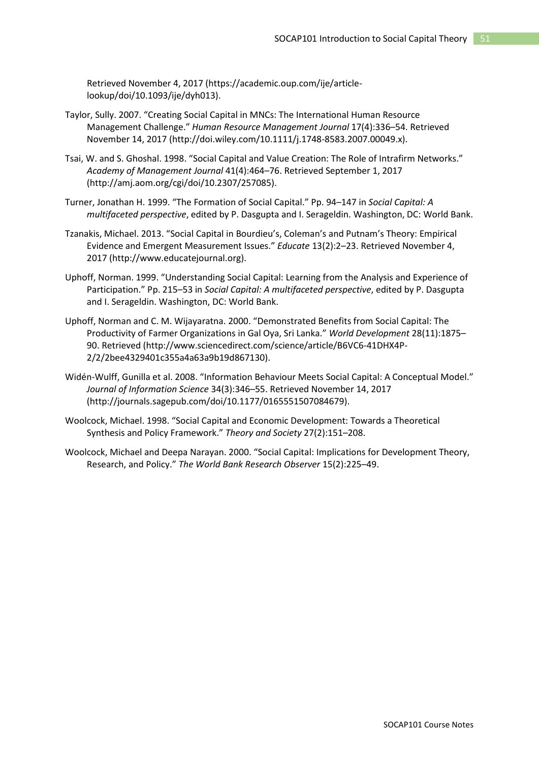Retrieved November 4, 2017 (https://academic.oup.com/ije/article-lookup/doi/10.1093/ije/dyh013).

Taylor, Sully. 2007. "Creating Social Capital in MNCs: The International Human Resource Management Challenge." *Human Resource Management Journal* 17(4):336–54. Retrieved November 14, 2017 (http://doi.wiley.com/10.1111/j.1748-8583.2007.00049.x).

Tsai, W. and S. Ghoshal. 1998. "Social Capital and Value Creation: The Role of Intrafirm Networks." *Academy of Management Journal* 41(4):464–76. Retrieved September 1, 2017 (http://amj.aom.org/cgi/doi/10.2307/257085).

Turner, Jonathan H. 1999. "The Formation of Social Capital." Pp. 94–147 in *Social Capital: A multifaceted perspective*, edited by P. Dasgupta and I. Serageldin. Washington, DC: World Bank.

Tzanakis, Michael. 2013. "Social Capital in Bourdieu's, Coleman's and Putnam's Theory: Empirical Evidence and Emergent Measurement Issues." *Educate* 13(2):2–23. Retrieved November 4, 2017 (http://www.educatejournal.org).

Uphoff, Norman. 1999. "Understanding Social Capital: Learning from the Analysis and Experience of Participation." Pp. 215–53 in *Social Capital: A multifaceted perspective*, edited by P. Dasgupta and I. Serageldin. Washington, DC: World Bank.

Uphoff, Norman and C. M. Wijayaratna. 2000. "Demonstrated Benefits from Social Capital: The Productivity of Farmer Organizations in Gal Oya, Sri Lanka." *World Development* 28(11):1875–90. Retrieved (http://www.sciencedirect.com/science/article/B6VC6-41DHX4P-2/2/2bee4329401c355a4a63a9b19d867130).

Widén-Wulff, Gunilla et al. 2008. "Information Behaviour Meets Social Capital: A Conceptual Model." *Journal of Information Science* 34(3):346–55. Retrieved November 14, 2017 (http://journals.sagepub.com/doi/10.1177/0165551507084679).

Woolcock, Michael. 1998. "Social Capital and Economic Development: Towards a Theoretical Synthesis and Policy Framework." *Theory and Society* 27(2):151–208.

Woolcock, Michael and Deepa Narayan. 2000. "Social Capital: Implications for Development Theory, Research, and Policy." *The World Bank Research Observer* 15(2):225–49.